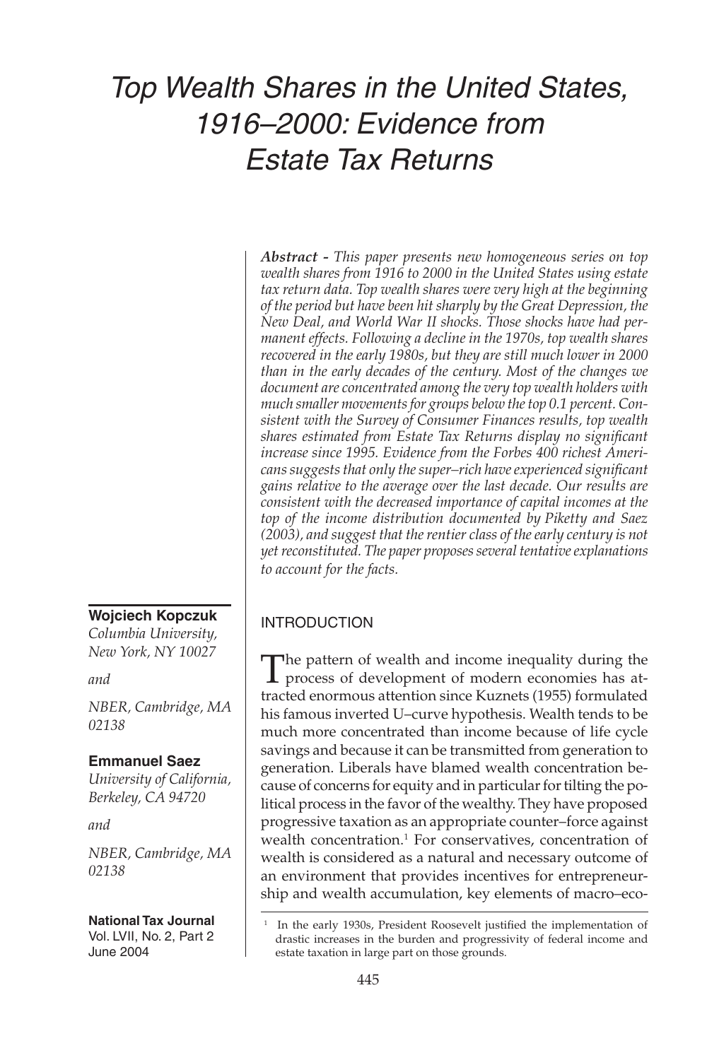# Top Wealth Shares in the United States, 1916–2000: Evidence from Estate Tax Returns

***Abstract -*** *This paper presents new homogeneous series on top wealth shares from 1916 to 2000 in the United States using estate tax return data. Top wealth shares were very high at the beginning of the period but have been hit sharply by the Great Depression, the New Deal, and World War II shocks. Those shocks have had permanent effects. Following a decline in the 1970s, top wealth shares recovered in the early 1980s, but they are still much lower in 2000 than in the early decades of the century. Most of the changes we document are concentrated among the very top wealth holders with much smaller movements for groups below the top 0.1 percent. Consistent with the Survey of Consumer Finances results, top wealth shares estimated from Estate Tax Returns display no significant increase since 1995. Evidence from the Forbes 400 richest Americans suggests that only the super–rich have experienced significant gains relative to the average over the last decade. Our results are consistent with the decreased importance of capital incomes at the top of the income distribution documented by Piketty and Saez (2003), and suggest that the rentier class of the early century is not yet reconstituted. The paper proposes several tentative explanations to account for the facts.*

**Wojciech Kopczuk**
*Columbia University, New York, NY 10027*

*and*

*NBER, Cambridge, MA 02138*

**Emmanuel Saez**
*University of California, Berkeley, CA 94720*

*and*

*NBER, Cambridge, MA 02138*

**National Tax Journal**
Vol. LVII, No. 2, Part 2
June 2004

## INTRODUCTION

The pattern of wealth and income inequality during the process of development of modern economies has attracted enormous attention since Kuznets (1955) formulated his famous inverted U–curve hypothesis. Wealth tends to be much more concentrated than income because of life cycle savings and because it can be transmitted from generation to generation. Liberals have blamed wealth concentration because of concerns for equity and in particular for tilting the political process in the favor of the wealthy. They have proposed progressive taxation as an appropriate counter–force against wealth concentration.[1] For conservatives, concentration of wealth is considered as a natural and necessary outcome of an environment that provides incentives for entrepreneurship and wealth accumulation, key elements of macro–eco-

[1] In the early 1930s, President Roosevelt justified the implementation of drastic increases in the burden and progressivity of federal income and estate taxation in large part on those grounds.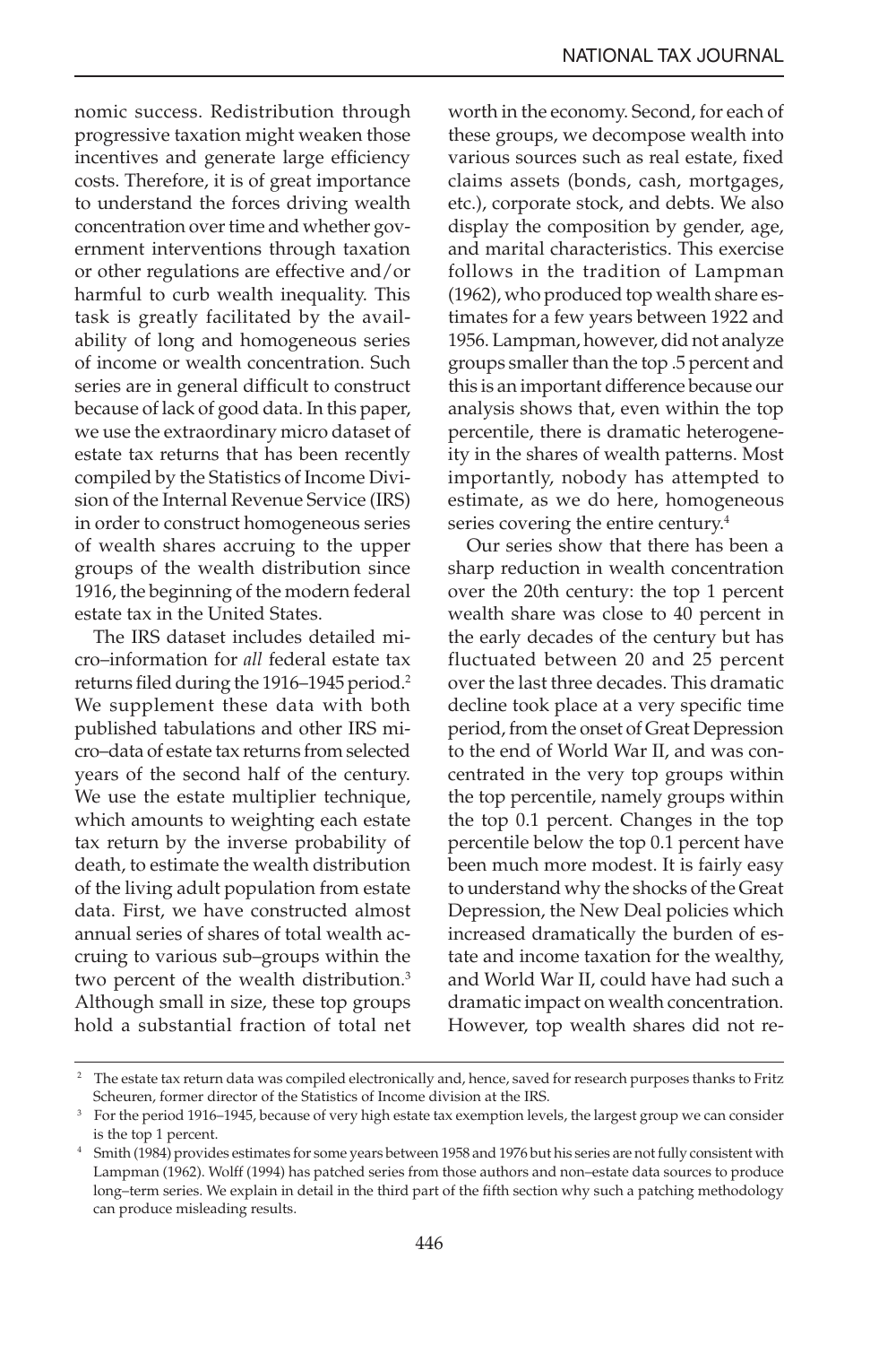nomic success. Redistribution through progressive taxation might weaken those incentives and generate large efficiency costs. Therefore, it is of great importance to understand the forces driving wealth concentration over time and whether government interventions through taxation or other regulations are effective and/or harmful to curb wealth inequality. This task is greatly facilitated by the availability of long and homogeneous series of income or wealth concentration. Such series are in general difficult to construct because of lack of good data. In this paper, we use the extraordinary micro dataset of estate tax returns that has been recently compiled by the Statistics of Income Division of the Internal Revenue Service (IRS) in order to construct homogeneous series of wealth shares accruing to the upper groups of the wealth distribution since 1916, the beginning of the modern federal estate tax in the United States.

The IRS dataset includes detailed micro–information for *all* federal estate tax returns filed during the 1916–1945 period.[2] We supplement these data with both published tabulations and other IRS micro–data of estate tax returns from selected years of the second half of the century. We use the estate multiplier technique, which amounts to weighting each estate tax return by the inverse probability of death, to estimate the wealth distribution of the living adult population from estate data. First, we have constructed almost annual series of shares of total wealth accruing to various sub–groups within the two percent of the wealth distribution.[3] Although small in size, these top groups hold a substantial fraction of total net worth in the economy. Second, for each of these groups, we decompose wealth into various sources such as real estate, fixed claims assets (bonds, cash, mortgages, etc.), corporate stock, and debts. We also display the composition by gender, age, and marital characteristics. This exercise follows in the tradition of Lampman (1962), who produced top wealth share estimates for a few years between 1922 and 1956. Lampman, however, did not analyze groups smaller than the top .5 percent and this is an important difference because our analysis shows that, even within the top percentile, there is dramatic heterogeneity in the shares of wealth patterns. Most importantly, nobody has attempted to estimate, as we do here, homogeneous series covering the entire century.[4]

Our series show that there has been a sharp reduction in wealth concentration over the 20th century: the top 1 percent wealth share was close to 40 percent in the early decades of the century but has fluctuated between 20 and 25 percent over the last three decades. This dramatic decline took place at a very specific time period, from the onset of Great Depression to the end of World War II, and was concentrated in the very top groups within the top percentile, namely groups within the top 0.1 percent. Changes in the top percentile below the top 0.1 percent have been much more modest. It is fairly easy to understand why the shocks of the Great Depression, the New Deal policies which increased dramatically the burden of estate and income taxation for the wealthy, and World War II, could have had such a dramatic impact on wealth concentration. However, top wealth shares did not re-

[2] The estate tax return data was compiled electronically and, hence, saved for research purposes thanks to Fritz Scheuren, former director of the Statistics of Income division at the IRS.

[3] For the period 1916–1945, because of very high estate tax exemption levels, the largest group we can consider is the top 1 percent.

[4] Smith (1984) provides estimates for some years between 1958 and 1976 but his series are not fully consistent with Lampman (1962). Wolff (1994) has patched series from those authors and non–estate data sources to produce long–term series. We explain in detail in the third part of the fifth section why such a patching methodology can produce misleading results.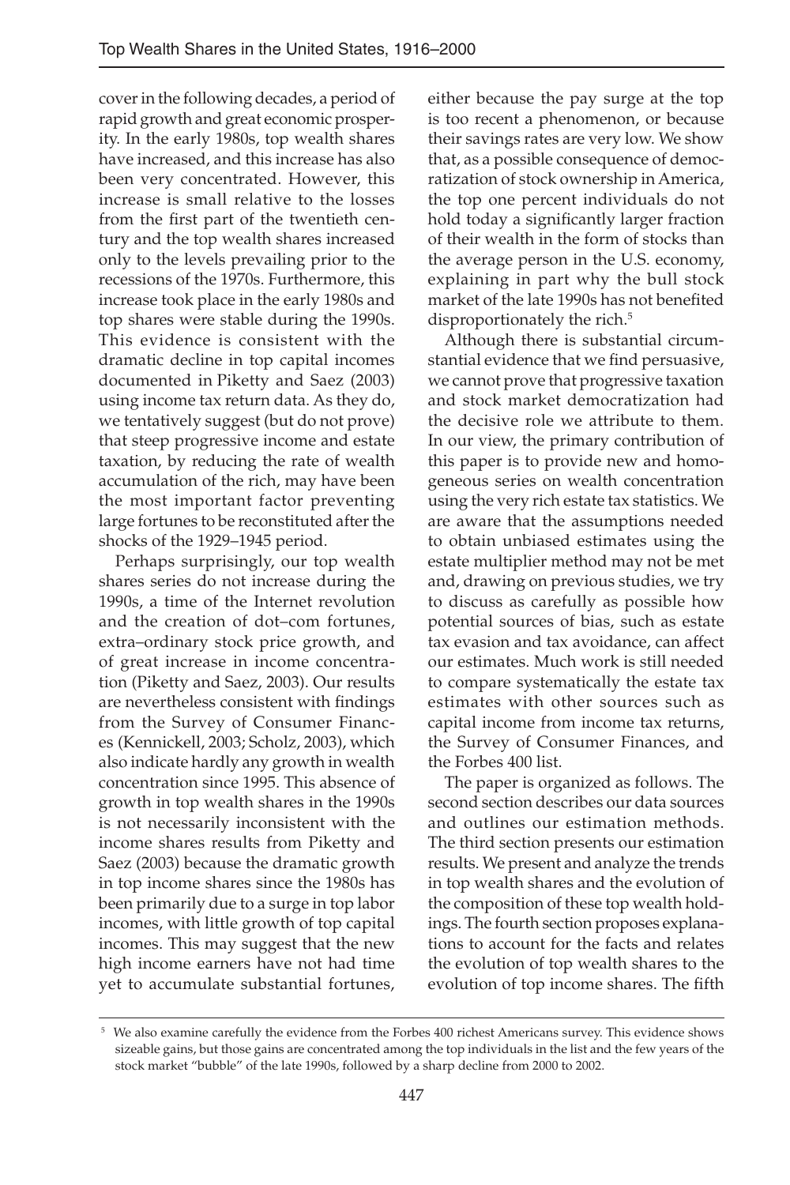cover in the following decades, a period of rapid growth and great economic prosperity. In the early 1980s, top wealth shares have increased, and this increase has also been very concentrated. However, this increase is small relative to the losses from the first part of the twentieth century and the top wealth shares increased only to the levels prevailing prior to the recessions of the 1970s. Furthermore, this increase took place in the early 1980s and top shares were stable during the 1990s. This evidence is consistent with the dramatic decline in top capital incomes documented in Piketty and Saez (2003) using income tax return data. As they do, we tentatively suggest (but do not prove) that steep progressive income and estate taxation, by reducing the rate of wealth accumulation of the rich, may have been the most important factor preventing large fortunes to be reconstituted after the shocks of the 1929–1945 period.

Perhaps surprisingly, our top wealth shares series do not increase during the 1990s, a time of the Internet revolution and the creation of dot–com fortunes, extra–ordinary stock price growth, and of great increase in income concentration (Piketty and Saez, 2003). Our results are nevertheless consistent with findings from the Survey of Consumer Finances (Kennickell, 2003; Scholz, 2003), which also indicate hardly any growth in wealth concentration since 1995. This absence of growth in top wealth shares in the 1990s is not necessarily inconsistent with the income shares results from Piketty and Saez (2003) because the dramatic growth in top income shares since the 1980s has been primarily due to a surge in top labor incomes, with little growth of top capital incomes. This may suggest that the new high income earners have not had time yet to accumulate substantial fortunes, either because the pay surge at the top is too recent a phenomenon, or because their savings rates are very low. We show that, as a possible consequence of democratization of stock ownership in America, the top one percent individuals do not hold today a significantly larger fraction of their wealth in the form of stocks than the average person in the U.S. economy, explaining in part why the bull stock market of the late 1990s has not benefited disproportionately the rich.[5]

Although there is substantial circumstantial evidence that we find persuasive, we cannot prove that progressive taxation and stock market democratization had the decisive role we attribute to them. In our view, the primary contribution of this paper is to provide new and homogeneous series on wealth concentration using the very rich estate tax statistics. We are aware that the assumptions needed to obtain unbiased estimates using the estate multiplier method may not be met and, drawing on previous studies, we try to discuss as carefully as possible how potential sources of bias, such as estate tax evasion and tax avoidance, can affect our estimates. Much work is still needed to compare systematically the estate tax estimates with other sources such as capital income from income tax returns, the Survey of Consumer Finances, and the Forbes 400 list.

The paper is organized as follows. The second section describes our data sources and outlines our estimation methods. The third section presents our estimation results. We present and analyze the trends in top wealth shares and the evolution of the composition of these top wealth holdings. The fourth section proposes explanations to account for the facts and relates the evolution of top wealth shares to the evolution of top income shares. The fifth

[5] We also examine carefully the evidence from the Forbes 400 richest Americans survey. This evidence shows sizeable gains, but those gains are concentrated among the top individuals in the list and the few years of the stock market "bubble" of the late 1990s, followed by a sharp decline from 2000 to 2002.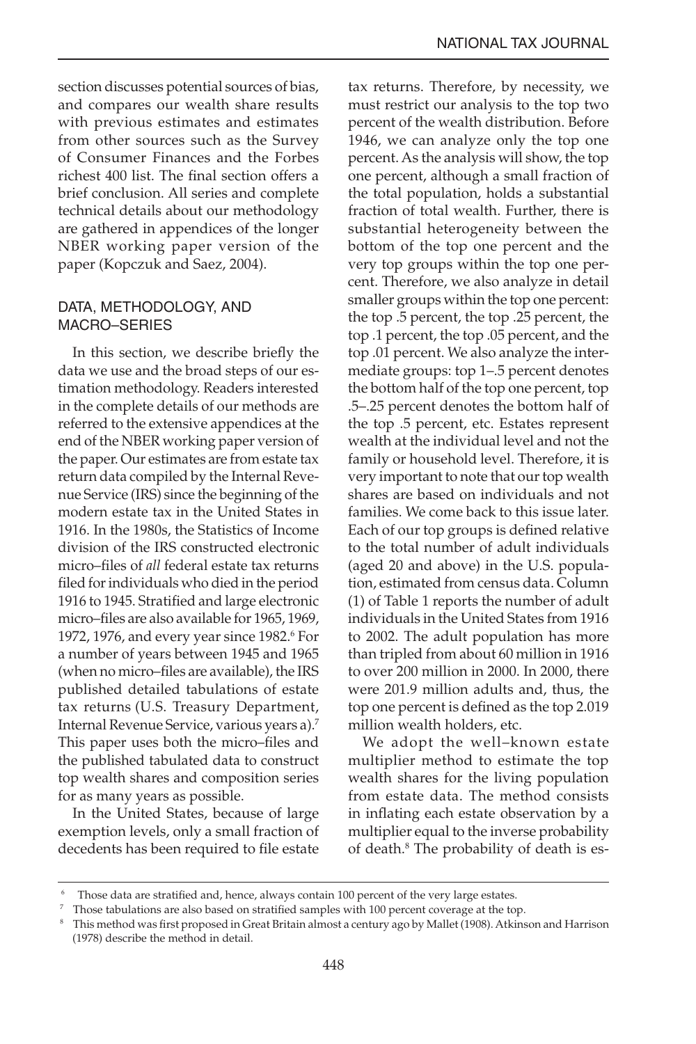section discusses potential sources of bias, and compares our wealth share results with previous estimates and estimates from other sources such as the Survey of Consumer Finances and the Forbes richest 400 list. The final section offers a brief conclusion. All series and complete technical details about our methodology are gathered in appendices of the longer NBER working paper version of the paper (Kopczuk and Saez, 2004).

## DATA, METHODOLOGY, AND MACRO–SERIES

In this section, we describe briefly the data we use and the broad steps of our estimation methodology. Readers interested in the complete details of our methods are referred to the extensive appendices at the end of the NBER working paper version of the paper. Our estimates are from estate tax return data compiled by the Internal Revenue Service (IRS) since the beginning of the modern estate tax in 1916. In the 1980s, the Statistics of Income division of the IRS constructed electronic micro–files of *all* federal estate tax returns filed for individuals who died in the period 1916 to 1945. Stratified and large electronic micro–files are also available for 1965, 1969, 1972, 1976, and every year since 1982.[6] For a number of years between 1945 and 1965 (when no micro–files are available), the IRS published detailed tabulations of estate tax returns (U.S. Treasury Department, Internal Revenue Service, various years a).[7] This paper uses both the micro–files and the published tabulated data to construct top wealth shares and composition series for as many years as possible.

In the United States, because of large exemption levels, only a small fraction of decedents has been required to file estate tax returns. Therefore, by necessity, we must restrict our analysis to the top two percent of the wealth distribution. Before 1946, we can analyze only the top one percent. As the analysis will show, the top one percent, although a small fraction of the total population, holds a substantial fraction of total wealth. Further, there is substantial heterogeneity between the bottom of the top one percent and the very top groups within the top one percent. Therefore, we also analyze in detail smaller groups within the top one percent: the top .5 percent, the top .25 percent, the top .1 percent, the top .05 percent, and the top .01 percent. We also analyze the intermediate groups: top 1–.5 percent denotes the bottom half of the top one percent, top .5–.25 percent denotes the bottom half of the top .5 percent, etc. Estates represent wealth at the individual level and not the family or household level. Therefore, it is very important to note that our top wealth shares are based on individuals and not families. We come back to this issue later. Each of our top groups is defined relative to the total number of adult individuals (aged 20 and above) in the U.S. population, estimated from census data. Column (1) of Table 1 reports the number of adult individuals in the United States from 1916 to 2002. The adult population has more than tripled from about 60 million in 1916 to over 200 million in 2000. In 2000, there were 201.9 million adults and, thus, the top one percent is defined as the top 2.019 million wealth holders, etc.

We adopt the well–known estate multiplier method to estimate the top wealth shares for the living population from estate data. The method consists in inflating each estate observation by a multiplier equal to the inverse probability of death.[8] The probability of death is es-

---

[6] Those data are stratified and, hence, always contain 100 percent of the very large estates.

[7] Those tabulations are also based on stratified samples with 100 percent coverage at the top.

[8] This method was first proposed in Great Britain almost a century ago by Mallet (1908). Atkinson and Harrison (1978) describe the method in detail.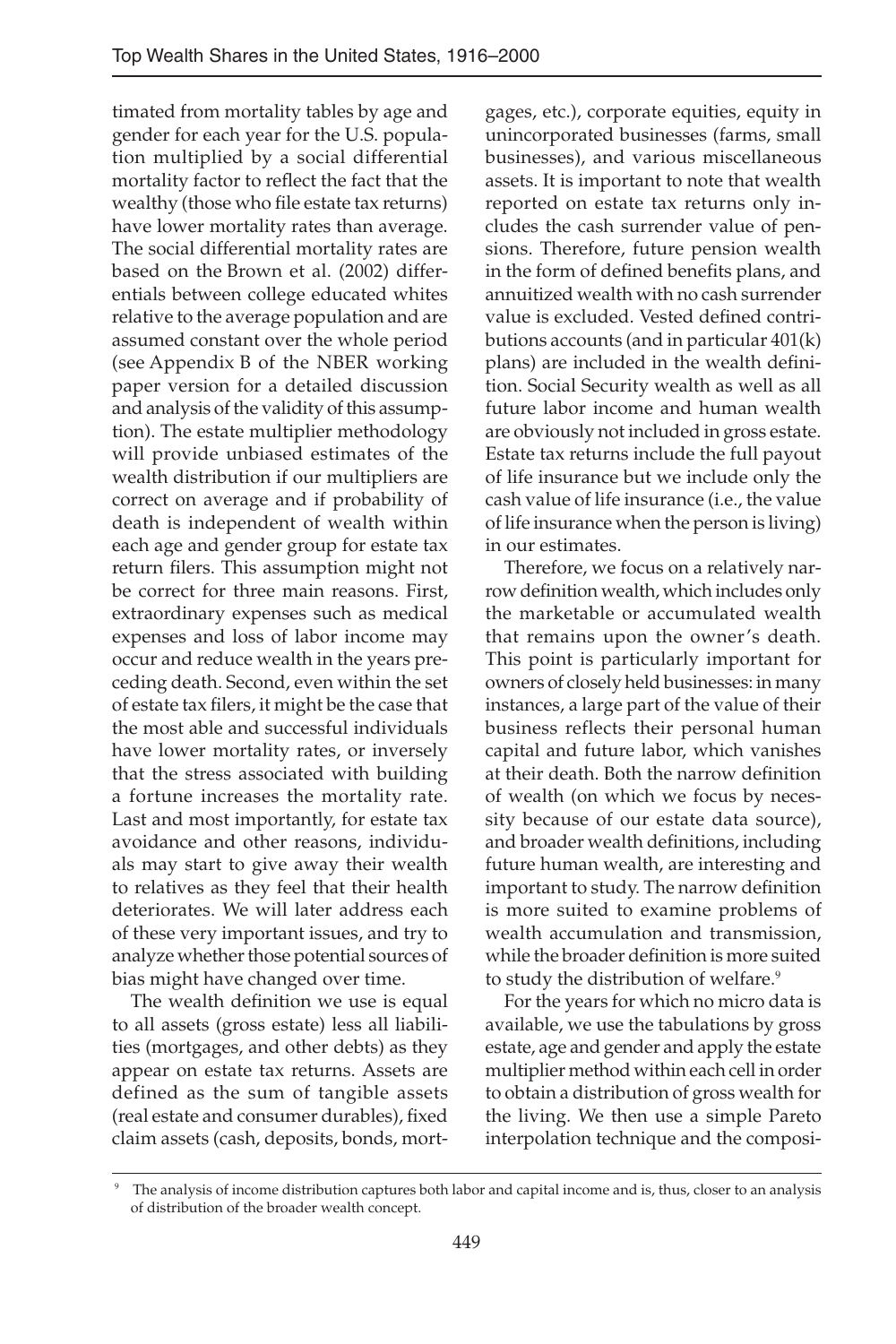timated from mortality tables by age and gender for each year for the U.S. population multiplied by a social differential mortality factor to reflect the fact that the wealthy (those who file estate tax returns) have lower mortality rates than average. The social differential mortality rates are based on the Brown et al. (2002) differentials between college educated whites relative to the average population and are assumed constant over the whole period (see Appendix B of the NBER working paper version for a detailed discussion and analysis of the validity of this assumption). The estate multiplier methodology will provide unbiased estimates of the wealth distribution if our multipliers are correct on average and if probability of death is independent of wealth within each age and gender group for estate tax return filers. This assumption might not be correct for three main reasons. First, extraordinary expenses such as medical expenses and loss of labor income may occur and reduce wealth in the years preceding death. Second, even within the set of estate tax filers, it might be the case that the most able and successful individuals have lower mortality rates, or inversely that the stress associated with building a fortune increases the mortality rate. Last and most importantly, for estate tax avoidance and other reasons, individuals may start to give away their wealth to relatives as they feel that their health deteriorates. We will later address each of these very important issues, and try to analyze whether those potential sources of bias might have changed over time.

The wealth definition we use is equal to all assets (gross estate) less all liabilities (mortgages, and other debts) as they appear on estate tax returns. Assets are defined as the sum of tangible assets (real estate and consumer durables), fixed claim assets (cash, deposits, bonds, mortgages, etc.), corporate equities, equity in unincorporated businesses (farms, small businesses), and various miscellaneous assets. It is important to note that wealth reported on estate tax returns only includes the cash surrender value of pensions. Therefore, future pension wealth in the form of defined benefits plans, and annuitized wealth with no cash surrender value is excluded. Vested defined contributions accounts (and in particular 401(k) plans) are included in the wealth definition. Social Security wealth as well as all future labor income and human wealth are obviously not included in gross estate. Estate tax returns include the full payout of life insurance but we include only the cash value of life insurance (i.e., the value of life insurance when the person is living) in our estimates.

Therefore, we focus on a relatively narrow definition wealth, which includes only the marketable or accumulated wealth that remains upon the owner's death. This point is particularly important for owners of closely held businesses: in many instances, a large part of the value of their business reflects their personal human capital and future labor, which vanishes at their death. Both the narrow definition of wealth (on which we focus by necessity because of our estate data source), and broader wealth definitions, including future human wealth, are interesting and important to study. The narrow definition is more suited to examine problems of wealth accumulation and transmission, while the broader definition is more suited to study the distribution of welfare.[9]

For the years for which no micro data is available, we use the tabulations by gross estate, age and gender and apply the estate multiplier method within each cell in order to obtain a distribution of gross wealth for the living. We then use a simple Pareto interpolation technique and the composi-

[9] The analysis of income distribution captures both labor and capital income and is, thus, closer to an analysis of distribution of the broader wealth concept.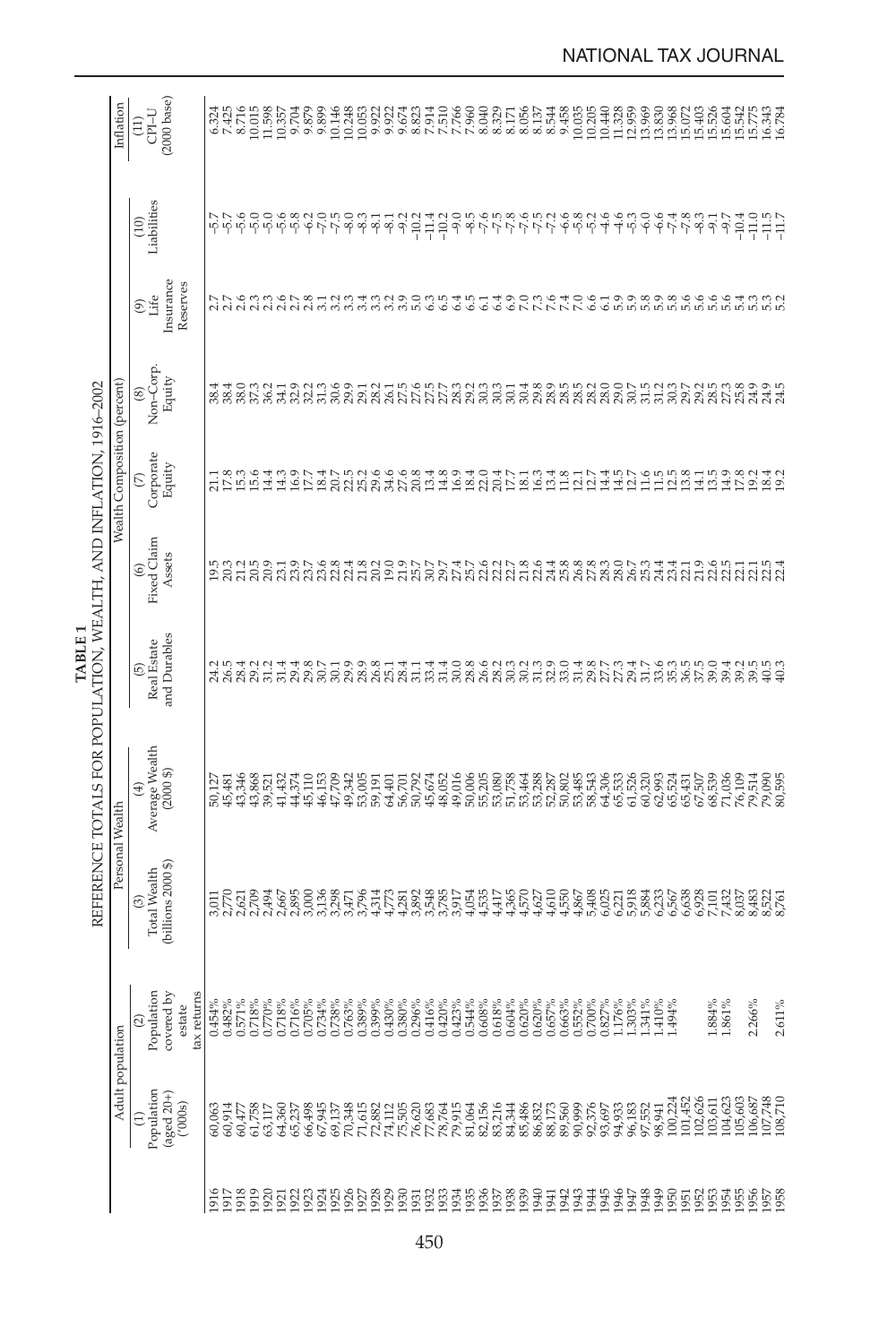**TABLE 1**

REFERENCE TOTALS FOR POPULATION, WEALTH, AND INFLATION, 1916–2002

| | Adult population | | Personal Wealth | | Wealth Composition (percent) | | | | | | Inflation |
|---|---|---|---|---|---|---|---|---|---|---|---|
| | (1) Population (aged 20+) ('000s) | (2) Population covered by estate tax returns | (3) Total Wealth (billions 2000 $) | (4) Average Wealth (2000 $) | (5) Real Estate and Durables | (6) Fixed Claim Assets | (7) Corporate Equity | (8) Non–Corp. Equity | (9) Life Insurance Reserves | (10) Liabilities | (11) CPI–U (2000 base) |
| 1916 | 60,063 | 0.454% | 3,011 | 50,127 | 24.2 | 19.5 | 21.1 | 38.4 | 2.7 | –5.7 | 6.324 |
| 1917 | 60,914 | 0.482% | 2,770 | 45,481 | 26.5 | 20.3 | 17.8 | 38.4 | 2.7 | –5.7 | 7.425 |
| 1918 | 60,477 | 0.571% | 2,621 | 43,346 | 28.4 | 21.2 | 15.3 | 38.0 | 2.6 | –5.6 | 8.716 |
| 1919 | 61,758 | 0.718% | 2,709 | 43,868 | 29.2 | 20.5 | 15.6 | 37.3 | 2.3 | –5.0 | 10.015 |
| 1920 | 63,117 | 0.770% | 2,494 | 39,521 | 31.2 | 20.9 | 14.4 | 36.2 | 2.3 | –5.0 | 11.598 |
| 1921 | 64,360 | 0.718% | 2,667 | 41,432 | 31.4 | 23.1 | 14.3 | 34.1 | 2.6 | –5.6 | 10.357 |
| 1922 | 65,237 | 0.716% | 2,895 | 44,374 | 29.4 | 23.9 | 16.9 | 32.9 | 2.7 | –5.8 | 9.704 |
| 1923 | 66,498 | 0.705% | 3,000 | 45,110 | 29.8 | 23.7 | 17.7 | 32.2 | 2.8 | –6.2 | 9.879 |
| 1924 | 67,945 | 0.734% | 3,136 | 46,153 | 30.7 | 23.6 | 18.4 | 31.3 | 3.1 | –7.0 | 9.899 |
| 1925 | 69,137 | 0.738% | 3,298 | 47,709 | 30.1 | 22.8 | 20.7 | 30.6 | 3.2 | –7.5 | 10.146 |
| 1926 | 70,348 | 0.763% | 3,471 | 49,342 | 29.9 | 22.4 | 22.5 | 29.9 | 3.3 | –8.0 | 10.248 |
| 1927 | 71,615 | 0.399% | 3,796 | 53,005 | 28.9 | 21.8 | 25.2 | 29.1 | 3.4 | –8.3 | 10.053 |
| 1928 | 72,882 | 0.399% | 4,314 | 59,191 | 26.8 | 20.2 | 29.6 | 28.2 | 3.3 | –8.1 | 9.922 |
| 1929 | 74,112 | 0.430% | 4,773 | 64,401 | 25.1 | 19.0 | 34.6 | 26.1 | 3.2 | –8.1 | 9.922 |
| 1930 | 75,505 | 0.380% | 4,281 | 56,701 | 28.4 | 21.9 | 27.6 | 27.5 | 3.9 | –9.2 | 9.674 |
| 1931 | 76,620 | 0.296% | 3,892 | 50,792 | 31.1 | 25.7 | 20.8 | 27.6 | 5.0 | –10.2 | 8.823 |
| 1932 | 77,683 | 0.416% | 3,548 | 45,674 | 33.4 | 30.7 | 13.4 | 27.5 | 6.3 | –11.4 | 7.914 |
| 1933 | 78,764 | 0.420% | 3,785 | 48,052 | 31.4 | 29.7 | 14.8 | 27.7 | 6.5 | –10.2 | 7.510 |
| 1934 | 79,915 | 0.423% | 3,917 | 49,016 | 30.0 | 27.4 | 16.9 | 28.3 | 6.4 | –9.0 | 7.766 |
| 1935 | 81,064 | 0.544% | 4,054 | 50,006 | 28.8 | 25.7 | 18.4 | 29.2 | 6.5 | –8.5 | 7.960 |
| 1936 | 82,156 | 0.608% | 4,535 | 55,205 | 26.6 | 22.6 | 22.0 | 30.3 | 6.1 | –7.6 | 8.040 |
| 1937 | 83,216 | 0.618% | 4,417 | 53,080 | 28.2 | 22.2 | 20.4 | 30.3 | 6.4 | –7.5 | 8.329 |
| 1938 | 84,344 | 0.604% | 4,365 | 51,758 | 30.3 | 22.7 | 17.7 | 30.1 | 6.9 | –7.8 | 8.171 |
| 1939 | 85,486 | 0.620% | 4,570 | 53,464 | 30.2 | 21.8 | 18.1 | 30.4 | 7.0 | –7.6 | 8.056 |
| 1940 | 86,832 | 0.620% | 4,627 | 53,288 | 31.3 | 22.6 | 16.3 | 29.8 | 7.3 | –7.5 | 8.137 |
| 1941 | 88,173 | 0.657% | 4,610 | 52,287 | 32.9 | 24.4 | 13.4 | 28.9 | 7.6 | –7.2 | 8.544 |
| 1942 | 89,560 | 0.663% | 4,550 | 50,802 | 33.0 | 25.8 | 11.8 | 28.5 | 7.4 | –6.6 | 9.458 |
| 1943 | 90,999 | 0.552% | 4,867 | 53,485 | 31.4 | 26.8 | 12.1 | 28.5 | 7.0 | –5.8 | 10.035 |
| 1944 | 92,376 | 0.700% | 5,408 | 58,543 | 29.8 | 27.8 | 12.7 | 28.2 | 6.6 | –5.2 | 10.205 |
| 1945 | 93,697 | 0.827% | 6,025 | 64,306 | 27.7 | 28.3 | 14.4 | 28.0 | 6.1 | –4.6 | 10.440 |
| 1946 | 94,933 | 1.176% | 6,221 | 65,533 | 27.3 | 28.0 | 14.5 | 29.0 | 5.9 | –4.6 | 11.328 |
| 1947 | 96,183 | 1.303% | 5,918 | 61,526 | 29.4 | 26.7 | 12.7 | 30.7 | 5.9 | –5.3 | 12.959 |
| 1948 | 97,552 | 1.341% | 5,884 | 60,320 | 31.7 | 25.3 | 11.6 | 31.5 | 5.8 | –6.0 | 13.969 |
| 1949 | 98,941 | 1.410% | 6,233 | 62,993 | 33.6 | 24.4 | 11.5 | 31.2 | 5.9 | –6.6 | 13.830 |
| 1950 | 100,224 | 1.494% | 6,567 | 65,524 | 35.3 | 23.4 | 12.5 | 30.3 | 5.8 | –7.4 | 13.968 |
| 1951 | 101,452 | | 6,638 | 65,431 | 36.5 | 22.1 | 13.8 | 29.7 | 5.6 | –7.8 | 15.072 |
| 1952 | 102,626 | | 6,928 | 67,507 | 37.5 | 21.9 | 14.1 | 29.2 | 5.6 | –8.3 | 15.403 |
| 1953 | 103,611 | 1.884% | 7,101 | 68,539 | 39.0 | 22.6 | 13.5 | 28.5 | 5.6 | –9.1 | 15.526 |
| 1954 | 104,623 | 1.861% | 7,432 | 71,036 | 39.4 | 22.5 | 14.9 | 27.3 | 5.6 | –9.7 | 15.604 |
| 1955 | 105,603 | | 8,037 | 76,109 | 39.2 | 22.1 | 17.8 | 25.8 | 5.4 | –10.4 | 15.542 |
| 1956 | 106,687 | 2.266% | 8,483 | 79,514 | 39.5 | 22.1 | 19.2 | 24.9 | 5.3 | –11.0 | 15.775 |
| 1957 | 107,748 | | 8,522 | 79,090 | 40.5 | 22.5 | 18.4 | 24.9 | 5.3 | –11.5 | 16.343 |
| 1958 | 108,710 | 2.611% | 8,761 | 80,595 | 40.3 | 22.4 | 19.2 | 24.5 | 5.2 | –11.7 | 16.784 |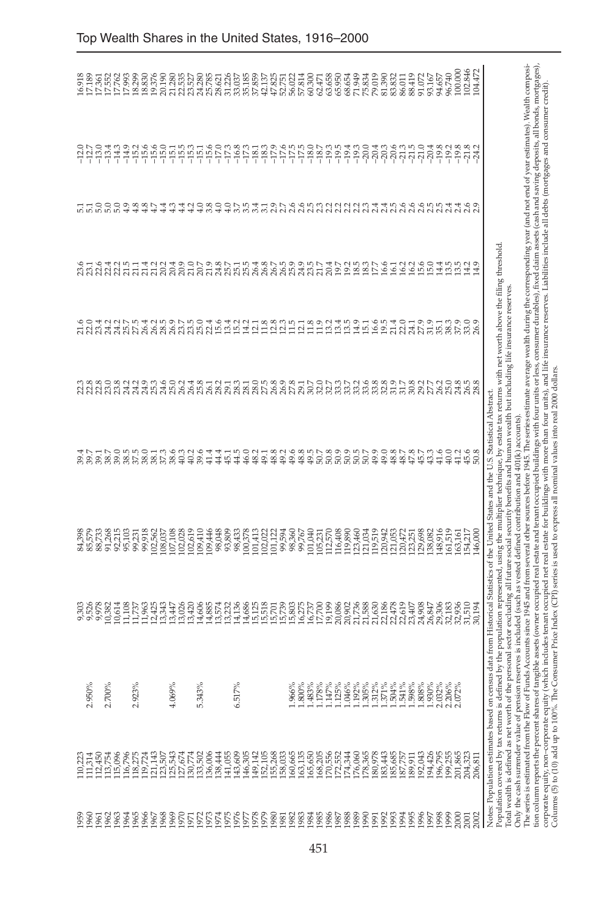## Top Wealth Shares in the United States, 1916–2000

| | | | | | | | | | | | |
|---|---|---|---|---|---|---|---|---|---|---|---|
| 1959 | 110,223 | | 9,303 | 84,398 | 39.4 | 22.3 | 21.6 | 23.6 | 5.1 | -12.0 | 16.918 |
| 1960 | 111,314 | 2.950% | 9,526 | 85,579 | 39.7 | 22.8 | 22.0 | 23.1 | 5.1 | -12.7 | 17.189 |
| 1961 | 112,450 | | 9,978 | 88,733 | 39.1 | 22.8 | 23.4 | 22.6 | 5.0 | -13.0 | 17.361 |
| 1962 | 113,754 | 2.700% | 10,382 | 91,268 | 38.7 | 23.0 | 24.2 | 22.4 | 5.0 | -13.4 | 17.552 |
| 1963 | 115,096 | | 10,614 | 92,215 | 39.0 | 23.8 | 24.2 | 22.2 | 5.0 | -14.3 | 17.762 |
| 1964 | 116,796 | | 11,108 | 95,103 | 38.5 | 24.2 | 25.7 | 21.5 | 4.9 | -14.9 | 17.993 |
| 1965 | 118,275 | 2.923% | 11,737 | 99,231 | 37.5 | 24.2 | 27.5 | 21.1 | 4.8 | -15.2 | 18.299 |
| 1966 | 119,724 | | 11,963 | 99,918 | 38.0 | 24.9 | 26.4 | 21.4 | 4.8 | -15.6 | 18.830 |
| 1967 | 121,143 | | 12,425 | 102,562 | 38.1 | 25.3 | 26.2 | 21.2 | 4.7 | -15.6 | 19.376 |
| 1968 | 123,507 | | 13,343 | 108,037 | 37.3 | 24.6 | 28.5 | 20.2 | 4.4 | -15.0 | 20.190 |
| 1969 | 125,543 | 4.069% | 13,447 | 107,108 | 38.6 | 25.0 | 26.9 | 20.4 | 4.3 | -15.1 | 21.280 |
| 1970 | 127,674 | | 13,026 | 102,028 | 40.3 | 26.2 | 23.7 | 20.9 | 4.4 | -15.5 | 22.535 |
| 1971 | 130,774 | | 13,420 | 102,619 | 40.2 | 26.4 | 23.5 | 21.0 | 4.2 | -15.3 | 23.527 |
| 1972 | 133,502 | 5.343% | 14,606 | 109,410 | 39.6 | 25.8 | 25.0 | 20.7 | 4.0 | -15.1 | 24.280 |
| 1973 | 136,006 | | 14,885 | 109,446 | 41.4 | 26.1 | 22.4 | 21.9 | 3.8 | -15.6 | 25.785 |
| 1974 | 138,444 | | 13,574 | 98,048 | 44.4 | 28.2 | 15.6 | 24.8 | 4.0 | -17.0 | 28.621 |
| 1975 | 141,055 | | 13,232 | 93,809 | 45.1 | 29.1 | 13.4 | 25.7 | 4.0 | -17.3 | 31.226 |
| 1976 | 143,609 | 6.517% | 14,136 | 98,433 | 44.5 | 28.3 | 15.2 | 25.1 | 3.7 | -16.8 | 33.037 |
| 1977 | 146,305 | | 14,686 | 100,378 | 46.0 | 28.1 | 14.2 | 25.5 | 3.5 | -17.3 | 35.185 |
| 1978 | 149,142 | | 15,125 | 101,413 | 48.2 | 28.0 | 12.1 | 26.4 | 3.4 | -18.1 | 37.859 |
| 1979 | 152,105 | | 15,518 | 102,022 | 49.1 | 27.5 | 11.8 | 26.8 | 3.1 | -18.3 | 42.137 |
| 1980 | 155,268 | | 15,701 | 101,122 | 48.8 | 26.8 | 12.8 | 26.7 | 2.9 | -17.9 | 47.825 |
| 1981 | 158,033 | | 15,739 | 99,594 | 49.2 | 26.9 | 12.3 | 26.5 | 2.7 | -17.6 | 52.751 |
| 1982 | 160,665 | 1.966% | 15,803 | 98,360 | 49.6 | 27.8 | 11.5 | 25.9 | 2.6 | -17.5 | 56.022 |
| 1983 | 163,135 | 1.800% | 16,275 | 99,767 | 48.8 | 29.1 | 12.1 | 24.9 | 2.6 | -17.5 | 57.814 |
| 1984 | 165,650 | 1.483% | 16,737 | 101,040 | 49.5 | 30.7 | 11.8 | 23.5 | 2.5 | -18.0 | 60.300 |
| 1985 | 168,205 | 1.178% | 17,700 | 105,231 | 50.7 | 32.0 | 11.9 | 21.7 | 2.3 | -18.7 | 62.471 |
| 1986 | 170,556 | 1.147% | 19,199 | 112,570 | 50.8 | 32.7 | 13.2 | 20.4 | 2.2 | -19.3 | 63.658 |
| 1987 | 172,552 | 1.125% | 20,086 | 116,408 | 50.9 | 33.3 | 13.4 | 19.7 | 2.2 | -19.5 | 65.950 |
| 1988 | 174,344 | 1.046% | 20,902 | 119,890 | 50.9 | 33.7 | 13.5 | 19.2 | 2.2 | -19.4 | 68.654 |
| 1989 | 176,060 | 1.192% | 21,736 | 123,460 | 50.5 | 33.2 | 14.9 | 18.5 | 2.2 | -19.3 | 71.949 |
| 1990 | 178,365 | 1.305% | 21,588 | 121,034 | 50.7 | 33.6 | 15.1 | 18.3 | 2.3 | -20.0 | 75.834 |
| 1991 | 180,978 | 1.312% | 21,630 | 119,519 | 49.9 | 33.8 | 16.6 | 17.7 | 2.4 | -20.4 | 79.019 |
| 1992 | 183,443 | 1.371% | 22,186 | 120,942 | 49.0 | 32.8 | 19.5 | 16.6 | 2.4 | -20.3 | 81.390 |
| 1993 | 185,685 | 1.504% | 22,478 | 121,053 | 48.8 | 31.9 | 21.4 | 16.1 | 2.5 | -20.6 | 83.832 |
| 1994 | 187,757 | 1.541% | 22,619 | 120,472 | 48.7 | 31.7 | 22.0 | 16.2 | 2.6 | -21.3 | 86.011 |
| 1995 | 189,911 | 1.598% | 23,407 | 123,251 | 47.8 | 30.8 | 24.1 | 16.2 | 2.6 | -21.5 | 88.419 |
| 1996 | 192,043 | 1.808% | 24,908 | 129,698 | 45.7 | 29.2 | 27.9 | 15.6 | 2.6 | -21.0 | 91.072 |
| 1997 | 194,426 | 1.930% | 26,847 | 138,082 | 43.3 | 27.7 | 31.9 | 15.0 | 2.5 | -20.4 | 93.167 |
| 1998 | 196,795 | 2.032% | 29,306 | 148,916 | 41.6 | 26.2 | 35.1 | 14.4 | 2.5 | -19.8 | 94.657 |
| 1999 | 199,255 | 2.206% | 32,183 | 161,519 | 40.0 | 25.0 | 38.3 | 13.5 | 2.4 | -19.2 | 96.740 |
| 2000 | 201,865 | 2.072% | 32,936 | 163,161 | 41.2 | 24.8 | 37.9 | 13.5 | 2.4 | -19.8 | 100.000 |
| 2001 | 204,323 | | 31,510 | 154,217 | 45.6 | 26.5 | 33.0 | 14.2 | 2.6 | -21.8 | 102.846 |
| 2002 | 206,811 | | 30,194 | 146,000 | 50.8 | 28.8 | 26.9 | 14.9 | 2.9 | -24.2 | 104.472 |

Notes: Population estimates based on census data from Historical Statistics of the United States and the U.S. Statistical Abstract.
Population covered by tax returns is defined by the population represented, using the multiplier technique, by estate tax returns with net worth above the filing threshold.
Total wealth is defined as net worth of the personal sector excluding all future social security benefits and human wealth but including life insurance reserves.
Only the cash surrender value of pension reserves is included (such as vested defined contribution and 401(k) accounts).
The series is estimated from the Flow of Funds Accounts since 1945 and from several other sources before 1945. The series estimate average wealth during the corresponding year (and not end of year estimates). Wealth composition column reports the percent shares of tangible assets (owner occupied real estate and tenant occupied buildings with four units or less, consumer durables), fixed claim assets (cash and saving deposits, all bonds, mortgages), corporate equity, non–corporate equity (which includes tenant occupied net real estate for buildings with more than four units), and life insurance reserves. Liabilities include all debts (mortgages and consumer credit).
Columns (5) to (10) add up to 100%. The Consumer Price Index (CPI) series is used to express all nominal values into real 2000 dollars.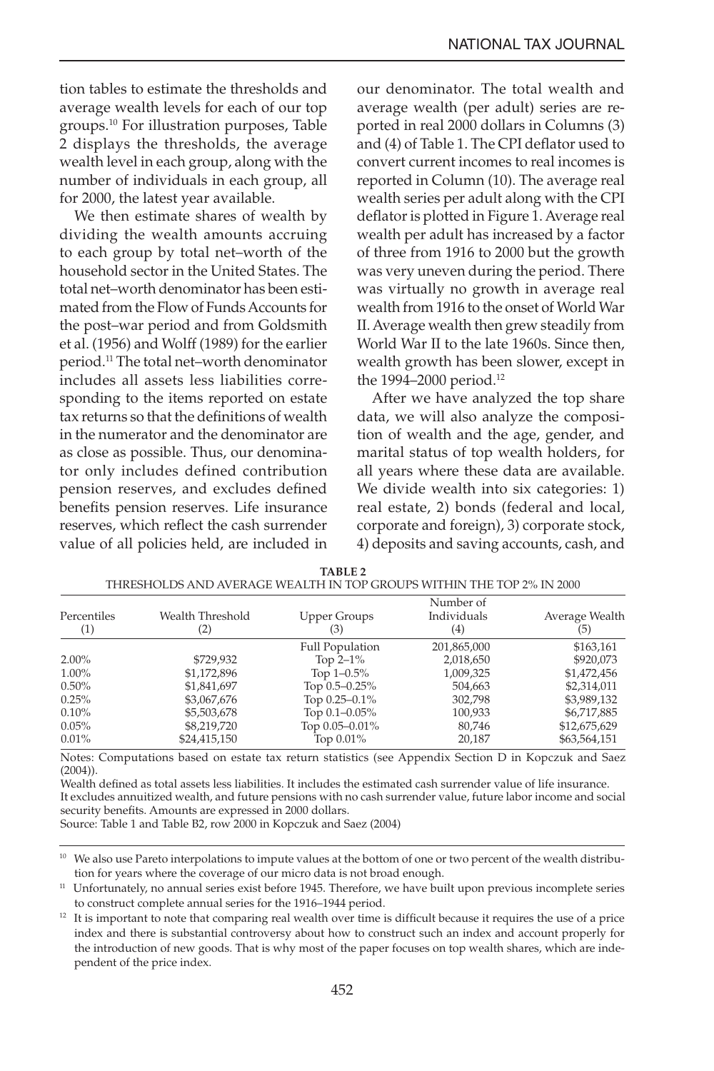tion tables to estimate the thresholds and average wealth levels for each of our top groups.[10] For illustration purposes, Table 2 displays the thresholds, the average wealth level in each group, along with the number of individuals in each group, all for 2000, the latest year available.

We then estimate shares of wealth by dividing the wealth amounts accruing to each group by total net–worth of the household sector in the United States. The total net–worth denominator has been estimated from the Flow of Funds Accounts for the post–war period and from Goldsmith et al. (1956) and Wolff (1989) for the earlier period.[11] The total net–worth denominator includes all assets less liabilities corresponding to the items reported on estate tax returns so that the definitions of wealth in the numerator and the denominator are as close as possible. Thus, our denominator only includes defined contribution pension reserves, and excludes defined benefits pension reserves. Life insurance reserves, which reflect the cash surrender value of all policies held, are included in our denominator. The total wealth and average wealth (per adult) series are reported in real 2000 dollars in Columns (3) and (4) of Table 1. The CPI deflator used to convert current incomes to real incomes is reported in Column (10). The average real wealth series per adult along with the CPI deflator is plotted in Figure 1. Average real wealth per adult has increased by a factor of three from 1916 to 2000 but the growth was very uneven during the period. There was virtually no growth in average real wealth from 1916 to the onset of World War II. Average wealth then grew steadily from World War II to the late 1960s. Since then, wealth growth has been slower, except in the 1994–2000 period.[12]

After we have analyzed the top share data, we will also analyze the composition of wealth and the age, gender, and marital status of top wealth holders, for all years where these data are available. We divide wealth into six categories: 1) real estate, 2) bonds (federal and local, corporate and foreign), 3) corporate stock, 4) deposits and saving accounts, cash, and

**TABLE 2**
THRESHOLDS AND AVERAGE WEALTH IN TOP GROUPS WITHIN THE TOP 2% IN 2000

| Percentiles (1) | Wealth Threshold (2) | Upper Groups (3) | Number of Individuals (4) | Average Wealth (5) |
|---|---|---|---|---|
| | | Full Population | 201,865,000 | $163,161 |
| 2.00% | $729,932 | Top 2–1% | 2,018,650 | $920,073 |
| 1.00% | $1,172,896 | Top 1–0.5% | 1,009,325 | $1,472,456 |
| 0.50% | $1,841,697 | Top 0.5–0.25% | 504,663 | $2,314,011 |
| 0.25% | $3,067,676 | Top 0.25–0.1% | 302,798 | $3,989,132 |
| 0.10% | $5,503,678 | Top 0.1–0.05% | 100,933 | $6,717,885 |
| 0.05% | $8,219,720 | Top 0.05–0.01% | 80,746 | $12,675,629 |
| 0.01% | $24,415,150 | Top 0.01% | 20,187 | $63,564,151 |

Notes: Computations based on estate tax return statistics (see Appendix Section D in Kopczuk and Saez (2004)).

Wealth defined as total assets less liabilities. It includes the estimated cash surrender value of life insurance. It excludes annuitized wealth, and future pensions with no cash surrender value, future labor income and social security benefits. Amounts are expressed in 2000 dollars.

Source: Table 1 and Table B2, row 2000 in Kopczuk and Saez (2004)

[10] We also use Pareto interpolations to impute values at the bottom of one or two percent of the wealth distribution for years where the coverage of our micro data is not broad enough.

[11] Unfortunately, no annual series exist before 1945. Therefore, we have built upon previous incomplete series to construct complete annual series for the 1916–1944 period.

[12] It is important to note that comparing real wealth over time is difficult because it requires the use of a price index and there is substantial controversy about how to construct such an index and account properly for the introduction of new goods. That is why most of the paper focuses on top wealth shares, which are independent of the price index.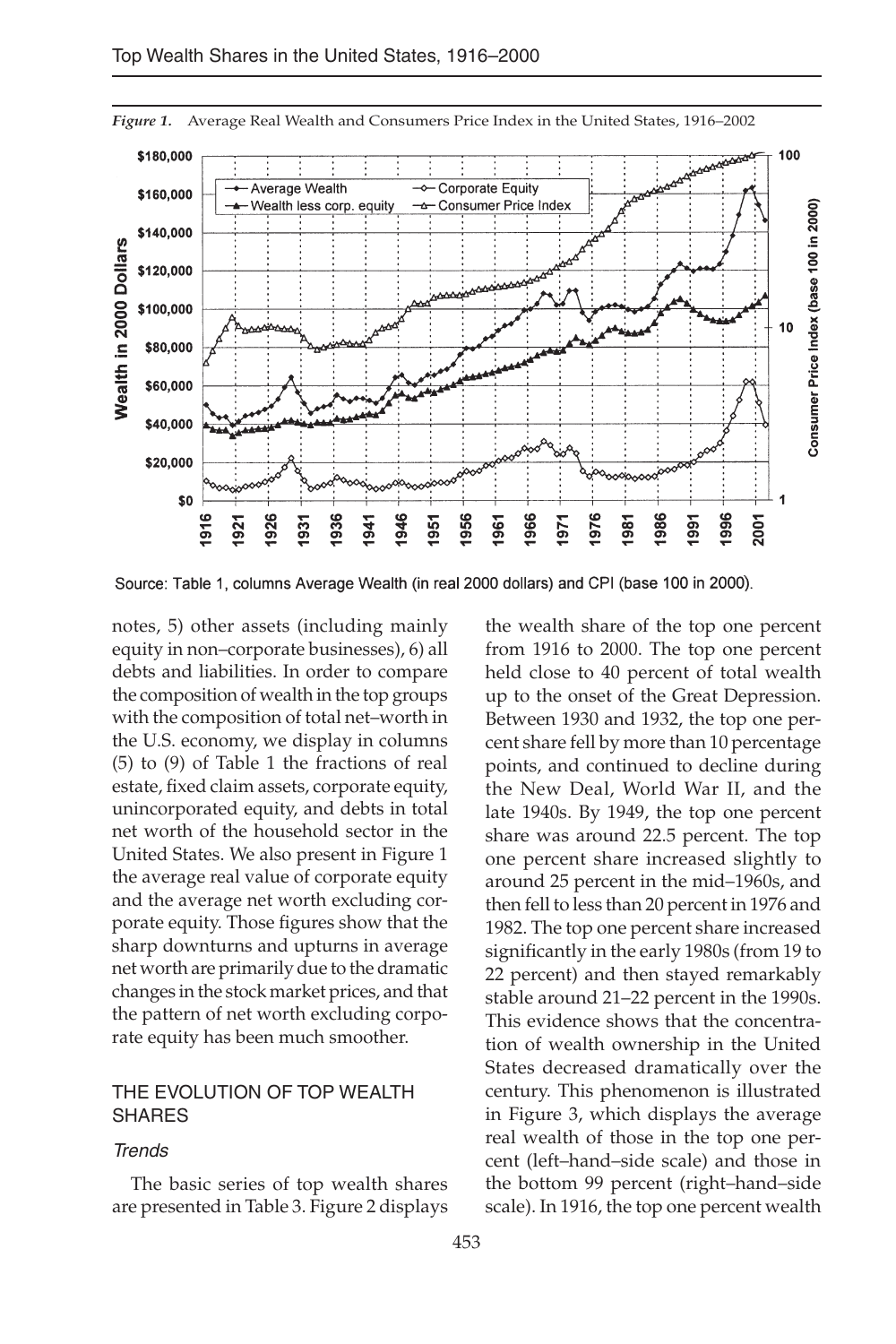*Figure 1.* Average Real Wealth and Consumers Price Index in the United States, 1916–2002

Source: Table 1, columns Average Wealth (in real 2000 dollars) and CPI (base 100 in 2000).

notes, 5) other assets (including mainly equity in non–corporate businesses), 6) all debts and liabilities. In order to compare the composition of wealth in the top groups with the composition of total net–worth in the U.S. economy, we display in columns (5) to (9) of Table 1 the fractions of real estate, fixed claim assets, corporate equity, unincorporated equity, and debts in total net worth of the household sector in the United States. We also present in Figure 1 the average real value of corporate equity and the average net worth excluding corporate equity. Those figures show that the sharp downturns and upturns in average net worth are primarily due to the dramatic changes in the stock market prices, and that the pattern of net worth excluding corporate equity has been much smoother.

## THE EVOLUTION OF TOP WEALTH SHARES

### *Trends*

The basic series of top wealth shares are presented in Table 3. Figure 2 displays the wealth share of the top one percent from 1916 to 2000. The top one percent held close to 40 percent of total wealth up to the onset of the Great Depression. Between 1930 and 1932, the top one percent share fell by more than 10 percentage points, and continued to decline during the New Deal, World War II, and the late 1940s. By 1949, the top one percent share was around 22.5 percent. The top one percent share increased slightly to around 25 percent in the mid–1960s, and then fell to less than 20 percent in 1976 and 1982. The top one percent share increased significantly in the early 1980s (from 19 to 22 percent) and then stayed remarkably stable around 21–22 percent in the 1990s. This evidence shows that the concentration of wealth ownership in the United States decreased dramatically over the century. This phenomenon is illustrated in Figure 3, which displays the average real wealth of those in the top one percent (left–hand–side scale) and those in the bottom 99 percent (right–hand–side scale). In 1916, the top one percent wealth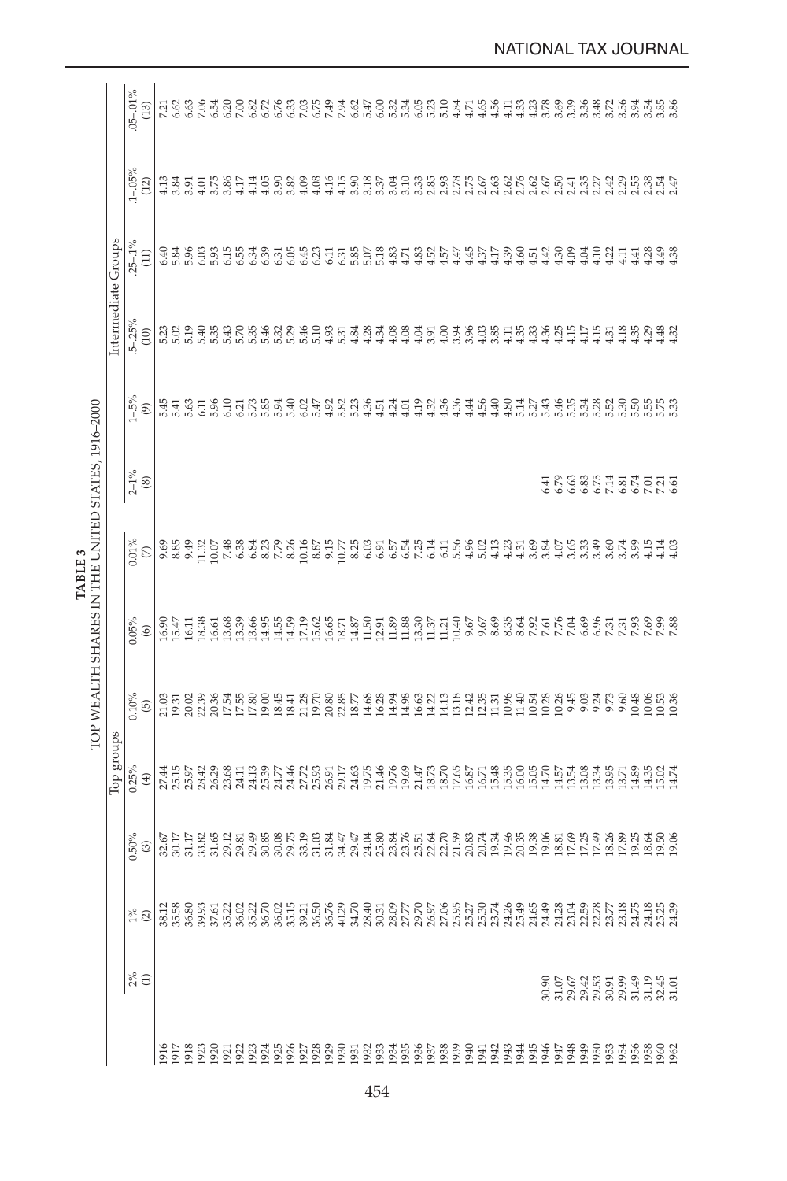**TABLE 3**
TOP WEALTH SHARES IN THE UNITED STATES, 1916–2000

| | Top groups | | | | | | | | | Intermediate Groups | | | | |
|---|---|---|---|---|---|---|---|---|---|---|---|---|---|---|
| | 2% | 1% | 0.50% | 0.25% | 0.10% | 0.05% | 0.01% | 2–1% | 1–.5% | .5–.25% | .25–.1% | .1–.05% | .05–.01% |
| | (1) | (2) | (3) | (4) | (5) | (6) | (7) | (8) | (9) | (10) | (11) | (12) | (13) |
| 1916 | | 38.12 | 32.67 | 27.44 | 21.03 | 16.90 | 9.69 | | 5.45 | 5.23 | 6.40 | 4.13 | 7.21 |
| 1917 | | 35.58 | 30.17 | 25.15 | 19.31 | 15.47 | 8.85 | | 5.41 | 5.02 | 5.84 | 3.84 | 6.62 |
| 1918 | | 36.80 | 31.17 | 25.97 | 20.02 | 16.11 | 9.49 | | 5.63 | 5.19 | 5.96 | 3.91 | 6.63 |
| 1919 | | 39.93 | 33.82 | 28.42 | 22.39 | 18.38 | 11.32 | | 6.11 | 5.40 | 6.03 | 4.01 | 7.06 |
| 1920 | | 37.61 | 31.65 | 26.29 | 20.36 | 16.61 | 10.07 | | 5.96 | 5.35 | 5.93 | 3.75 | 6.54 |
| 1921 | | 35.22 | 29.12 | 23.68 | 17.54 | 13.68 | 7.48 | | 6.10 | 5.43 | 6.15 | 3.86 | 6.20 |
| 1922 | | 36.02 | 29.81 | 24.11 | 17.55 | 13.39 | 6.38 | | 6.21 | 5.70 | 6.55 | 4.17 | 7.00 |
| 1923 | | 35.22 | 29.49 | 24.13 | 17.80 | 13.66 | 6.84 | | 5.73 | 5.35 | 6.34 | 4.14 | 6.82 |
| 1924 | | 36.70 | 30.85 | 25.39 | 19.00 | 14.95 | 8.23 | | 5.85 | 5.46 | 6.39 | 4.05 | 6.72 |
| 1925 | | 36.02 | 30.08 | 24.77 | 18.45 | 14.55 | 7.79 | | 5.94 | 5.32 | 6.31 | 3.90 | 6.76 |
| 1926 | | 35.15 | 29.75 | 24.46 | 18.41 | 14.59 | 8.26 | | 5.40 | 5.29 | 6.05 | 3.82 | 6.33 |
| 1927 | | 39.21 | 33.19 | 27.72 | 21.28 | 17.19 | 10.16 | | 6.02 | 5.46 | 6.45 | 4.09 | 7.03 |
| 1928 | | 36.50 | 31.03 | 25.93 | 19.70 | 15.62 | 8.87 | | 5.47 | 5.10 | 6.23 | 4.08 | 6.75 |
| 1929 | | 36.76 | 31.84 | 26.91 | 20.80 | 16.65 | 9.15 | | 4.92 | 4.93 | 6.11 | 4.16 | 7.49 |
| 1930 | | 40.29 | 34.47 | 29.17 | 22.85 | 18.71 | 10.77 | | 5.82 | 5.31 | 6.31 | 4.15 | 7.94 |
| 1931 | | 34.70 | 29.47 | 24.63 | 18.77 | 14.87 | 8.25 | | 5.23 | 4.84 | 5.85 | 3.90 | 6.62 |
| 1932 | | 28.40 | 24.04 | 19.75 | 14.68 | 11.50 | 6.03 | | 4.36 | 4.28 | 5.07 | 3.18 | 5.47 |
| 1933 | | 30.31 | 25.80 | 21.46 | 16.28 | 12.91 | 6.91 | | 4.51 | 4.34 | 5.18 | 3.37 | 6.00 |
| 1934 | | 28.09 | 23.84 | 19.76 | 14.94 | 11.89 | 6.57 | | 4.24 | 4.08 | 4.83 | 3.04 | 5.32 |
| 1935 | | 27.77 | 23.76 | 19.69 | 14.98 | 11.88 | 6.54 | | 4.01 | 4.08 | 4.71 | 3.10 | 5.34 |
| 1936 | | 29.70 | 25.51 | 21.47 | 16.63 | 13.30 | 7.25 | | 4.19 | 4.04 | 4.83 | 3.33 | 6.05 |
| 1937 | | 26.97 | 22.64 | 18.73 | 14.22 | 11.37 | 6.14 | | 4.32 | 3.91 | 4.52 | 2.85 | 5.23 |
| 1938 | | 27.06 | 22.70 | 18.70 | 14.13 | 11.21 | 6.11 | | 4.36 | 4.00 | 4.57 | 2.93 | 5.10 |
| 1939 | | 25.95 | 21.59 | 17.65 | 13.18 | 10.40 | 5.56 | | 4.36 | 3.94 | 4.47 | 2.78 | 4.84 |
| 1940 | | 25.27 | 20.83 | 16.87 | 12.42 | 9.67 | 4.96 | | 4.44 | 3.96 | 4.45 | 2.75 | 4.71 |
| 1941 | | 25.30 | 20.74 | 16.71 | 12.35 | 9.67 | 5.02 | | 4.56 | 4.03 | 4.37 | 2.67 | 4.65 |
| 1942 | | 23.74 | 19.34 | 15.48 | 11.31 | 8.69 | 4.13 | | 4.40 | 3.85 | 4.17 | 2.63 | 4.56 |
| 1943 | | 24.26 | 19.46 | 15.35 | 10.96 | 8.35 | 4.23 | | 4.80 | 4.11 | 4.39 | 2.62 | 4.11 |
| 1944 | | 25.49 | 20.35 | 16.00 | 11.40 | 8.64 | 4.31 | | 5.14 | 4.35 | 4.60 | 2.76 | 4.33 |
| 1945 | | 24.65 | 19.38 | 15.05 | 10.54 | 7.92 | 3.69 | | 5.27 | 4.33 | 4.51 | 2.62 | 4.23 |
| 1946 | 30.90 | 24.49 | 19.06 | 14.70 | 10.28 | 7.61 | 3.84 | 6.41 | 5.43 | 4.36 | 4.42 | 2.67 | 3.78 |
| 1947 | 31.07 | 24.28 | 18.81 | 14.57 | 10.26 | 7.76 | 4.07 | 6.79 | 5.46 | 4.25 | 4.30 | 2.50 | 3.69 |
| 1948 | 29.67 | 23.04 | 17.69 | 13.54 | 9.45 | 7.04 | 3.65 | 6.63 | 5.35 | 4.15 | 4.09 | 2.41 | 3.39 |
| 1949 | 29.42 | 22.59 | 17.25 | 13.08 | 9.03 | 6.69 | 3.33 | 6.83 | 5.34 | 4.17 | 4.04 | 2.35 | 3.36 |
| 1950 | 29.53 | 22.78 | 17.49 | 13.34 | 9.24 | 6.96 | 3.49 | 6.75 | 5.28 | 4.15 | 4.10 | 2.27 | 3.48 |
| 1953 | 30.91 | 23.77 | 18.26 | 13.95 | 9.73 | 7.31 | 3.60 | 7.14 | 5.52 | 4.31 | 4.22 | 2.42 | 3.72 |
| 1954 | 29.99 | 23.18 | 17.89 | 13.71 | 9.60 | 7.31 | 3.74 | 6.81 | 5.30 | 4.18 | 4.11 | 2.29 | 3.56 |
| 1956 | 31.49 | 24.75 | 19.25 | 14.89 | 10.48 | 7.93 | 3.99 | 6.74 | 5.50 | 4.35 | 4.41 | 2.55 | 3.94 |
| 1958 | 31.19 | 24.18 | 18.64 | 14.35 | 10.06 | 7.69 | 4.15 | 7.01 | 5.55 | 4.29 | 4.28 | 2.38 | 3.54 |
| 1960 | 32.45 | 25.25 | 19.50 | 15.02 | 10.53 | 7.99 | 4.14 | 7.21 | 5.75 | 4.48 | 4.49 | 2.54 | 3.85 |
| 1962 | 31.01 | 24.39 | 19.06 | 14.74 | 10.36 | 7.88 | 4.03 | 6.61 | 5.33 | 4.32 | 4.38 | 2.47 | 3.86 |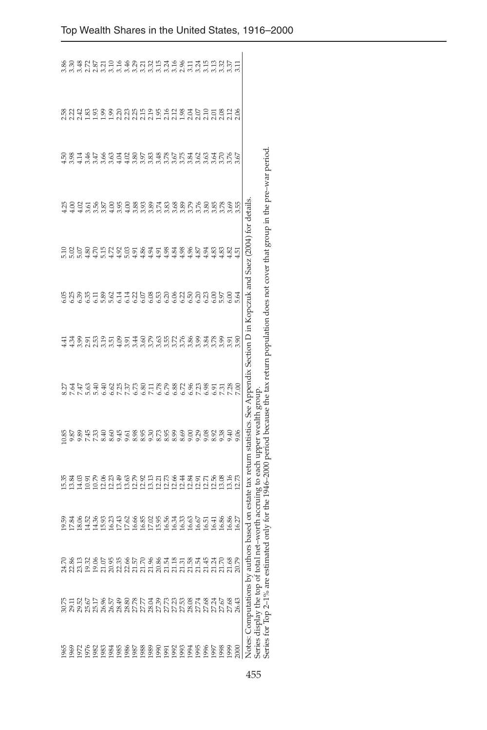| | | | | | | | | | | | | | |
|---|---|---|---|---|---|---|---|---|---|---|---|---|---|
| 1965 | 30.75 | 24.70 | 19.59 | 15.35 | 10.85 | 8.27 | 4.41 | 6.05 | 5.10 | 4.25 | 4.50 | 2.58 | 3.86 |
| 1969 | 29.11 | 22.86 | 17.84 | 13.84 | 9.87 | 7.64 | 4.34 | 6.25 | 5.02 | 4.00 | 3.98 | 2.22 | 3.30 |
| 1972 | 29.52 | 23.13 | 18.06 | 14.03 | 9.89 | 7.47 | 3.99 | 6.39 | 5.07 | 4.02 | 4.14 | 2.42 | 3.48 |
| 1976 | 25.67 | 19.32 | 14.52 | 10.91 | 7.45 | 5.63 | 2.91 | 6.35 | 4.80 | 3.61 | 3.46 | 1.83 | 2.72 |
| 1982 | 25.17 | 19.06 | 14.36 | 10.79 | 7.33 | 5.40 | 2.53 | 6.11 | 4.70 | 3.56 | 3.47 | 1.93 | 2.87 |
| 1983 | 26.96 | 21.07 | 15.93 | 12.06 | 8.40 | 6.40 | 3.19 | 5.89 | 5.15 | 3.87 | 3.66 | 1.99 | 3.21 |
| 1984 | 26.57 | 20.95 | 16.23 | 12.23 | 8.60 | 6.62 | 3.51 | 5.62 | 4.72 | 4.00 | 3.63 | 1.99 | 3.10 |
| 1985 | 28.49 | 22.35 | 17.43 | 13.49 | 9.45 | 7.25 | 4.09 | 6.14 | 4.92 | 3.95 | 4.04 | 2.20 | 3.16 |
| 1986 | 28.80 | 22.66 | 17.62 | 13.63 | 9.61 | 7.37 | 3.91 | 6.14 | 5.03 | 4.00 | 4.02 | 2.23 | 3.46 |
| 1987 | 27.78 | 21.57 | 16.66 | 12.79 | 8.98 | 6.73 | 3.44 | 6.22 | 4.91 | 3.88 | 3.80 | 2.25 | 3.29 |
| 1988 | 27.77 | 21.70 | 16.85 | 12.92 | 8.95 | 6.80 | 3.60 | 6.07 | 4.86 | 3.93 | 3.97 | 2.15 | 3.21 |
| 1989 | 28.04 | 21.96 | 17.02 | 13.13 | 9.30 | 7.11 | 3.79 | 6.08 | 4.94 | 3.89 | 3.83 | 2.19 | 3.32 |
| 1990 | 27.39 | 20.86 | 15.95 | 12.21 | 8.73 | 6.78 | 3.63 | 6.53 | 4.91 | 3.74 | 3.48 | 1.95 | 3.15 |
| 1991 | 27.73 | 21.54 | 16.56 | 12.73 | 8.95 | 6.79 | 3.55 | 6.20 | 4.98 | 3.83 | 3.78 | 2.16 | 3.24 |
| 1992 | 27.23 | 21.18 | 16.34 | 12.66 | 8.99 | 6.88 | 3.72 | 6.06 | 4.84 | 3.68 | 3.67 | 2.12 | 3.16 |
| 1993 | 27.53 | 21.31 | 16.33 | 12.44 | 8.69 | 6.72 | 3.76 | 6.22 | 4.98 | 3.89 | 3.75 | 1.98 | 2.96 |
| 1994 | 28.08 | 21.58 | 16.63 | 12.84 | 9.00 | 6.96 | 3.86 | 6.50 | 4.96 | 3.79 | 3.84 | 2.04 | 3.11 |
| 1995 | 27.74 | 21.54 | 16.67 | 12.91 | 9.29 | 7.23 | 3.99 | 6.20 | 4.87 | 3.76 | 3.62 | 2.07 | 3.24 |
| 1996 | 27.68 | 21.45 | 16.51 | 12.71 | 9.08 | 6.98 | 3.84 | 6.23 | 4.94 | 3.80 | 3.63 | 2.10 | 3.15 |
| 1997 | 27.24 | 21.24 | 16.41 | 12.56 | 8.92 | 6.91 | 3.78 | 6.00 | 4.83 | 3.85 | 3.64 | 2.01 | 3.13 |
| 1998 | 27.67 | 21.70 | 16.86 | 13.08 | 9.38 | 7.31 | 3.99 | 5.97 | 4.83 | 3.78 | 3.70 | 2.08 | 3.32 |
| 1999 | 27.68 | 21.68 | 16.86 | 13.16 | 9.40 | 7.28 | 3.91 | 6.00 | 4.82 | 3.69 | 3.76 | 2.12 | 3.37 |
| 2000 | 26.43 | 20.79 | 16.27 | 12.73 | 9.06 | 7.00 | 3.90 | 5.64 | 4.51 | 3.55 | 3.67 | 2.06 | 3.11 |

Notes: Computations by authors based on estate tax return statistics. See Appendix Section D in Kopczuk and Saez (2004) for details.
Series display the top of total net-worth accruing to each upper wealth group.
Series for Top 2–1% are estimated only for the 1946–2000 period because the tax return population does not cover that group in the pre-war period.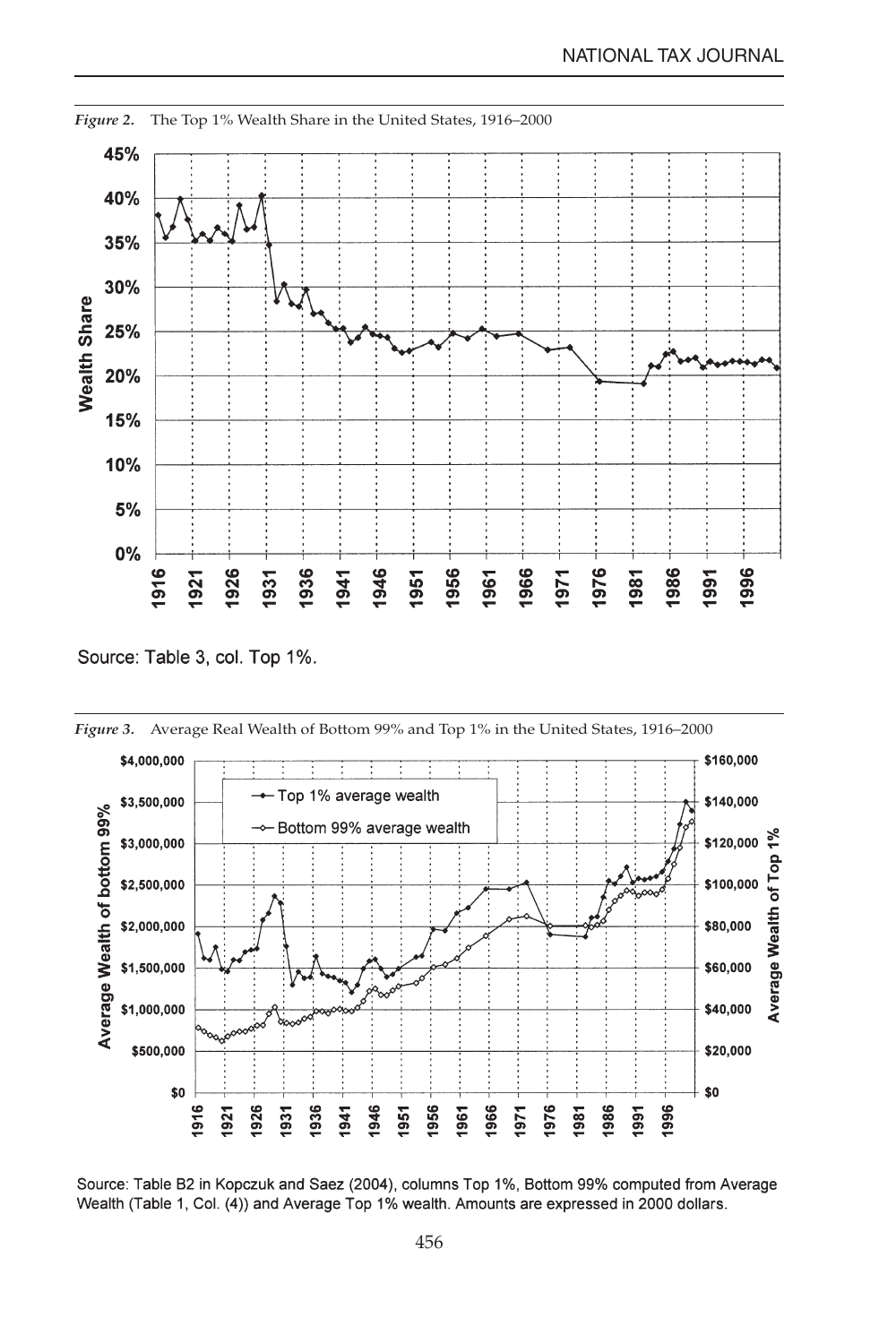*Figure 2.* The Top 1% Wealth Share in the United States, 1916–2000

Source: Table 3, col. Top 1%.

*Figure 3.* Average Real Wealth of Bottom 99% and Top 1% in the United States, 1916–2000

Source: Table B2 in Kopczuk and Saez (2004), columns Top 1%, Bottom 99% computed from Average Wealth (Table 1, Col. (4)) and Average Top 1% wealth. Amounts are expressed in 2000 dollars.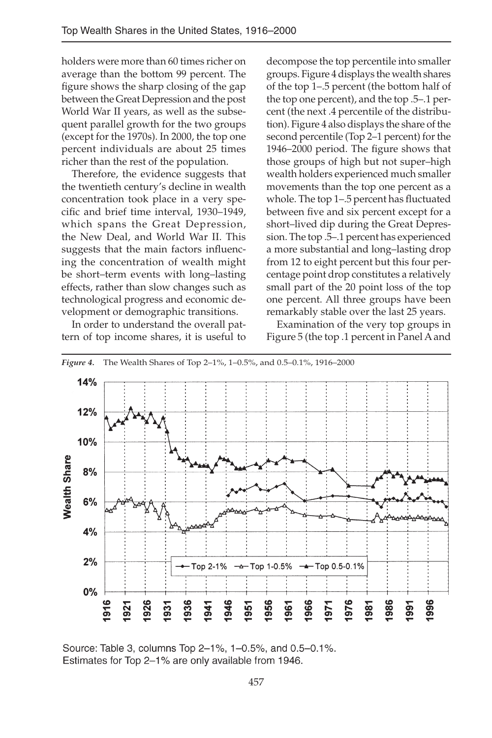holders were more than 60 times richer on average than the bottom 99 percent. The figure shows the sharp closing of the gap between the Great Depression and the post World War II years, as well as the subsequent parallel growth for the two groups (except for the 1970s). In 2000, the top one percent individuals are about 25 times richer than the rest of the population.

Therefore, the evidence suggests that the twentieth century's decline in wealth concentration took place in a very specific and brief time interval, 1930–1949, which spans the Great Depression, the New Deal, and World War II. This suggests that the main factors influencing the concentration of wealth might be short–term events with long–lasting effects, rather than slow changes such as technological progress and economic development or demographic transitions.

In order to understand the overall pattern of top income shares, it is useful to decompose the top percentile into smaller groups. Figure 4 displays the wealth shares of the top 1–.5 percent (the bottom half of the top one percent), and the top .5–.1 percent (the next .4 percentile of the distribution). Figure 4 also displays the share of the second percentile (Top 2–1 percent) for the 1946–2000 period. The figure shows that those groups of high but not super–high wealth holders experienced much smaller movements than the top one percent as a whole. The top 1–.5 percent has fluctuated between five and six percent except for a short–lived dip during the Great Depression. The top .5–.1 percent has experienced a more substantial and long–lasting drop from 12 to eight percent but this four percentage point drop constitutes a relatively small part of the 20 point loss of the top one percent. All three groups have been remarkably stable over the last 25 years.

Examination of the very top groups in Figure 5 (the top .1 percent in Panel A and

*Figure 4.* The Wealth Shares of Top 2–1%, 1–0.5%, and 0.5–0.1%, 1916–2000

Source: Table 3, columns Top 2–1%, 1–0.5%, and 0.5–0.1%.
Estimates for Top 2–1% are only available from 1946.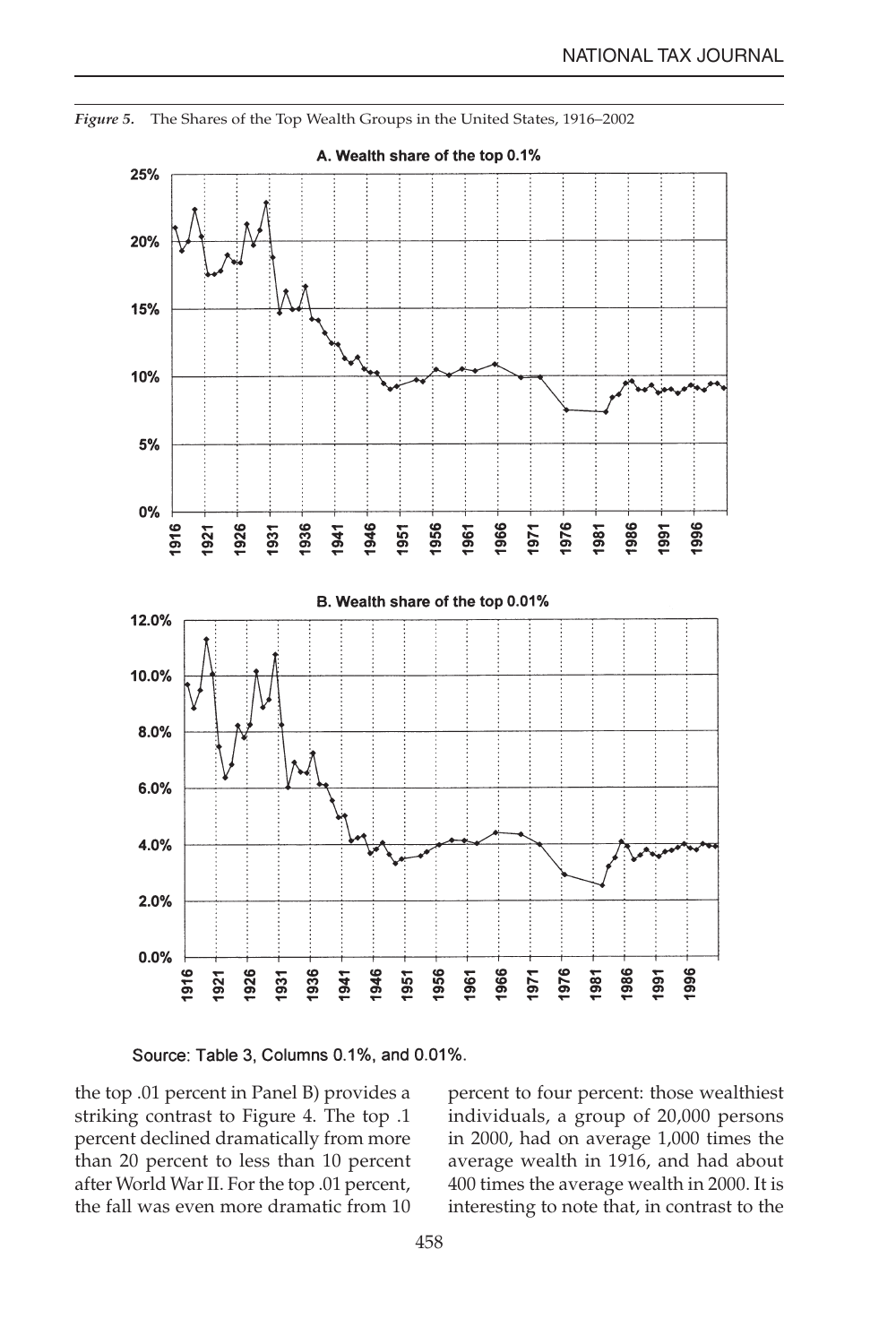*Figure 5.* The Shares of the Top Wealth Groups in the United States, 1916–2002

**A. Wealth share of the top 0.1%**

**B. Wealth share of the top 0.01%**

Source: Table 3, Columns 0.1%, and 0.01%.

the top .01 percent in Panel B) provides a striking contrast to Figure 4. The top .1 percent declined dramatically from more than 20 percent to less than 10 percent after World War II. For the top .01 percent, the fall was even more dramatic from 10 percent to four percent: those wealthiest individuals, a group of 20,000 persons in 2000, had on average 1,000 times the average wealth in 1916, and had about 400 times the average wealth in 2000. It is interesting to note that, in contrast to the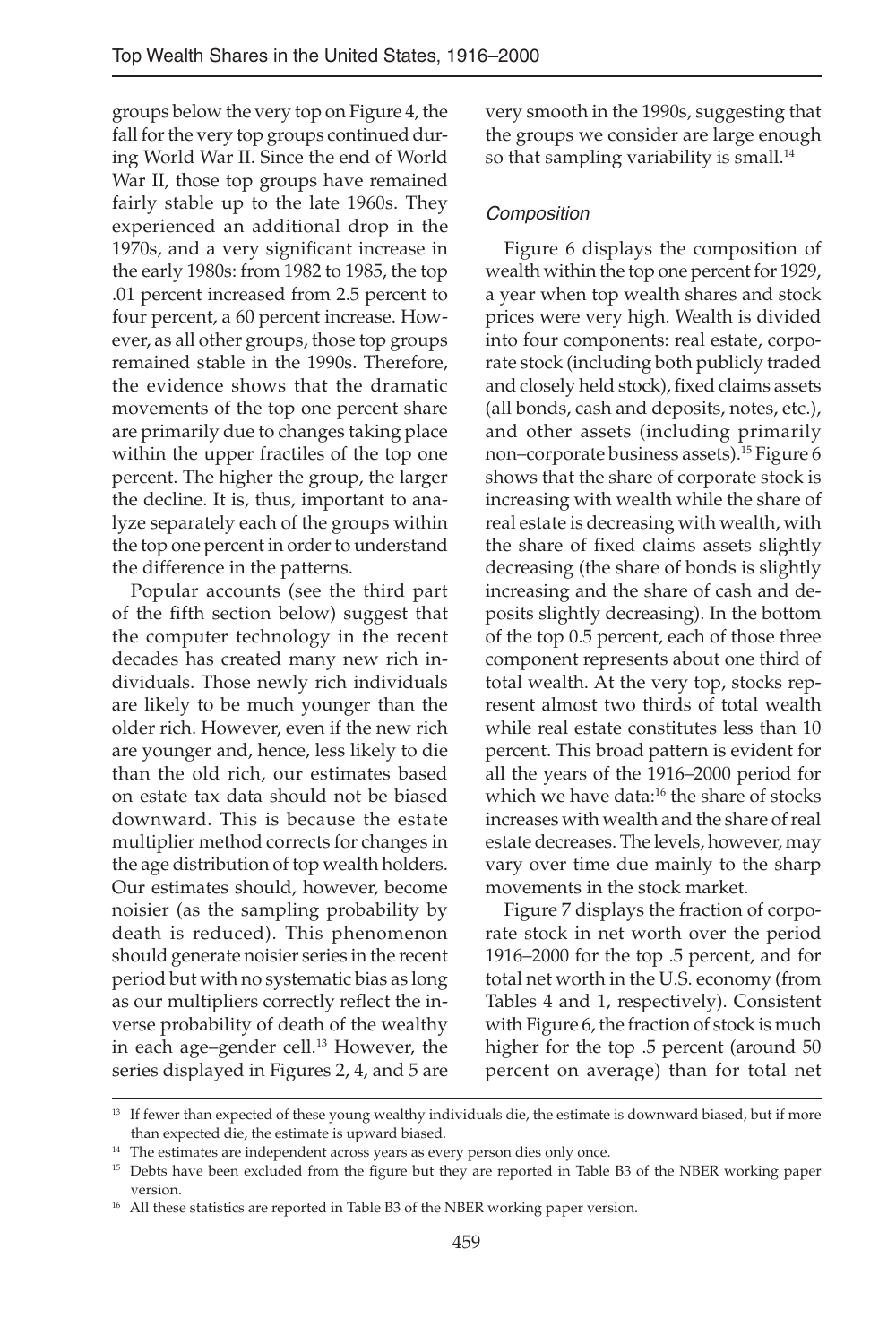groups below the very top on Figure 4, the fall for the very top groups continued during World War II. Since the end of World War II, those top groups have remained fairly stable up to the late 1960s. They experienced an additional drop in the 1970s, and a very significant increase in the early 1980s: from 1982 to 1985, the top .01 percent increased from 2.5 percent to four percent, a 60 percent increase. However, as all other groups, those top groups remained stable in the 1990s. Therefore, the evidence shows that the dramatic movements of the top one percent share are primarily due to changes taking place within the upper fractiles of the top one percent. The higher the group, the larger the decline. It is, thus, important to analyze separately each of the groups within the top one percent in order to understand the difference in the patterns.

Popular accounts (see the third part of the fifth section below) suggest that the computer technology in the recent decades has created many new rich individuals. Those newly rich individuals are likely to be much younger than the older rich. However, even if the new rich are younger and, hence, less likely to die than the old rich, our estimates based on estate tax data should not be biased downward. This is because the estate multiplier method corrects for changes in the age distribution of top wealth holders. Our estimates should, however, become noisier (as the sampling probability by death is reduced). This phenomenon should generate noisier series in the recent period but with no systematic bias as long as our multipliers correctly reflect the inverse probability of death of the wealthy in each age–gender cell.[13] However, the series displayed in Figures 2, 4, and 5 are very smooth in the 1990s, suggesting that the groups we consider are large enough so that sampling variability is small.[14]

### *Composition*

Figure 6 displays the composition of wealth within the top one percent for 1929, a year when top wealth shares and stock prices were very high. Wealth is divided into four components: real estate, corporate stock (including both publicly traded and closely held stock), fixed claims assets (all bonds, cash and deposits, notes, etc.), and other assets (including primarily non–corporate business assets).[15] Figure 6 shows that the share of corporate stock is increasing with wealth while the share of real estate is decreasing with wealth, with the share of fixed claims assets slightly decreasing (the share of bonds is slightly increasing and the share of cash and deposits slightly decreasing). In the bottom of the top 0.5 percent, each of those three component represents about one third of total wealth. At the very top, stocks represent almost two thirds of total wealth while real estate constitutes less than 10 percent. This broad pattern is evident for all the years of the 1916–2000 period for which we have data:[16] the share of stocks increases with wealth and the share of real estate decreases. The levels, however, may vary over time due mainly to the sharp movements in the stock market.

Figure 7 displays the fraction of corporate stock in net worth over the period 1916–2000 for the top .5 percent, and for total net worth in the U.S. economy (from Tables 4 and 1, respectively). Consistent with Figure 6, the fraction of stock is much higher for the top .5 percent (around 50 percent on average) than for total net

---

[13] If fewer than expected of these young wealthy individuals die, the estimate is downward biased, but if more than expected die, the estimate is upward biased.

[14] The estimates are independent across years as every person dies only once.

[15] Debts have been excluded from the figure but they are reported in Table B3 of the NBER working paper version.

[16] All these statistics are reported in Table B3 of the NBER working paper version.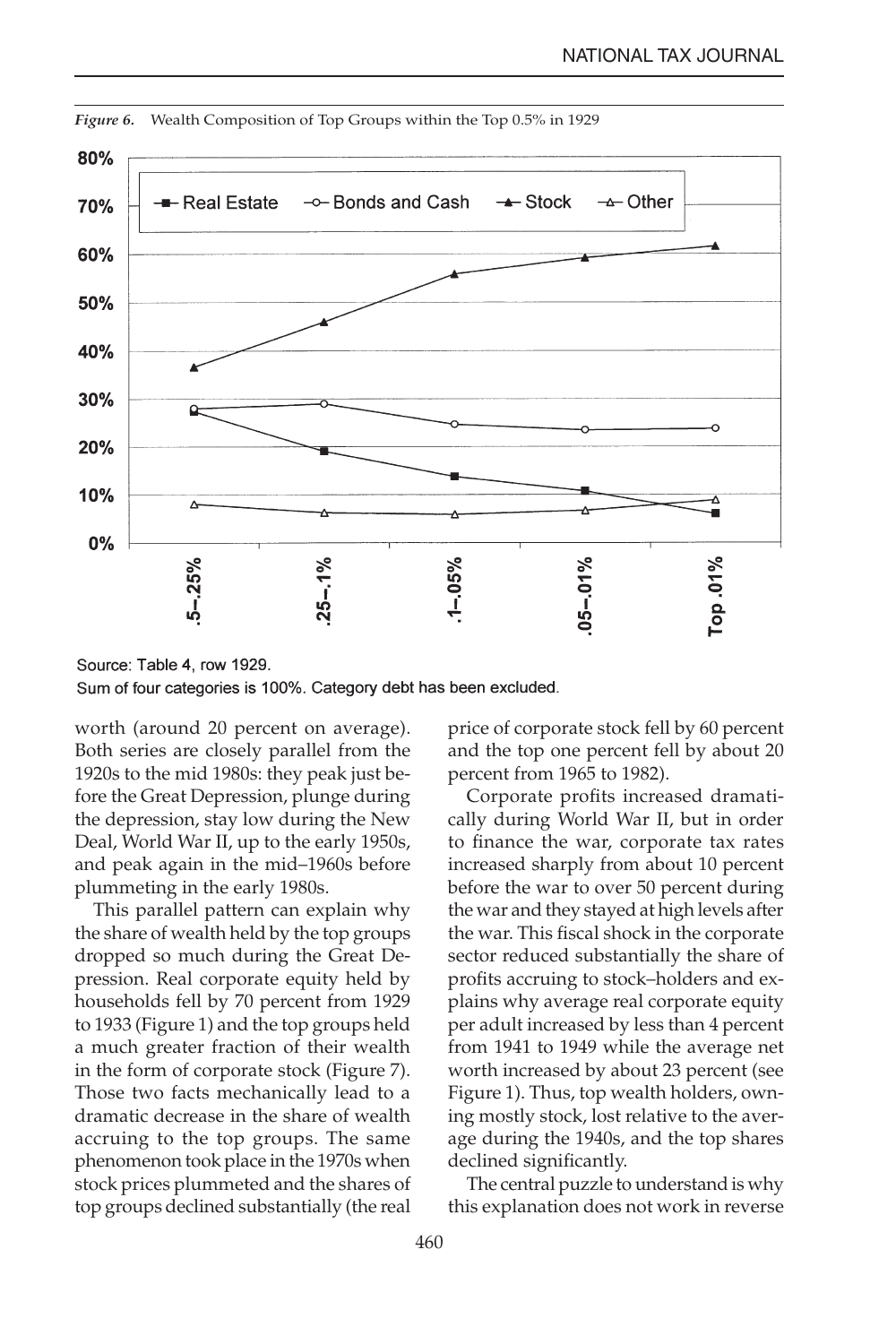*Figure 6.* Wealth Composition of Top Groups within the Top 0.5% in 1929

Source: Table 4, row 1929.
Sum of four categories is 100%. Category debt has been excluded.

worth (around 20 percent on average). Both series are closely parallel from the 1920s to the mid 1980s: they peak just before the Great Depression, plunge during the depression, stay low during the New Deal, World War II, up to the early 1950s, and peak again in the mid–1960s before plummeting in the early 1980s.

This parallel pattern can explain why the share of wealth held by the top groups dropped so much during the Great Depression. Real corporate equity held by households fell by 70 percent from 1929 to 1933 (Figure 1) and the top groups held a much greater fraction of their wealth in the form of corporate stock (Figure 7). Those two facts mechanically lead to a dramatic decrease in the share of wealth accruing to the top groups. The same phenomenon took place in the 1970s when stock prices plummeted and the shares of top groups declined substantially (the real price of corporate stock fell by 60 percent and the top one percent fell by about 20 percent from 1965 to 1982).

Corporate profits increased dramatically during World War II, but in order to finance the war, corporate tax rates increased sharply from about 10 percent before the war to over 50 percent during the war and they stayed at high levels after the war. This fiscal shock in the corporate sector reduced substantially the share of profits accruing to stock–holders and explains why average real corporate equity per adult increased by less than 4 percent from 1941 to 1949 while the average net worth increased by about 23 percent (see Figure 1). Thus, top wealth holders, owning mostly stock, lost relative to the average during the 1940s, and the top shares declined significantly.

The central puzzle to understand is why this explanation does not work in reverse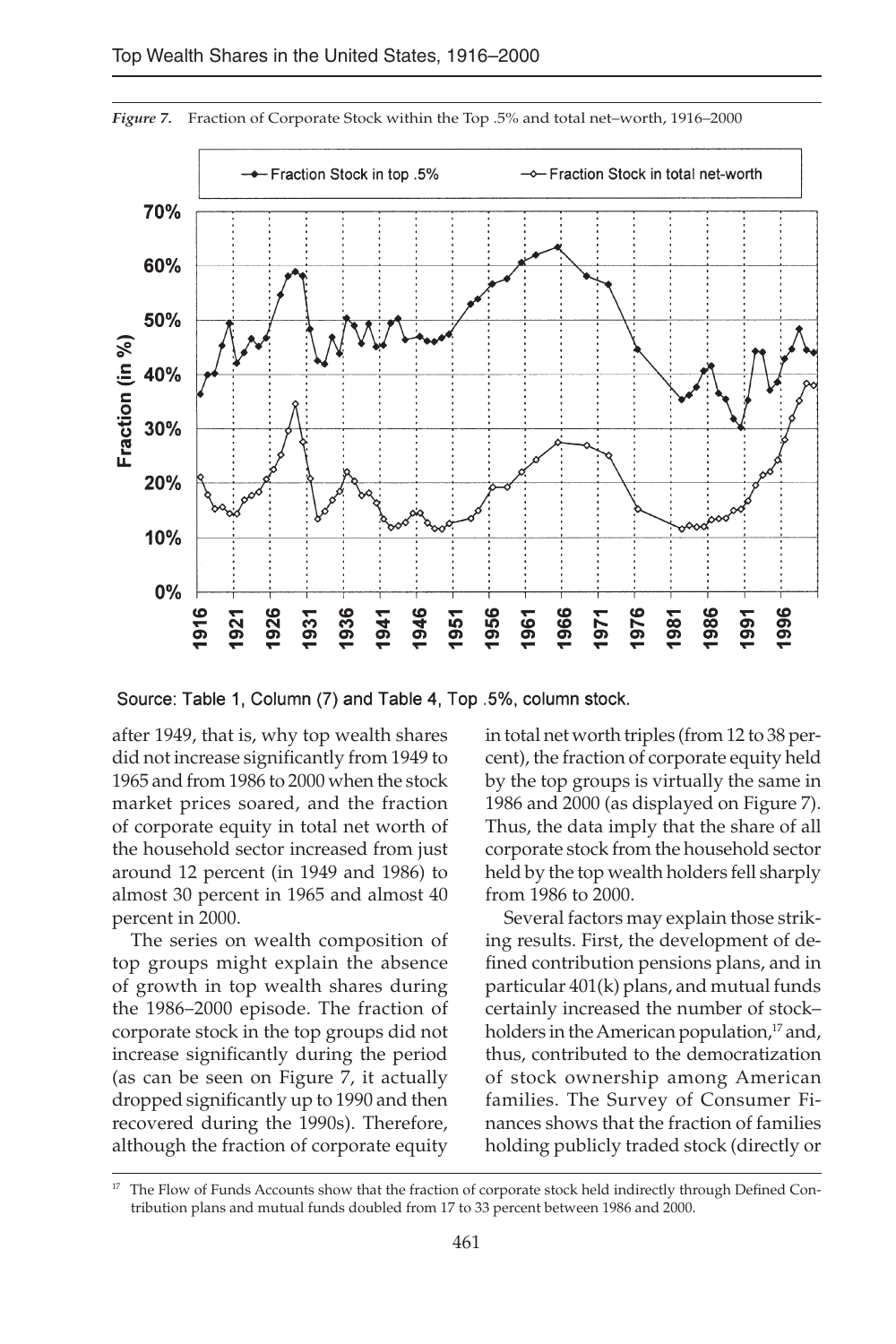*Figure 7.* Fraction of Corporate Stock within the Top .5% and total net–worth, 1916–2000

Source: Table 1, Column (7) and Table 4, Top .5%, column stock.

after 1949, that is, why top wealth shares did not increase significantly from 1949 to 1965 and from 1986 to 2000 when the stock market prices soared, and the fraction of corporate equity in total net worth of the household sector increased from just around 12 percent (in 1949 and 1986) to almost 30 percent in 1965 and almost 40 percent in 2000.

The series on wealth composition of top groups might explain the absence of growth in top wealth shares during the 1986–2000 episode. The fraction of corporate stock in the top groups did not increase significantly during the period (as can be seen on Figure 7, it actually dropped significantly up to 1990 and then recovered during the 1990s). Therefore, although the fraction of corporate equity in total net worth triples (from 12 to 38 percent), the fraction of corporate equity held by the top groups is virtually the same in 1986 and 2000 (as displayed on Figure 7). Thus, the data imply that the share of all corporate stock from the household sector held by the top wealth holders fell sharply from 1986 to 2000.

Several factors may explain those striking results. First, the development of defined contribution pensions plans, and in particular 401(k) plans, and mutual funds certainly increased the number of stock–holders in the American population,[17] and, thus, contributed to the democratization of stock ownership among American families. The Survey of Consumer Finances shows that the fraction of families holding publicly traded stock (directly or

[17] The Flow of Funds Accounts show that the fraction of corporate stock held indirectly through Defined Contribution plans and mutual funds doubled from 17 to 33 percent between 1986 and 2000.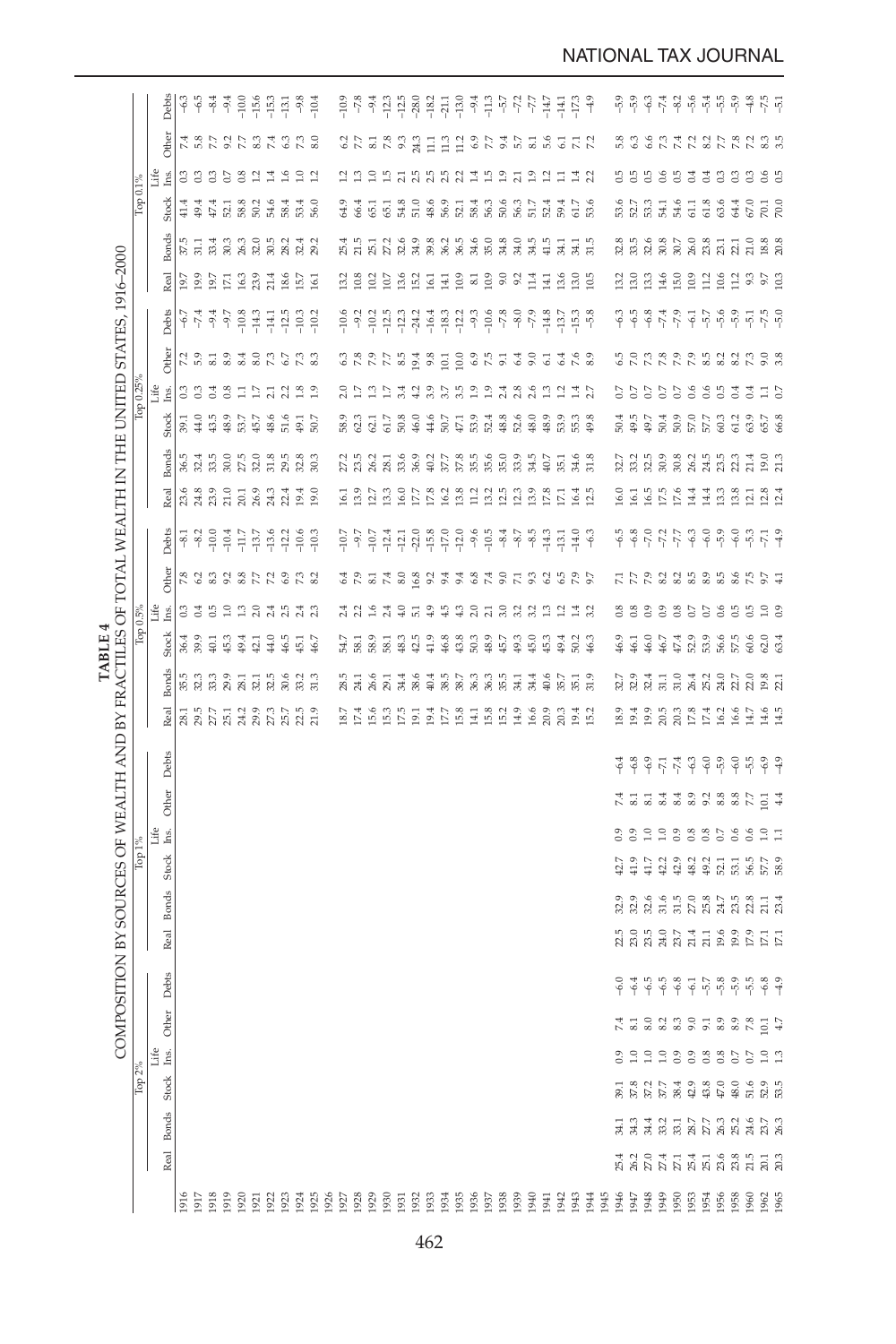**TABLE 4**

**COMPOSITION BY SOURCES OF WEALTH AND BY FRACTILES OF TOTAL WEALTH IN THE UNITED STATES, 1916–2000**

| | Top 2% | | | | | | Top 1% | | | | | | Top 0.5% | | | | | | Top 0.25% | | | | | | Top 0.1% | | | | | |
|---|---|---|---|---|---|---|---|---|---|---|---|---|---|---|---|---|---|---|---|---|---|---|---|---|---|---|---|---|---|---|
| | Real | Bonds | Stock | Life Ins. | Other | Debts | Real | Bonds | Stock | Life Ins. | Other | Debts | Real | Bonds | Stock | Life Ins. | Other | Debts | Real | Bonds | Stock | Life Ins. | Other | Debts | Real | Bonds | Stock | Life Ins. | Other | Debts |
| 1916 | | | | | | | | | | | | | 28.1 | 35.5 | 36.4 | 0.3 | 7.8 | –8.1 | 23.6 | 36.5 | 39.1 | 0.3 | 7.2 | –6.7 | 19.7 | 37.5 | 41.4 | 0.3 | 7.4 | –6.3 |
| 1917 | | | | | | | | | | | | | 29.5 | 32.3 | 39.9 | 0.4 | 6.2 | –8.2 | 24.8 | 32.4 | 44.0 | 0.3 | 5.9 | –7.4 | 19.9 | 31.1 | 49.4 | 0.3 | 5.8 | –6.5 |
| 1918 | | | | | | | | | | | | | 27.7 | 33.3 | 40.1 | 0.5 | 8.3 | –10.0 | 23.9 | 33.5 | 43.5 | 0.4 | 8.1 | –9.4 | 19.7 | 33.4 | 47.4 | 0.3 | 7.7 | –8.4 |
| 1919 | | | | | | | | | | | | | 25.1 | 29.9 | 45.3 | 1.0 | 9.2 | –10.4 | 21.0 | 30.0 | 48.9 | 0.8 | 8.9 | –9.7 | 17.1 | 30.3 | 52.1 | 0.7 | 9.2 | –9.4 |
| 1920 | | | | | | | | | | | | | 24.2 | 28.1 | 49.4 | 1.3 | 8.8 | –11.7 | 20.1 | 27.5 | 53.7 | 1.1 | 8.4 | –10.8 | 16.3 | 26.3 | 58.8 | 0.8 | 7.7 | –10.0 |
| 1921 | | | | | | | | | | | | | 29.9 | 32.1 | 42.1 | 2.0 | 7.7 | –13.7 | 26.9 | 32.0 | 45.7 | 1.7 | 8.0 | –14.3 | 23.9 | 32.0 | 50.2 | 1.2 | 8.3 | –15.6 |
| 1922 | | | | | | | | | | | | | 27.3 | 32.5 | 44.0 | 2.4 | 7.2 | –13.6 | 24.3 | 31.8 | 48.6 | 2.1 | 7.3 | –14.1 | 21.4 | 30.5 | 54.6 | 1.4 | 7.4 | –15.3 |
| 1923 | | | | | | | | | | | | | 25.7 | 30.6 | 46.5 | 2.5 | 6.9 | –12.2 | 22.4 | 29.5 | 51.6 | 2.2 | 6.7 | –12.5 | 18.6 | 28.2 | 58.4 | 1.6 | 6.3 | –13.1 |
| 1924 | | | | | | | | | | | | | 22.5 | 33.2 | 45.1 | 2.4 | 7.3 | –10.6 | 19.4 | 32.8 | 49.1 | 1.8 | 7.3 | –10.3 | 15.7 | 32.4 | 53.4 | 1.0 | 7.3 | –9.8 |
| 1925 | | | | | | | | | | | | | 21.9 | 31.3 | 46.7 | 2.3 | 8.2 | –10.3 | 19.0 | 30.3 | 50.7 | 1.9 | 8.3 | –10.2 | 16.1 | 29.2 | 56.0 | 1.2 | 8.0 | –10.4 |
| 1926 | | | | | | | | | | | | | | | | | | | | | | | | | | | | | | |
| 1927 | | | | | | | | | | | | | 18.7 | 28.5 | 54.7 | 2.4 | 6.4 | –10.7 | 16.1 | 27.2 | 58.9 | 2.0 | 6.3 | –10.6 | 13.2 | 25.4 | 64.9 | 1.2 | 6.2 | –10.9 |
| 1928 | | | | | | | | | | | | | 17.4 | 24.1 | 58.1 | 2.2 | 7.9 | –9.7 | 13.9 | 23.5 | 62.3 | 1.7 | 7.8 | –9.2 | 10.8 | 21.5 | 66.4 | 1.3 | 7.7 | –7.8 |
| 1929 | | | | | | | | | | | | | 15.6 | 26.6 | 58.9 | 1.6 | 8.1 | –10.7 | 12.7 | 26.2 | 62.1 | 1.3 | 7.9 | –10.2 | 10.2 | 25.1 | 65.1 | 1.0 | 8.1 | –9.4 |
| 1930 | | | | | | | | | | | | | 15.3 | 29.1 | 58.1 | 2.4 | 7.4 | –12.4 | 13.3 | 28.1 | 61.7 | 1.7 | 7.7 | –12.5 | 10.7 | 27.2 | 65.1 | 1.5 | 7.8 | –12.3 |
| 1931 | | | | | | | | | | | | | 17.5 | 34.4 | 48.3 | 4.0 | 8.0 | –12.1 | 16.0 | 33.6 | 50.8 | 3.4 | 8.5 | –12.3 | 13.6 | 32.6 | 54.8 | 2.1 | 9.3 | –12.5 |
| 1932 | | | | | | | | | | | | | 19.1 | 38.6 | 42.5 | 5.1 | 16.8 | –22.0 | 17.7 | 36.9 | 46.0 | 4.2 | 19.4 | –24.2 | 15.2 | 34.9 | 51.0 | 2.5 | 24.3 | –28.0 |
| 1933 | | | | | | | | | | | | | 19.4 | 40.4 | 41.9 | 4.9 | 9.2 | –15.8 | 17.8 | 40.2 | 44.6 | 3.9 | 9.8 | –16.4 | 16.1 | 39.8 | 48.6 | 2.5 | 11.1 | –18.2 |
| 1934 | | | | | | | | | | | | | 17.7 | 38.5 | 46.8 | 4.5 | 9.4 | –17.0 | 16.2 | 37.7 | 50.7 | 3.7 | 10.1 | –18.3 | 14.1 | 36.2 | 56.9 | 2.5 | 11.3 | –21.1 |
| 1935 | | | | | | | | | | | | | 15.8 | 38.7 | 43.8 | 4.3 | 9.4 | –12.0 | 13.8 | 37.8 | 47.1 | 3.5 | 10.0 | –12.2 | 10.9 | 36.5 | 52.1 | 2.2 | 11.2 | –13.0 |
| 1936 | | | | | | | | | | | | | 14.1 | 36.3 | 50.3 | 2.0 | 6.8 | –9.6 | 11.2 | 35.5 | 53.9 | 1.9 | 6.9 | –9.3 | 8.1 | 34.6 | 58.4 | 1.4 | 6.9 | –9.4 |
| 1937 | | | | | | | | | | | | | 15.8 | 36.3 | 48.9 | 2.1 | 7.4 | –10.5 | 13.2 | 35.6 | 52.4 | 1.9 | 7.5 | –10.6 | 10.9 | 35.0 | 56.3 | 1.5 | 7.7 | –11.3 |
| 1938 | | | | | | | | | | | | | 15.2 | 35.5 | 45.7 | 3.0 | 9.0 | –8.4 | 12.5 | 35.0 | 48.8 | 2.4 | 9.1 | –7.8 | 9.0 | 34.8 | 50.6 | 1.9 | 9.4 | –5.7 |
| 1939 | | | | | | | | | | | | | 14.9 | 34.1 | 49.3 | 3.2 | 7.1 | –8.7 | 12.3 | 33.9 | 52.6 | 2.8 | 6.4 | –8.0 | 9.2 | 34.0 | 56.3 | 2.1 | 5.7 | –7.2 |
| 1940 | | | | | | | | | | | | | 16.6 | 34.4 | 45.0 | 3.2 | 9.3 | –8.5 | 13.9 | 34.5 | 48.0 | 2.6 | 9.0 | –7.9 | 11.4 | 34.5 | 51.7 | 1.9 | 8.1 | –7.7 |
| 1941 | | | | | | | | | | | | | 20.9 | 40.6 | 45.3 | 1.3 | 6.2 | –14.3 | 17.8 | 40.7 | 48.9 | 1.3 | 6.1 | –14.8 | 14.1 | 41.5 | 52.4 | 1.2 | 5.6 | –14.7 |
| 1942 | | | | | | | | | | | | | 20.3 | 35.7 | 49.4 | 1.2 | 6.5 | –13.1 | 17.1 | 35.1 | 53.9 | 1.2 | 6.4 | –13.7 | 13.6 | 34.1 | 59.4 | 1.1 | 6.1 | –14.1 |
| 1943 | | | | | | | | | | | | | 19.4 | 35.1 | 50.2 | 1.4 | 7.9 | –14.0 | 16.4 | 34.6 | 55.3 | 1.4 | 7.6 | –15.3 | 13.0 | 34.1 | 61.7 | 1.4 | 7.1 | –17.3 |
| 1944 | | | | | | | | | | | | | 15.2 | 31.9 | 46.3 | 3.2 | 9.7 | –6.3 | 12.5 | 31.8 | 49.8 | 2.7 | 8.9 | –5.8 | 10.5 | 31.5 | 53.6 | 2.2 | 7.2 | –4.9 |
| 1945 | | | | | | | | | | | | | | | | | | | | | | | | | | | | | | |
| 1946 | 25.4 | 34.1 | 39.1 | 0.9 | 7.4 | –6.0 | 22.5 | 32.9 | 42.7 | 0.9 | 7.4 | –6.4 | 18.9 | 32.7 | 46.9 | 0.8 | 7.1 | –6.5 | 16.0 | 32.7 | 50.4 | 0.7 | 6.5 | –6.3 | 13.2 | 32.8 | 53.6 | 0.5 | 5.8 | –5.9 |
| 1947 | 26.2 | 34.3 | 37.8 | 1.0 | 8.1 | –6.4 | 23.0 | 32.9 | 41.9 | 0.9 | 8.1 | –6.8 | 19.4 | 32.9 | 46.1 | 0.8 | 7.7 | –6.8 | 16.1 | 33.2 | 49.5 | 0.7 | 7.0 | –6.5 | 13.0 | 33.5 | 52.7 | 0.5 | 6.3 | –5.9 |
| 1948 | 27.0 | 34.4 | 37.2 | 1.0 | 8.0 | –6.5 | 23.5 | 32.6 | 41.7 | 1.0 | 8.1 | –6.9 | 19.9 | 32.4 | 46.0 | 0.9 | 7.9 | –7.0 | 16.5 | 32.5 | 49.7 | 0.7 | 7.3 | –6.8 | 13.3 | 32.6 | 53.3 | 0.5 | 6.6 | –6.3 |
| 1949 | 27.4 | 33.2 | 37.7 | 1.0 | 8.2 | –6.5 | 24.0 | 31.6 | 42.2 | 1.0 | 8.4 | –7.1 | 20.5 | 31.1 | 46.7 | 0.9 | 8.2 | –7.2 | 17.5 | 30.9 | 50.4 | 0.7 | 7.8 | –7.4 | 14.6 | 30.8 | 54.1 | 0.6 | 7.3 | –7.4 |
| 1950 | 27.1 | 33.1 | 38.4 | 0.9 | 8.3 | –6.8 | 23.7 | 31.5 | 42.9 | 0.9 | 8.4 | –7.4 | 20.3 | 31.0 | 47.4 | 0.8 | 8.2 | –7.7 | 17.6 | 30.8 | 50.9 | 0.7 | 7.9 | –7.9 | 15.0 | 30.7 | 54.6 | 0.5 | 7.4 | –8.2 |
| 1953 | 25.4 | 28.7 | 42.9 | 0.9 | 9.0 | –6.1 | 21.4 | 27.0 | 48.2 | 0.8 | 8.9 | –6.3 | 17.8 | 26.4 | 52.9 | 0.7 | 8.5 | –6.3 | 14.4 | 26.2 | 57.0 | 0.6 | 7.9 | –6.1 | 10.9 | 26.0 | 61.1 | 0.4 | 7.2 | –5.6 |
| 1954 | 25.1 | 27.7 | 43.8 | 0.8 | 9.1 | –5.7 | 21.1 | 25.8 | 49.2 | 0.8 | 9.2 | –6.0 | 17.4 | 25.2 | 53.9 | 0.7 | 8.9 | –6.0 | 14.4 | 24.5 | 57.7 | 0.6 | 8.5 | –5.7 | 11.2 | 23.8 | 61.8 | 0.4 | 8.2 | –5.4 |
| 1956 | 23.6 | 26.3 | 47.0 | 0.8 | 8.9 | –5.8 | 19.6 | 24.7 | 52.1 | 0.7 | 8.8 | –5.9 | 16.2 | 24.0 | 56.6 | 0.6 | 8.5 | –5.9 | 13.3 | 23.5 | 60.3 | 0.5 | 8.2 | –5.6 | 10.6 | 23.1 | 63.6 | 0.3 | 7.7 | –5.5 |
| 1958 | 23.8 | 25.2 | 48.0 | 0.7 | 8.9 | –5.9 | 19.9 | 23.5 | 53.1 | 0.6 | 8.8 | –6.0 | 16.6 | 22.7 | 57.5 | 0.5 | 8.6 | –6.0 | 13.8 | 22.3 | 61.2 | 0.4 | 8.2 | –5.9 | 11.2 | 22.1 | 64.4 | 0.3 | 7.8 | –5.9 |
| 1960 | 21.5 | 24.6 | 51.6 | 0.7 | 7.8 | –5.5 | 17.9 | 22.8 | 56.5 | 0.6 | 7.7 | –5.5 | 14.7 | 22.0 | 60.6 | 0.5 | 7.5 | –5.3 | 12.1 | 21.4 | 63.9 | 0.4 | 7.3 | –5.1 | 9.3 | 21.0 | 67.0 | 0.3 | 7.2 | –4.8 |
| 1962 | 20.1 | 23.7 | 52.9 | 1.0 | 10.1 | –6.8 | 17.1 | 21.1 | 57.7 | 1.0 | 10.1 | –6.9 | 14.6 | 19.8 | 62.0 | 1.0 | 9.7 | –7.1 | 12.8 | 19.0 | 65.7 | 1.1 | 9.0 | –7.5 | 9.7 | 18.8 | 70.1 | 0.6 | 8.3 | –7.5 |
| 1965 | 20.3 | 26.3 | 53.5 | 1.3 | 4.7 | –4.9 | 17.1 | 23.4 | 58.9 | 1.1 | 4.4 | –4.9 | 14.5 | 22.1 | 63.4 | 0.9 | 4.1 | –4.9 | 12.4 | 21.3 | 66.8 | 0.7 | 3.8 | –5.0 | 10.3 | 20.8 | 70.0 | 0.5 | 3.5 | –5.1 |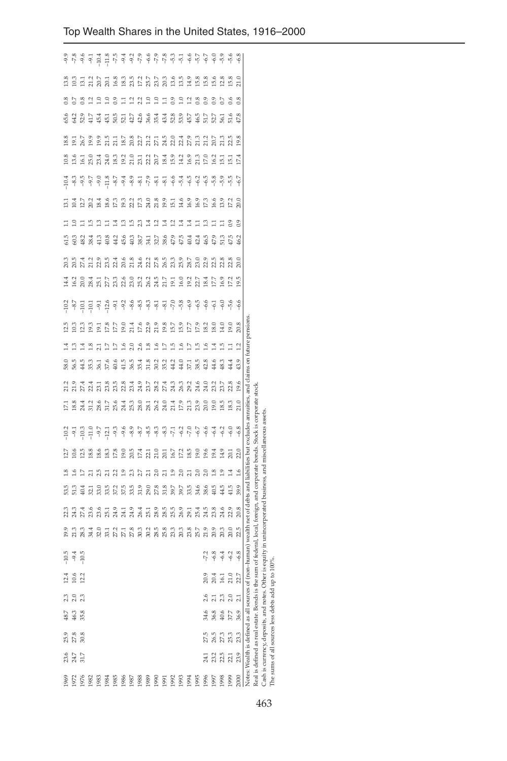| | | | | | | | | | | | | | | | | | | | | | | | | | | | | | |
|---|---|---|---|---|---|---|---|---|---|---|---|---|---|---|---|---|---|---|---|---|---|---|---|---|---|---|---|---|---|
| 1969 | 23.6 | 25.9 | 48.7 | 2.3 | 12.4 | −10.5 | 19.9 | 22.3 | 53.5 | 1.8 | 12.7 | −10.2 | 17.1 | 21.2 | 58.0 | 1.4 | 12.5 | −10.2 | 14.4 | 20.3 | 61.5 | 1.1 | 13.1 | −10.4 | 10.8 | 18.8 | 65.6 | 0.8 | 13.8 | −9.9 |
| 1972 | 24.7 | 27.8 | 46.3 | 2.0 | 10.6 | −9.4 | 21.3 | 24.3 | 51.3 | 1.6 | 10.6 | −9.1 | 18.8 | 21.9 | 56.5 | 1.3 | 10.3 | −8.7 | 16.2 | 20.5 | 60.3 | 1.0 | 10.4 | −8.3 | 13.6 | 19.1 | 64.2 | 0.7 | 10.3 | −7.8 |
| 1976 | 31.7 | 30.8 | 35.8 | 2.3 | 12.2 | −10.5 | 28.3 | 27.4 | 40.4 | 1.7 | 12.5 | −10.3 | 24.4 | 27.4 | 44.5 | 1.4 | 12.3 | −10.1 | 20.0 | 27.4 | 48.2 | 1.1 | 12.7 | −9.5 | 16.1 | 26.7 | 52.9 | 0.8 | 13.1 | −9.6 |
| 1982 | | | | | | | 34.4 | 23.6 | 32.1 | 2.1 | 18.8 | −11.0 | 31.2 | 22.4 | 35.3 | 1.8 | 19.3 | −10.1 | 28.4 | 21.2 | 38.4 | 1.5 | 20.2 | −9.7 | 25.0 | 19.9 | 41.7 | 1.2 | 21.2 | −9.1 |
| 1983 | | | | | | | 32.0 | 23.6 | 33.0 | 2.5 | 18.6 | −9.7 | 28.6 | 23.1 | 36.1 | 2.1 | 19.1 | −9.1 | 25.1 | 22.9 | 41.3 | 1.3 | 18.4 | −9.0 | 23.4 | 19.9 | 45.4 | 1.0 | 20.7 | −10.4 |
| 1984 | | | | | | | 33.1 | 25.1 | 33.5 | 2.1 | 18.3 | −12.1 | 31.7 | 23.8 | 37.6 | 1.7 | 17.8 | −12.6 | 27.7 | 23.5 | 40.8 | 1.1 | 18.6 | −11.8 | 24.0 | 21.5 | 45.1 | 1.0 | 20.1 | −11.8 |
| 1985 | | | | | | | 27.2 | 24.9 | 37.2 | 2.2 | 17.8 | −9.3 | 25.6 | 23.5 | 40.6 | 1.7 | 17.7 | −9.1 | 23.3 | 22.4 | 44.2 | 1.4 | 17.3 | −8.7 | 18.3 | 21.1 | 50.5 | 0.9 | 16.8 | −7.5 |
| 1986 | | | | | | | 27.1 | 24.1 | 37.5 | 1.9 | 19.0 | −9.6 | 24.4 | 22.8 | 41.5 | 1.6 | 19.0 | −9.2 | 22.6 | 20.6 | 45.6 | 1.3 | 19.3 | −9.4 | 19.2 | 18.7 | 52.1 | 1.1 | 18.3 | −9.4 |
| 1987 | | | | | | | 27.8 | 24.9 | 33.5 | 2.3 | 20.5 | −8.9 | 25.3 | 23.4 | 36.5 | 2.0 | 21.4 | −8.6 | 23.0 | 21.8 | 40.3 | 1.5 | 22.2 | −8.9 | 21.0 | 20.8 | 42.7 | 1.2 | 23.5 | −9.2 |
| 1988 | | | | | | | 30.3 | 26.4 | 31.9 | 2.7 | 17.4 | −8.7 | 28.0 | 24.9 | 35.4 | 2.6 | 17.6 | −8.5 | 25.2 | 24.6 | 38.7 | 2.3 | 17.3 | −8.1 | 23.1 | 22.7 | 42.6 | 2.2 | 17.2 | −7.9 |
| 1989 | | | | | | | 30.2 | 25.1 | 29.0 | 2.1 | 22.1 | −8.5 | 28.1 | 23.7 | 31.8 | 1.8 | 22.9 | −8.3 | 26.2 | 22.2 | 34.1 | 1.4 | 24.0 | −7.9 | 22.2 | 21.2 | 36.6 | 1.0 | 25.7 | −6.6 |
| 1990 | | | | | | | 28.5 | 28.9 | 27.8 | 2.0 | 21.0 | −8.3 | 26.2 | 28.2 | 30.2 | 1.6 | 21.9 | −8.1 | 24.5 | 27.8 | 32.7 | 1.2 | 21.8 | −8.1 | 20.7 | 27.1 | 35.4 | 1.0 | 23.7 | −7.9 |
| 1991 | | | | | | | 25.8 | 28.5 | 31.8 | 2.1 | 20.1 | −8.3 | 24.0 | 27.4 | 35.2 | 1.7 | 19.8 | −8.1 | 21.7 | 26.5 | 38.6 | 1.4 | 19.9 | −8.1 | 18.4 | 24.5 | 43.4 | 1.1 | 20.3 | −7.8 |
| 1992 | | | | | | | 23.3 | 25.5 | 39.7 | 1.9 | 16.7 | −7.1 | 21.4 | 24.3 | 44.2 | 1.5 | 15.7 | −7.0 | 19.1 | 23.3 | 47.9 | 1.2 | 15.1 | −6.6 | 15.9 | 22.0 | 52.8 | 0.9 | 13.6 | −5.3 |
| 1993 | | | | | | | 20.3 | 26.9 | 39.7 | 2.0 | 17.2 | −6.2 | 17.9 | 26.3 | 44.0 | 1.6 | 15.9 | −5.8 | 16.0 | 25.9 | 47.5 | 1.4 | 14.6 | −5.4 | 14.2 | 22.4 | 53.9 | 1.0 | 13.5 | −5.1 |
| 1994 | | | | | | | 23.8 | 29.1 | 33.5 | 2.1 | 18.5 | −7.0 | 21.3 | 29.2 | 37.1 | 1.7 | 17.7 | −6.9 | 19.2 | 28.7 | 40.4 | 1.4 | 16.9 | −6.5 | 16.9 | 27.9 | 45.7 | 1.2 | 14.9 | −6.6 |
| 1995 | | | | | | | 25.7 | 25.4 | 34.6 | 2.0 | 19.0 | −6.7 | 23.9 | 24.6 | 38.5 | 1.5 | 17.9 | −6.5 | 22.7 | 23.0 | 42.4 | 1.1 | 16.9 | −6.2 | 21.3 | 21.3 | 46.5 | 0.8 | 15.8 | −5.7 |
| 1996 | 24.1 | 27.5 | 34.6 | 2.6 | 20.9 | −7.2 | 21.9 | 24.5 | 38.6 | 2.0 | 19.6 | −6.6 | 20.0 | 24.0 | 42.8 | 1.6 | 18.2 | −6.6 | 18.4 | 22.9 | 46.5 | 1.3 | 17.3 | −6.5 | 17.0 | 21.2 | 51.7 | 0.9 | 15.8 | −6.7 |
| 1997 | 23.2 | 26.5 | 36.8 | 2.1 | 20.4 | −6.8 | 20.9 | 23.8 | 40.5 | 1.8 | 19.4 | −6.4 | 19.0 | 23.2 | 44.6 | 1.4 | 18.0 | −6.1 | 17.7 | 22.5 | 47.9 | 1.1 | 16.6 | −5.8 | 16.2 | 20.7 | 52.7 | 0.9 | 15.6 | −6.0 |
| 1998 | 22.5 | 27.3 | 40.6 | 2.3 | 16.1 | −6.4 | 20.3 | 24.6 | 44.5 | 1.9 | 14.9 | −6.2 | 18.5 | 23.7 | 48.3 | 1.5 | 14.0 | −6.0 | 16.9 | 22.8 | 51.3 | 1.1 | 13.9 | −5.9 | 15.1 | 21.3 | 56.1 | 0.7 | 12.8 | −5.9 |
| 1999 | 22.1 | 25.3 | 37.7 | 2.0 | 21.0 | −6.2 | 20.0 | 22.9 | 41.5 | 1.4 | 20.1 | −6.0 | 18.3 | 22.8 | 44.4 | 1.1 | 19.0 | −5.6 | 17.2 | 22.8 | 47.5 | 0.9 | 17.2 | −5.5 | 15.1 | 22.5 | 51.6 | 0.6 | 15.8 | −5.6 |
| 2000 | 23.9 | 23.3 | 36.9 | 2.1 | 22.7 | −6.8 | 22.5 | 20.8 | 39.9 | 1.6 | 22.0 | −6.8 | 21.0 | 19.6 | 43.9 | 1.2 | 20.8 | −6.6 | 19.5 | 20.0 | 46.2 | 0.9 | 20.0 | −6.7 | 17.4 | 19.8 | 47.8 | 0.8 | 21.0 | −6.8 |

Notes: Wealth is defined as all sources of (non–human) wealth net of debts and liabilities but excludes annuities, and claims on future pensions.
Real is defined as real estate. Bonds is the sum of federal, local, foreign, and corporate bonds. Stock is corporate stock.
Cash is currency, deposits, and notes. Other is equity in unincorporated business, and miscellaneous assets.
The sums of all sources less debts add up to 100%.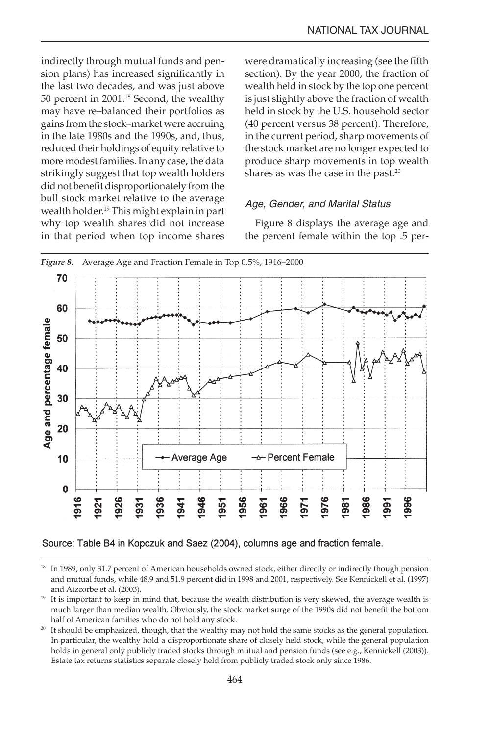indirectly through mutual funds and pension plans) has increased significantly in the last two decades, and was just above 50 percent in 2001.[18] Second, the wealthy may have re–balanced their portfolios as gains from the stock–market were accruing in the late 1980s and the 1990s, and, thus, reduced their holdings of equity relative to more modest families. In any case, the data strikingly suggest that top wealth holders did not benefit disproportionately from the bull stock market relative to the average wealth holder.[19] This might explain in part why top wealth shares did not increase in that period when top income shares were dramatically increasing (see the fifth section). By the year 2000, the fraction of wealth held in stock by the top one percent is just slightly above the fraction of wealth held in stock by the U.S. household sector (40 percent versus 38 percent). Therefore, in the current period, sharp movements of the stock market are no longer expected to produce sharp movements in top wealth shares as was the case in the past.[20]

### *Age, Gender, and Marital Status*

Figure 8 displays the average age and the percent female within the top .5 per-

*Figure 8.* Average Age and Fraction Female in Top 0.5%, 1916–2000

Source: Table B4 in Kopczuk and Saez (2004), columns age and fraction female.

[18] In 1989, only 31.7 percent of American households owned stock, either directly or indirectly though pension and mutual funds, while 48.9 and 51.9 percent did in 1998 and 2001, respectively. See Kennickell et al. (1997) and Aizcorbe et al. (2003).

[19] It is important to keep in mind that, because the wealth distribution is very skewed, the average wealth is much larger than median wealth. Obviously, the stock market surge of the 1990s did not benefit the bottom half of American families who do not hold any stock.

[20] It should be emphasized, though, that the wealthy may not hold the same stocks as the general population. In particular, the wealthy hold a disproportionate share of closely held stock, while the general population holds in general only publicly traded stocks through mutual and pension funds (see e.g., Kennickell (2003)). Estate tax returns statistics separate closely held from publicly traded stock only since 1986.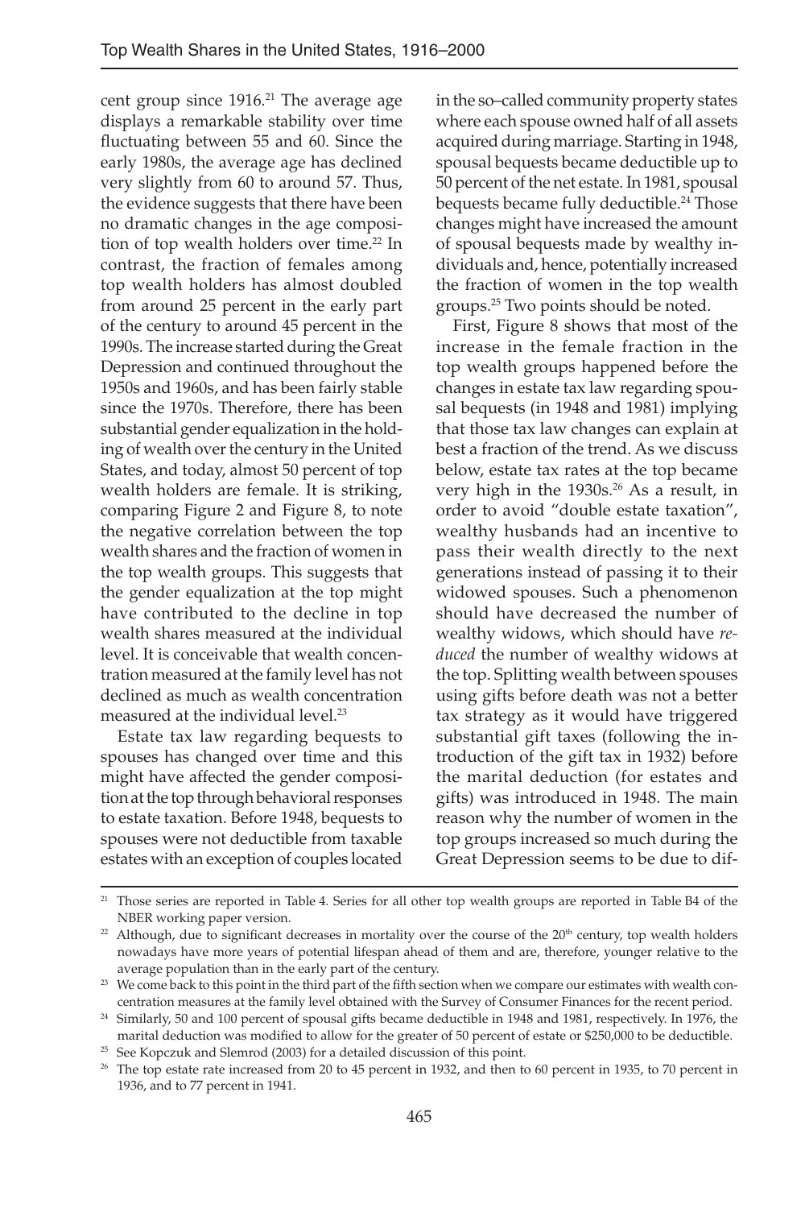cent group since 1916.[21] The average age displays a remarkable stability over time fluctuating between 55 and 60. Since the early 1980s, the average age has declined very slightly from 60 to around 57. Thus, the evidence suggests that there have been no dramatic changes in the age composition of top wealth holders over time.[22] In contrast, the fraction of females among top wealth holders has almost doubled from around 25 percent in the early part of the century to around 45 percent in the 1990s. The increase started during the Great Depression and continued throughout the 1950s and 1960s, and has been fairly stable since the 1970s. Therefore, there has been substantial gender equalization in the holding of wealth over the century in the United States, and today, almost 50 percent of top wealth holders are female. It is striking, comparing Figure 2 and Figure 8, to note the negative correlation between the top wealth shares and the fraction of women in the top wealth groups. This suggests that the gender equalization at the top might have contributed to the decline in top wealth shares measured at the individual level. It is conceivable that wealth concentration measured at the family level has not declined as much as wealth concentration measured at the individual level.[23]

Estate tax law regarding bequests to spouses has changed over time and this might have affected the gender composition at the top through behavioral responses to estate taxation. Before 1948, bequests to spouses were not deductible from taxable estates with an exception of couples located in the so–called community property states where each spouse owned half of all assets acquired during marriage. Starting in 1948, spousal bequests became deductible up to 50 percent of the net estate. In 1981, spousal bequests became fully deductible.[24] Those changes might have increased the amount of spousal bequests made by wealthy individuals and, hence, potentially increased the fraction of women in the top wealth groups.[25] Two points should be noted.

First, Figure 8 shows that most of the increase in the female fraction in the top wealth groups happened before the changes in estate tax law regarding spousal bequests (in 1948 and 1981) implying that those tax law changes can explain at best a fraction of the trend. As we discuss below, estate tax rates at the top became very high in the 1930s.[26] As a result, in order to avoid "double estate taxation", wealthy husbands had an incentive to pass their wealth directly to the next generations instead of passing it to their widowed spouses. Such a phenomenon should have decreased the number of wealthy widows, which should have *reduced* the number of wealthy widows at the top. Splitting wealth between spouses using gifts before death was not a better tax strategy as it would have triggered substantial gift taxes (following the introduction of the gift tax in 1932) before the marital deduction (for estates and gifts) was introduced in 1948. The main reason why the number of women in the top groups increased so much during the Great Depression seems to be due to dif-

---

[21] Those series are reported in Table 4. Series for all other top wealth groups are reported in Table B4 of the NBER working paper version.

[22] Although, due to significant decreases in mortality over the course of the 20th century, top wealth holders nowadays have more years of potential lifespan ahead of them and are, therefore, younger relative to the average population than in the early part of the century.

[23] We come back to this point in the third part of the fifth section when we compare our estimates with wealth concentration measures at the family level obtained with the Survey of Consumer Finances for the recent period.

[24] Similarly, 50 and 100 percent of spousal gifts became deductible in 1948 and 1981, respectively. In 1976, the marital deduction was modified to allow for the greater of 50 percent of estate or $250,000 to be deductible.

[25] See Kopczuk and Slemrod (2003) for a detailed discussion of this point.

[26] The top estate rate increased from 20 to 45 percent in 1932, and then to 60 percent in 1935, to 70 percent in 1936, and to 77 percent in 1941.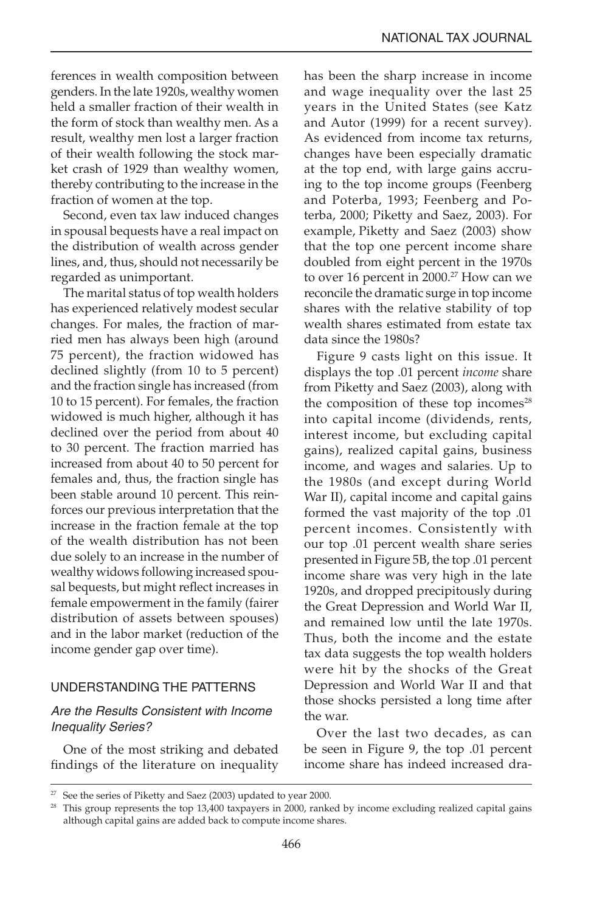ferences in wealth composition between genders. In the late 1920s, wealthy women held a smaller fraction of their wealth in the form of stock than wealthy men. As a result, wealthy men lost a larger fraction of their wealth following the stock market crash of 1929 than wealthy women, thereby contributing to the increase in the fraction of women at the top.

Second, even tax law induced changes in spousal bequests have a real impact on the distribution of wealth across gender lines, and, thus, should not necessarily be regarded as unimportant.

The marital status of top wealth holders has experienced relatively modest secular changes. For males, the fraction of married men has always been high (around 75 percent), the fraction widowed has declined slightly (from 10 to 5 percent) and the fraction single has increased (from 10 to 15 percent). For females, the fraction widowed is much higher, although it has declined over the period from about 40 to 30 percent. The fraction married has increased from about 40 to 50 percent for females and, thus, the fraction single has been stable around 10 percent. This reinforces our previous interpretation that the increase in the fraction female at the top of the wealth distribution has not been due solely to an increase in the number of wealthy widows following increased spousal bequests, but might reflect increases in female empowerment in the family (fairer distribution of assets between spouses) and in the labor market (reduction of the income gender gap over time).

## UNDERSTANDING THE PATTERNS

### *Are the Results Consistent with Income Inequality Series?*

One of the most striking and debated findings of the literature on inequality has been the sharp increase in income and wage inequality over the last 25 years in the United States (see Katz and Autor (1999) for a recent survey). As evidenced from income tax returns, changes have been especially dramatic at the top end, with large gains accruing to the top income groups (Feenberg and Poterba, 1993; Feenberg and Poterba, 2000; Piketty and Saez, 2003). For example, Piketty and Saez (2003) show that the top one percent income share doubled from eight percent in the 1970s to over 16 percent in 2000.[27] How can we reconcile the dramatic surge in top income shares with the relative stability of top wealth shares estimated from estate tax data since the 1980s?

Figure 9 casts light on this issue. It displays the top .01 percent *income* share from Piketty and Saez (2003), along with the composition of these top incomes[28] into capital income (dividends, rents, interest income, but excluding capital gains), realized capital gains, business income, and wages and salaries. Up to the 1980s (and except during World War II), capital income and capital gains formed the vast majority of the top .01 percent incomes. Consistently with our top .01 percent wealth share series presented in Figure 5B, the top .01 percent income share was very high in the late 1920s, and dropped precipitously during the Great Depression and World War II, and remained low until the late 1970s. Thus, both the income and the estate tax data suggests the top wealth holders were hit by the shocks of the Great Depression and World War II and that those shocks persisted a long time after the war.

Over the last two decades, as can be seen in Figure 9, the top .01 percent income share has indeed increased dra-

[27] See the series of Piketty and Saez (2003) updated to year 2000.

[28] This group represents the top 13,400 taxpayers in 2000, ranked by income excluding realized capital gains although capital gains are added back to compute income shares.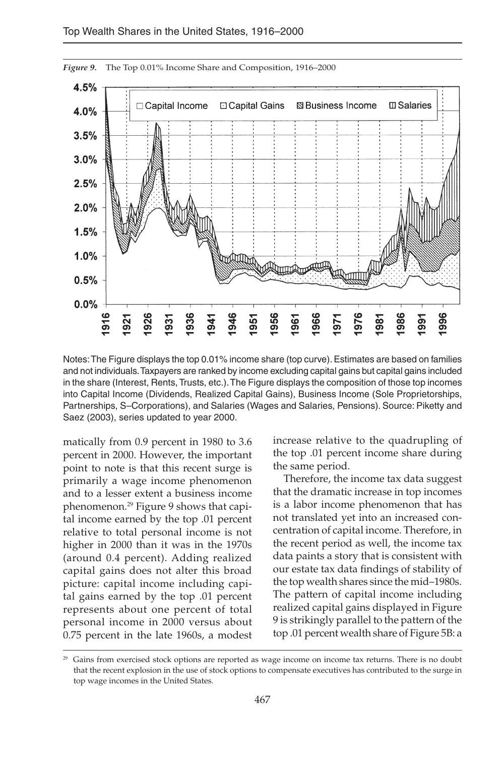*Figure 9.* The Top 0.01% Income Share and Composition, 1916–2000

Notes: The Figure displays the top 0.01% income share (top curve). Estimates are based on families and not individuals. Taxpayers are ranked by income excluding capital gains but capital gains included in the share (Interest, Rents, Trusts, etc.). The Figure displays the composition of those top incomes into Capital Income (Dividends, Realized Capital Gains), Business Income (Sole Proprietorships, Partnerships, S–Corporations), and Salaries (Wages and Salaries, Pensions). Source: Piketty and Saez (2003), series updated to year 2000.

matically from 0.9 percent in 1980 to 3.6 percent in 2000. However, the important point to note is that this recent surge is primarily a wage income phenomenon and to a lesser extent a business income phenomenon.[29] Figure 9 shows that capital income earned by the top .01 percent relative to total personal income is not higher in 2000 than it was in the 1970s (around 0.4 percent). Adding realized capital gains does not alter this broad picture: capital income including capital gains earned by the top .01 percent represents about one percent of total personal income in 2000 versus about 0.75 percent in the late 1960s, a modest increase relative to the quadrupling of the top .01 percent income share during the same period.

Therefore, the income tax data suggest that the dramatic increase in top incomes is a labor income phenomenon that has not translated yet into an increased concentration of capital income. Therefore, in the recent period as well, the income tax data paints a story that is consistent with our estate tax data findings of stability of the top wealth shares since the mid–1980s. The pattern of capital income including realized capital gains displayed in Figure 9 is strikingly parallel to the pattern of the top .01 percent wealth share of Figure 5B: a

[29] Gains from exercised stock options are reported as wage income on income tax returns. There is no doubt that the recent explosion in the use of stock options to compensate executives has contributed to the surge in top wage incomes in the United States.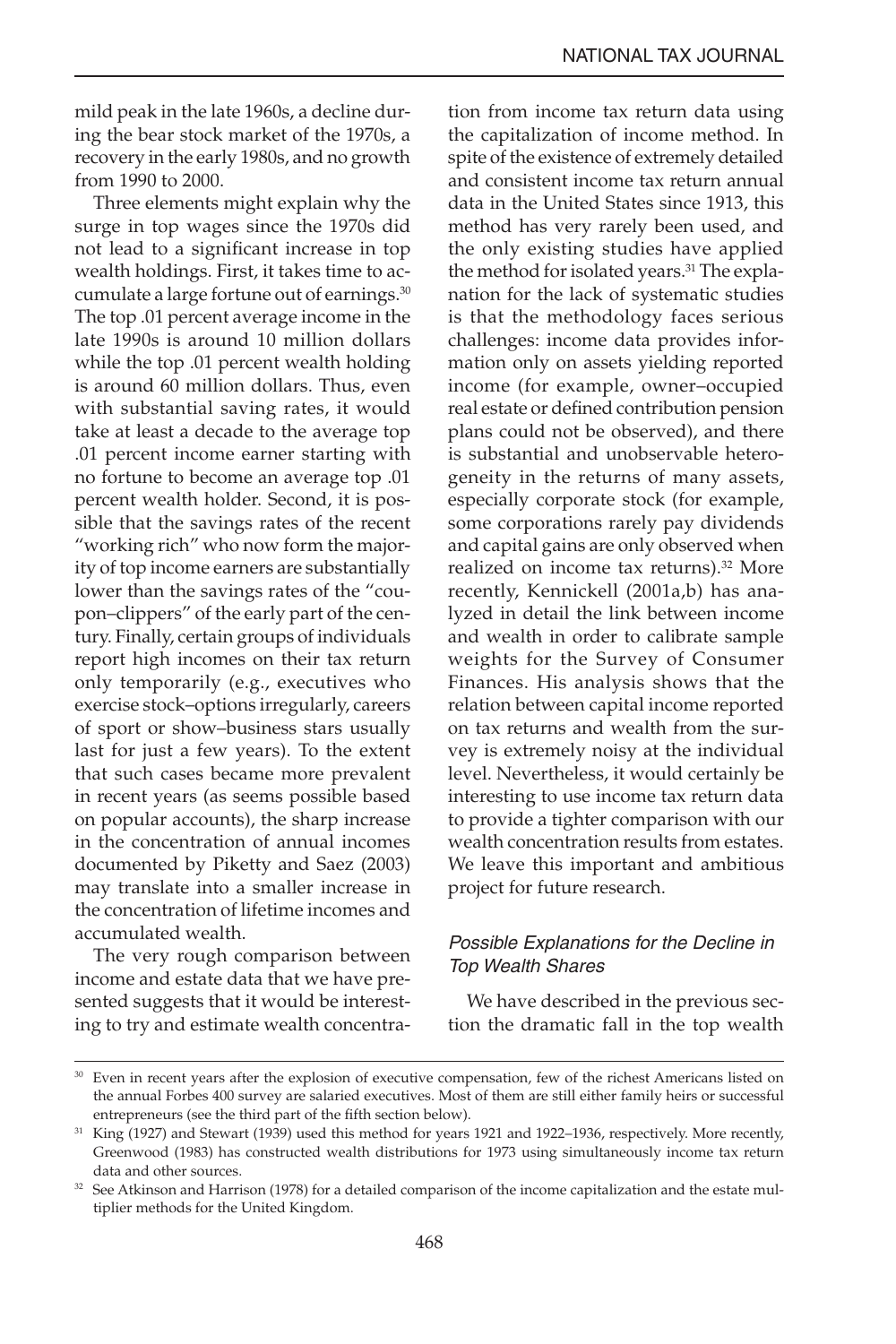mild peak in the late 1960s, a decline during the bear stock market of the 1970s, a recovery in the early 1980s, and no growth from 1990 to 2000.

Three elements might explain why the surge in top wages since the 1970s did not lead to a significant increase in top wealth holdings. First, it takes time to accumulate a large fortune out of earnings.[30] The top .01 percent average income in the late 1990s is around 10 million dollars while the top .01 percent wealth holding is around 60 million dollars. Thus, even with substantial saving rates, it would take at least a decade to the average top .01 percent income earner starting with no fortune to become an average top .01 percent wealth holder. Second, it is possible that the savings rates of the recent "working rich" who now form the majority of top income earners are substantially lower than the savings rates of the "coupon–clippers" of the early part of the century. Finally, certain groups of individuals report high incomes on their tax return only temporarily (e.g., executives who exercise stock–options irregularly, careers of sport or show–business stars usually last for just a few years). To the extent that such cases became more prevalent in recent years (as seems possible based on popular accounts), the sharp increase in the concentration of annual incomes documented by Piketty and Saez (2003) may translate into a smaller increase in the concentration of lifetime incomes and accumulated wealth.

The very rough comparison between income and estate data that we have presented suggests that it would be interesting to try and estimate wealth concentration from income tax return data using the capitalization of income method. In spite of the existence of extremely detailed and consistent income tax return annual data in the United States since 1913, this method has very rarely been used, and the only existing studies have applied the method for isolated years.[31] The explanation for the lack of systematic studies is that the methodology faces serious challenges: income data provides information only on assets yielding reported income (for example, owner–occupied real estate or defined contribution pension plans could not be observed), and there is substantial and unobservable heterogeneity in the returns of many assets, especially corporate stock (for example, some corporations rarely pay dividends and capital gains are only observed when realized on income tax returns).[32] More recently, Kennickell (2001a,b) has analyzed in detail the link between income and wealth in order to calibrate sample weights for the Survey of Consumer Finances. His analysis shows that the relation between capital income reported on tax returns and wealth from the survey is extremely noisy at the individual level. Nevertheless, it would certainly be interesting to use income tax return data to provide a tighter comparison with our wealth concentration results from estates. We leave this important and ambitious project for future research.

### *Possible Explanations for the Decline in Top Wealth Shares*

We have described in the previous section the dramatic fall in the top wealth

---

[30] Even in recent years after the explosion of executive compensation, few of the richest Americans listed on the annual Forbes 400 survey are salaried executives. Most of them are still either family heirs or successful entrepreneurs (see the third part of the fifth section below).

[31] King (1927) and Stewart (1939) used this method for years 1921 and 1922–1936, respectively. More recently, Greenwood (1983) has constructed wealth distributions for 1973 using simultaneously income tax return data and other sources.

[32] See Atkinson and Harrison (1978) for a detailed comparison of the income capitalization and the estate multiplier methods for the United Kingdom.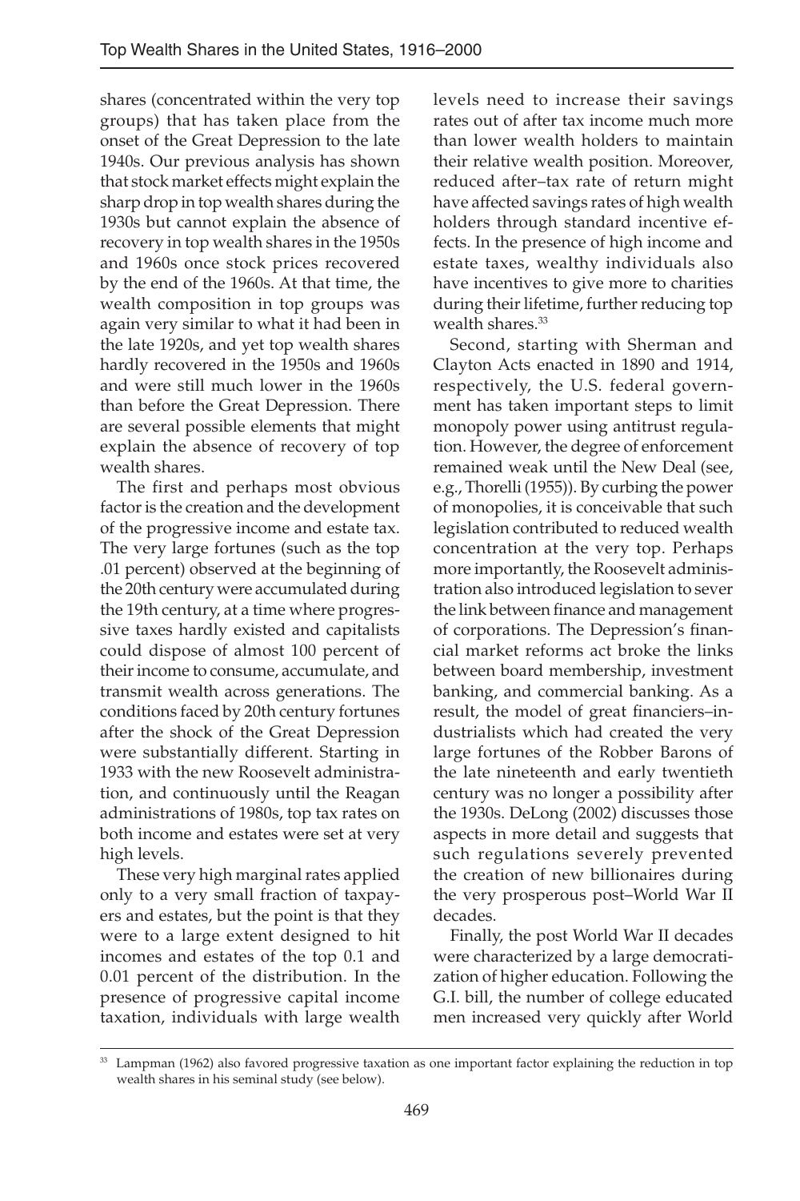shares (concentrated within the very top groups) that has taken place from the onset of the Great Depression to the late 1940s. Our previous analysis has shown that stock market effects might explain the sharp drop in top wealth shares during the 1930s but cannot explain the absence of recovery in top wealth shares in the 1950s and 1960s once stock prices recovered by the end of the 1960s. At that time, the wealth composition in top groups was again very similar to what it had been in the late 1920s, and yet top wealth shares hardly recovered in the 1950s and 1960s and were still much lower in the 1960s than before the Great Depression. There are several possible elements that might explain the absence of recovery of top wealth shares.

The first and perhaps most obvious factor is the creation and the development of the progressive income and estate tax. The very large fortunes (such as the top .01 percent) observed at the beginning of the 20th century were accumulated during the 19th century, at a time where progressive taxes hardly existed and capitalists could dispose of almost 100 percent of their income to consume, accumulate, and transmit wealth across generations. The conditions faced by 20th century fortunes after the shock of the Great Depression were substantially different. Starting in 1933 with the new Roosevelt administration, and continuously until the Reagan administrations of 1980s, top tax rates on both income and estates were set at very high levels.

These very high marginal rates applied only to a very small fraction of taxpayers and estates, but the point is that they were to a large extent designed to hit incomes and estates of the top 0.1 and 0.01 percent of the distribution. In the presence of progressive capital income taxation, individuals with large wealth levels need to increase their savings rates out of after tax income much more than lower wealth holders to maintain their relative wealth position. Moreover, reduced after–tax rate of return might have affected savings rates of high wealth holders through standard incentive effects. In the presence of high income and estate taxes, wealthy individuals also have incentives to give more to charities during their lifetime, further reducing top wealth shares.[33]

Second, starting with Sherman and Clayton Acts enacted in 1890 and 1914, respectively, the U.S. federal government has taken important steps to limit monopoly power using antitrust regulation. However, the degree of enforcement remained weak until the New Deal (see, e.g., Thorelli (1955)). By curbing the power of monopolies, it is conceivable that such legislation contributed to reduced wealth concentration at the very top. Perhaps more importantly, the Roosevelt administration also introduced legislation to sever the link between finance and management of corporations. The Depression's financial market reforms act broke the links between board membership, investment banking, and commercial banking. As a result, the model of great financiers–industrialists which had created the very large fortunes of the Robber Barons of the late nineteenth and early twentieth century was no longer a possibility after the 1930s. DeLong (2002) discusses those aspects in more detail and suggests that such regulations severely prevented the creation of new billionaires during the very prosperous post–World War II decades.

Finally, the post World War II decades were characterized by a large democratization of higher education. Following the G.I. bill, the number of college educated men increased very quickly after World

[33] Lampman (1962) also favored progressive taxation as one important factor explaining the reduction in top wealth shares in his seminal study (see below).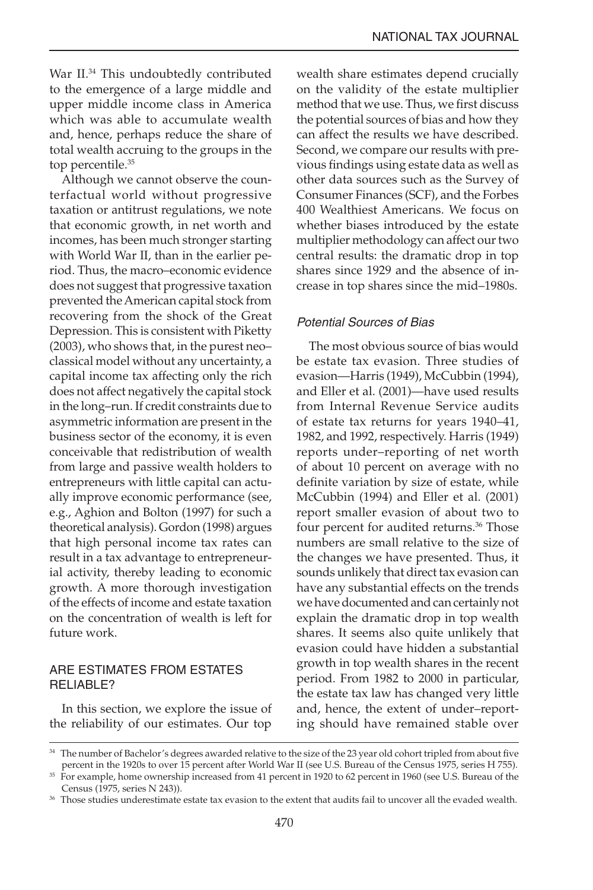War II.[34] This undoubtedly contributed to the emergence of a large middle and upper middle income class in America which was able to accumulate wealth and, hence, perhaps reduce the share of total wealth accruing to the groups in the top percentile.[35]

Although we cannot observe the counterfactual world without progressive taxation or antitrust regulations, we note that economic growth, in net worth and incomes, has been much stronger starting with World War II, than in the earlier period. Thus, the macro–economic evidence does not suggest that progressive taxation prevented the American capital stock from recovering from the shock of the Great Depression. This is consistent with Piketty (2003), who shows that, in the purest neo–classical model without any uncertainty, a capital income tax affecting only the rich does not affect negatively the capital stock in the long–run. If credit constraints due to asymmetric information are present in the business sector of the economy, it is even conceivable that redistribution of wealth from large and passive wealth holders to entrepreneurs with little capital can actually improve economic performance (see, e.g., Aghion and Bolton (1997) for such a theoretical analysis). Gordon (1998) argues that high personal income tax rates can result in a tax advantage to entrepreneurial activity, thereby leading to economic growth. A more thorough investigation of the effects of income and estate taxation on the concentration of wealth is left for future work.

## ARE ESTIMATES FROM ESTATES RELIABLE?

In this section, we explore the issue of the reliability of our estimates. Our top wealth share estimates depend crucially on the validity of the estate multiplier method that we use. Thus, we first discuss the potential sources of bias and how they can affect the results we have described. Second, we compare our results with previous findings using estate data as well as other data sources such as the Survey of Consumer Finances (SCF), and the Forbes 400 Wealthiest Americans. We focus on whether biases introduced by the estate multiplier methodology can affect our two central results: the dramatic drop in top shares since 1929 and the absence of increase in top shares since the mid–1980s.

### *Potential Sources of Bias*

The most obvious source of bias would be estate tax evasion. Three studies of evasion—Harris (1949), McCubbin (1994), and Eller et al. (2001)—have used results from Internal Revenue Service audits of estate tax returns for years 1940–41, 1982, and 1992, respectively. Harris (1949) reports under–reporting of net worth of about 10 percent on average with no definite variation by size of estate, while McCubbin (1994) and Eller et al. (2001) report smaller evasion of about two to four percent for audited returns.[36] Those numbers are small relative to the size of the changes we have presented. Thus, it sounds unlikely that direct tax evasion can have any substantial effects on the trends we have documented and can certainly not explain the dramatic drop in top wealth shares. It seems also quite unlikely that evasion could have hidden a substantial growth in top wealth shares in the recent period. From 1982 to 2000 in particular, the estate tax law has changed very little and, hence, the extent of under–reporting should have remained stable over

---

[34] The number of Bachelor's degrees awarded relative to the size of the 23 year old cohort tripled from about five percent in the 1920s to over 15 percent after World War II (see U.S. Bureau of the Census 1975, series H 755).

[35] For example, home ownership increased from 41 percent in 1920 to 62 percent in 1960 (see U.S. Bureau of the Census (1975, series N 243)).

[36] Those studies underestimate estate tax evasion to the extent that audits fail to uncover all the evaded wealth.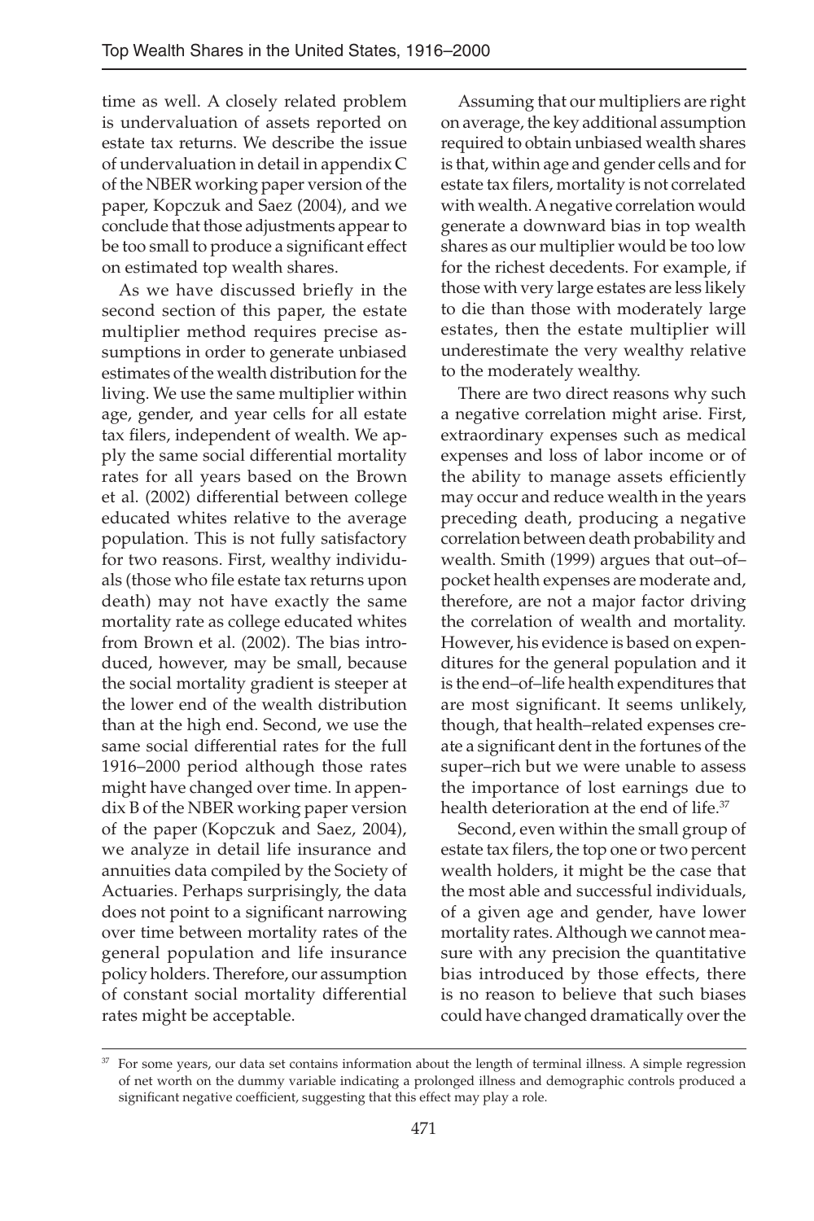time as well. A closely related problem is undervaluation of assets reported on estate tax returns. We describe the issue of undervaluation in detail in appendix C of the NBER working paper version of the paper, Kopczuk and Saez (2004), and we conclude that those adjustments appear to be too small to produce a significant effect on estimated top wealth shares.

As we have discussed briefly in the second section of this paper, the estate multiplier method requires precise assumptions in order to generate unbiased estimates of the wealth distribution for the living. We use the same multiplier within age, gender, and year cells for all estate tax filers, independent of wealth. We apply the same social differential mortality rates for all years based on the Brown et al. (2002) differential between college educated whites relative to the average population. This is not fully satisfactory for two reasons. First, wealthy individuals (those who file estate tax returns upon death) may not have exactly the same mortality rate as college educated whites from Brown et al. (2002). The bias introduced, however, may be small, because the social mortality gradient is steeper at the lower end of the wealth distribution than at the high end. Second, we use the same social differential rates for the full 1916–2000 period although those rates might have changed over time. In appendix B of the NBER working paper version of the paper (Kopczuk and Saez, 2004), we analyze in detail life insurance and annuities data compiled by the Society of Actuaries. Perhaps surprisingly, the data does not point to a significant narrowing over time between mortality rates of the general population and life insurance policy holders. Therefore, our assumption of constant social mortality differential rates might be acceptable.

Assuming that our multipliers are right on average, the key additional assumption required to obtain unbiased wealth shares is that, within age and gender cells and for estate tax filers, mortality is not correlated with wealth. A negative correlation would generate a downward bias in top wealth shares as our multiplier would be too low for the richest decedents. For example, if those with very large estates are less likely to die than those with moderately large estates, then the estate multiplier will underestimate the very wealthy relative to the moderately wealthy.

There are two direct reasons why such a negative correlation might arise. First, extraordinary expenses such as medical expenses and loss of labor income or of the ability to manage assets efficiently may occur and reduce wealth in the years preceding death, producing a negative correlation between death probability and wealth. Smith (1999) argues that out–of–pocket health expenses are moderate and, therefore, are not a major factor driving the correlation of wealth and mortality. However, his evidence is based on expenditures for the general population and it is the end–of–life health expenditures that are most significant. It seems unlikely, though, that health–related expenses create a significant dent in the fortunes of the super–rich but we were unable to assess the importance of lost earnings due to health deterioration at the end of life.[37]

Second, even within the small group of estate tax filers, the top one or two percent wealth holders, it might be the case that the most able and successful individuals, of a given age and gender, have lower mortality rates. Although we cannot measure with any precision the quantitative bias introduced by those effects, there is no reason to believe that such biases could have changed dramatically over the

[37] For some years, our data set contains information about the length of terminal illness. A simple regression of net worth on the dummy variable indicating a prolonged illness and demographic controls produced a significant negative coefficient, suggesting that this effect may play a role.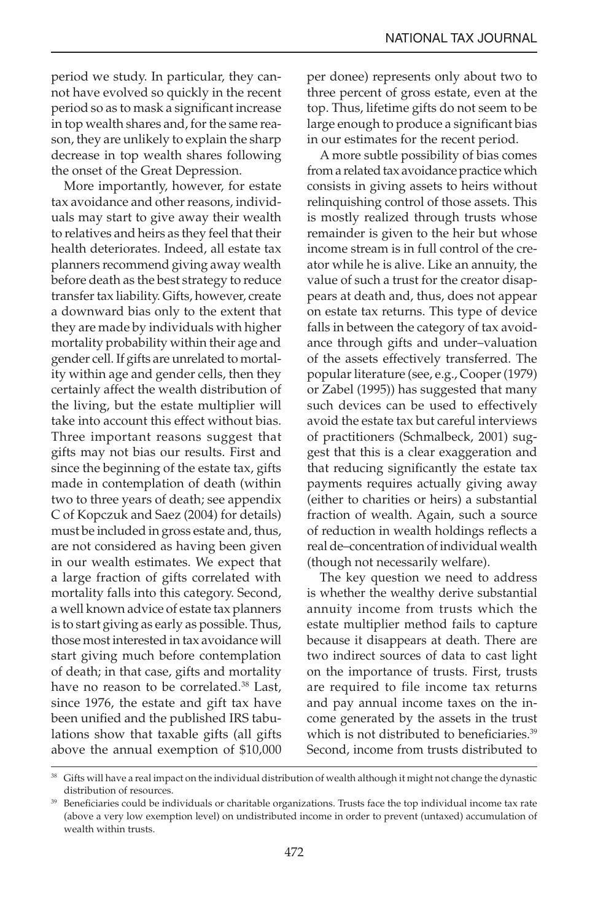period we study. In particular, they cannot have evolved so quickly in the recent period so as to mask a significant increase in top wealth shares and, for the same reason, they are unlikely to explain the sharp decrease in top wealth shares following the onset of the Great Depression.

More importantly, however, for estate tax avoidance and other reasons, individuals may start to give away their wealth to relatives and heirs as they feel that their health deteriorates. Indeed, all estate tax planners recommend giving away wealth before death as the best strategy to reduce transfer tax liability. Gifts, however, create a downward bias only to the extent that they are made by individuals with higher mortality probability within their age and gender cell. If gifts are unrelated to mortality within age and gender cells, then they certainly affect the wealth distribution of the living, but the estate multiplier will take into account this effect without bias. Three important reasons suggest that gifts may not bias our results. First and since the beginning of the estate tax, gifts made in contemplation of death (within two to three years of death; see appendix C of Kopczuk and Saez (2004) for details) must be included in gross estate and, thus, are not considered as having been given in our wealth estimates. We expect that a large fraction of gifts correlated with mortality falls into this category. Second, a well known advice of estate tax planners is to start giving as early as possible. Thus, those most interested in tax avoidance will start giving much before contemplation of death; in that case, gifts and mortality have no reason to be correlated.[38] Last, since 1976, the estate and gift tax have been unified and the published IRS tabulations show that taxable gifts (all gifts above the annual exemption of $10,000 per donee) represents only about two to three percent of gross estate, even at the top. Thus, lifetime gifts do not seem to be large enough to produce a significant bias in our estimates for the recent period.

A more subtle possibility of bias comes from a related tax avoidance practice which consists in giving assets to heirs without relinquishing control of those assets. This is mostly realized through trusts whose remainder is given to the heir but whose income stream is in full control of the creator while he is alive. Like an annuity, the value of such a trust for the creator disappears at death and, thus, does not appear on estate tax returns. This type of device falls in between the category of tax avoidance through gifts and under–valuation of the assets effectively transferred. The popular literature (see, e.g., Cooper (1979) or Zabel (1995)) has suggested that many such devices can be used to effectively avoid the estate tax but careful interviews of practitioners (Schmalbeck, 2001) suggest that this is a clear exaggeration and that reducing significantly the estate tax payments requires actually giving away (either to charities or heirs) a substantial fraction of wealth. Again, such a source of reduction in wealth holdings reflects a real de–concentration of individual wealth (though not necessarily welfare).

The key question we need to address is whether the wealthy derive substantial annuity income from trusts which the estate multiplier method fails to capture because it disappears at death. There are two indirect sources of data to cast light on the importance of trusts. First, trusts are required to file income tax returns and pay annual income taxes on the income generated by the assets in the trust which is not distributed to beneficiaries.[39] Second, income from trusts distributed to

[38] Gifts will have a real impact on the individual distribution of wealth although it might not change the dynastic distribution of resources.

[39] Beneficiaries could be individuals or charitable organizations. Trusts face the top individual income tax rate (above a very low exemption level) on undistributed income in order to prevent (untaxed) accumulation of wealth within trusts.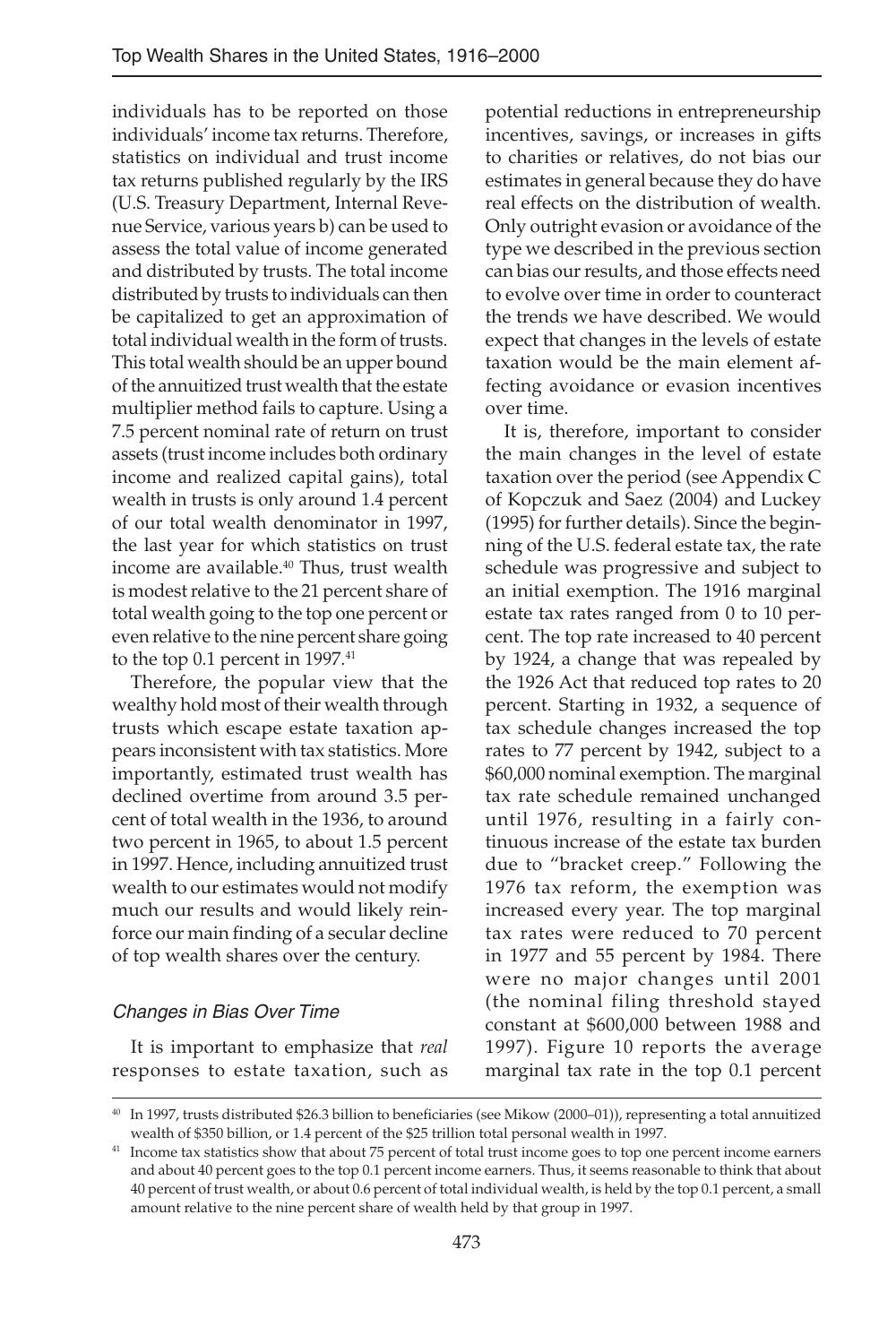individuals has to be reported on those individuals' income tax returns. Therefore, statistics on individual and trust income tax returns published regularly by the IRS (U.S. Treasury Department, Internal Revenue Service, various years b) can be used to assess the total value of income generated and distributed by trusts. The total income distributed by trusts to individuals can then be capitalized to get an approximation of total individual wealth in the form of trusts. This total wealth should be an upper bound of the annuitized trust wealth that the estate multiplier method fails to capture. Using a 7.5 percent nominal rate of return on trust assets (trust income includes both ordinary income and realized capital gains), total wealth in trusts is only around 1.4 percent of our total wealth denominator in 1997, the last year for which statistics on trust income are available.[40] Thus, trust wealth is modest relative to the 21 percent share of total wealth going to the top one percent or even relative to the nine percent share going to the top 0.1 percent in 1997.[41]

Therefore, the popular view that the wealthy hold most of their wealth through trusts which escape estate taxation appears inconsistent with tax statistics. More importantly, estimated trust wealth has declined overtime from around 3.5 percent of total wealth in the 1936, to around two percent in 1965, to about 1.5 percent in 1997. Hence, including annuitized trust wealth to our estimates would not modify much our results and would likely reinforce our main finding of a secular decline of top wealth shares over the century.

### *Changes in Bias Over Time*

It is important to emphasize that *real* responses to estate taxation, such as potential reductions in entrepreneurship incentives, savings, or increases in gifts to charities or relatives, do not bias our estimates in general because they do have real effects on the distribution of wealth. Only outright evasion or avoidance of the type we described in the previous section can bias our results, and those effects need to evolve over time in order to counteract the trends we have described. We would expect that changes in the levels of estate taxation would be the main element affecting avoidance or evasion incentives over time.

It is, therefore, important to consider the main changes in the level of estate taxation over the period (see Appendix C of Kopczuk and Saez (2004) and Luckey (1995) for further details). Since the beginning of the U.S. federal estate tax, the rate schedule was progressive and subject to an initial exemption. The 1916 marginal estate tax rates ranged from 0 to 10 percent. The top rate increased to 40 percent by 1924, a change that was repealed by the 1926 Act that reduced top rates to 20 percent. Starting in 1932, a sequence of tax schedule changes increased the top rates to 77 percent by 1942, subject to a \$60,000 nominal exemption. The marginal tax rate schedule remained unchanged until 1976, resulting in a fairly continuous increase of the estate tax burden due to "bracket creep." Following the 1976 tax reform, the exemption was increased every year. The top marginal tax rates were reduced to 70 percent in 1977 and 55 percent by 1984. There were no major changes until 2001 (the nominal filing threshold stayed constant at \$600,000 between 1988 and 1997). Figure 10 reports the average marginal tax rate in the top 0.1 percent

---

[40] In 1997, trusts distributed \$26.3 billion to beneficiaries (see Mikow (2000–01)), representing a total annuitized wealth of \$350 billion, or 1.4 percent of the \$25 trillion total personal wealth in 1997.

[41] Income tax statistics show that about 75 percent of total trust income goes to top one percent income earners and about 40 percent goes to the top 0.1 percent income earners. Thus, it seems reasonable to think that about 40 percent of trust wealth, or about 0.6 percent of total individual wealth, is held by the top 0.1 percent, a small amount relative to the nine percent share of wealth held by that group in 1997.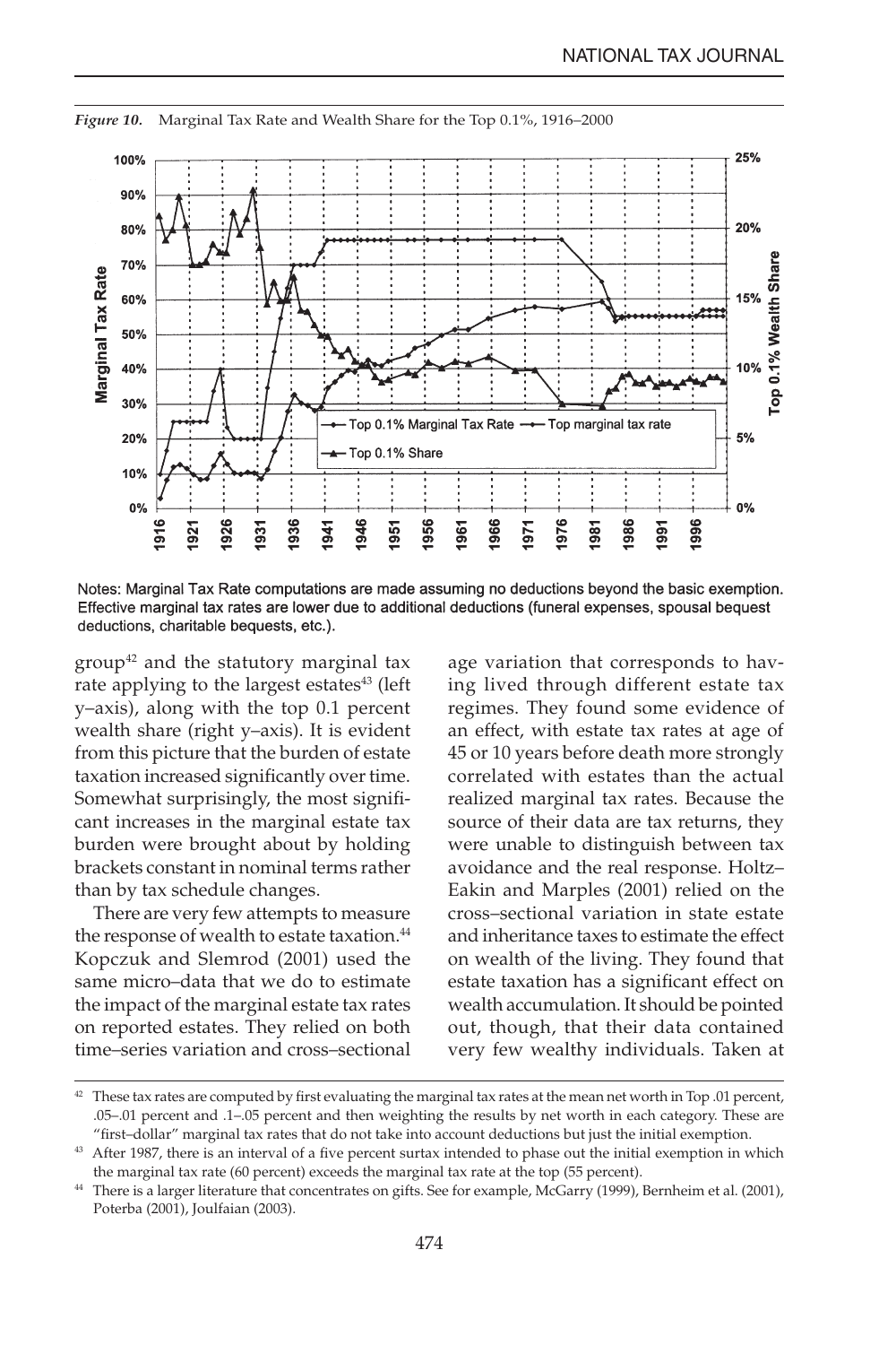*Figure 10.* Marginal Tax Rate and Wealth Share for the Top 0.1%, 1916–2000

Notes: Marginal Tax Rate computations are made assuming no deductions beyond the basic exemption. Effective marginal tax rates are lower due to additional deductions (funeral expenses, spousal bequest deductions, charitable bequests, etc.).

group[42] and the statutory marginal tax rate applying to the largest estates[43] (left y–axis), along with the top 0.1 percent wealth share (right y–axis). It is evident from this picture that the burden of estate taxation increased significantly over time. Somewhat surprisingly, the most significant increases in the marginal estate tax burden were brought about by holding brackets constant in nominal terms rather than by tax schedule changes.

There are very few attempts to measure the response of wealth to estate taxation.[44] Kopczuk and Slemrod (2001) used the same micro–data that we do to estimate the impact of the marginal estate tax rates on reported estates. They relied on both time–series variation and cross–sectional age variation that corresponds to having lived through different estate tax regimes. They found some evidence of an effect, with estate tax rates at age of 45 or 10 years before death more strongly correlated with estates than the actual realized marginal tax rates. Because the source of their data are tax returns, they were unable to distinguish between tax avoidance and the real response. Holtz–Eakin and Marples (2001) relied on the cross–sectional variation in state estate and inheritance taxes to estimate the effect on wealth of the living. They found that estate taxation has a significant effect on wealth accumulation. It should be pointed out, though, that their data contained very few wealthy individuals. Taken at

[42] These tax rates are computed by first evaluating the marginal tax rates at the mean net worth in Top .01 percent, .05–.01 percent and .1–.05 percent and then weighting the results by net worth in each category. These are "first–dollar" marginal tax rates that do not take into account deductions but just the initial exemption.

[43] After 1987, there is an interval of a five percent surtax intended to phase out the initial exemption in which the marginal tax rate (60 percent) exceeds the marginal tax rate at the top (55 percent).

[44] There is a larger literature that concentrates on gifts. See for example, McGarry (1999), Bernheim et al. (2001), Poterba (2001), Joulfaian (2003).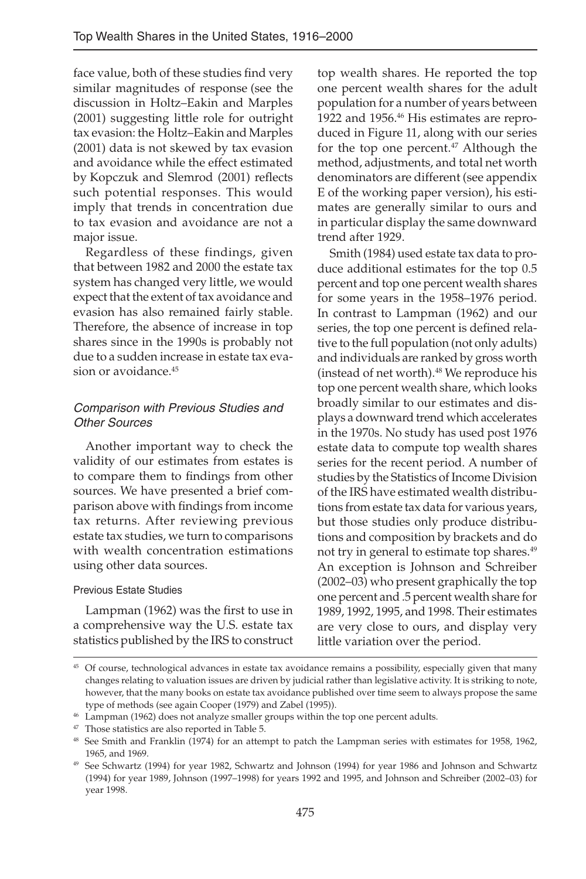face value, both of these studies find very similar magnitudes of response (see the discussion in Holtz–Eakin and Marples (2001) suggesting little role for outright tax evasion: the Holtz–Eakin and Marples (2001) data is not skewed by tax evasion and avoidance while the effect estimated by Kopczuk and Slemrod (2001) reflects such potential responses. This would imply that trends in concentration due to tax evasion and avoidance are not a major issue.

Regardless of these findings, given that between 1982 and 2000 the estate tax system has changed very little, we would expect that the extent of tax avoidance and evasion has also remained fairly stable. Therefore, the absence of increase in top shares since in the 1990s is probably not due to a sudden increase in estate tax evasion or avoidance.[45]

### *Comparison with Previous Studies and Other Sources*

Another important way to check the validity of our estimates from estates is to compare them to findings from other sources. We have presented a brief comparison above with findings from income tax returns. After reviewing previous estate tax studies, we turn to comparisons with wealth concentration estimations using other data sources.

#### Previous Estate Studies

Lampman (1962) was the first to use in a comprehensive way the U.S. estate tax statistics published by the IRS to construct top wealth shares. He reported the top one percent wealth shares for the adult population for a number of years between 1922 and 1956.[46] His estimates are reproduced in Figure 11, along with our series for the top one percent.[47] Although the method, adjustments, and total net worth denominators are different (see appendix E of the working paper version), his estimates are generally similar to ours and in particular display the same downward trend after 1929.

Smith (1984) used estate tax data to produce additional estimates for the top 0.5 percent and top one percent wealth shares for some years in the 1958–1976 period. In contrast to Lampman (1962) and our series, the top one percent is defined relative to the full population (not only adults) and individuals are ranked by gross worth (instead of net worth).[48] We reproduce his top one percent wealth share, which looks broadly similar to our estimates and displays a downward trend which accelerates in the 1970s. No study has used post 1976 estate data to compute top wealth shares series for the recent period. A number of studies by the Statistics of Income Division of the IRS have estimated wealth distributions from estate tax data for various years, but those studies only produce distributions and composition by brackets and do not try in general to estimate top shares.[49] An exception is Johnson and Schreiber (2002–03) who present graphically the top one percent and .5 percent wealth share for 1989, 1992, 1995, and 1998. Their estimates are very close to ours, and display very little variation over the period.

---

[45] Of course, technological advances in estate tax avoidance remains a possibility, especially given that many changes relating to valuation issues are driven by judicial rather than legislative activity. It is striking to note, however, that the many books on estate tax avoidance published over time seem to always propose the same type of methods (see again Cooper (1979) and Zabel (1995)).

[46] Lampman (1962) does not analyze smaller groups within the top one percent adults.

[47] Those statistics are also reported in Table 5.

[48] See Smith and Franklin (1974) for an attempt to patch the Lampman series with estimates for 1958, 1962, 1965, and 1969.

[49] See Schwartz (1994) for year 1982, Schwartz and Johnson (1994) for year 1986 and Johnson and Schwartz (1994) for year 1989, Johnson (1997–1998) for years 1992 and 1995, and Johnson and Schreiber (2002–03) for year 1998.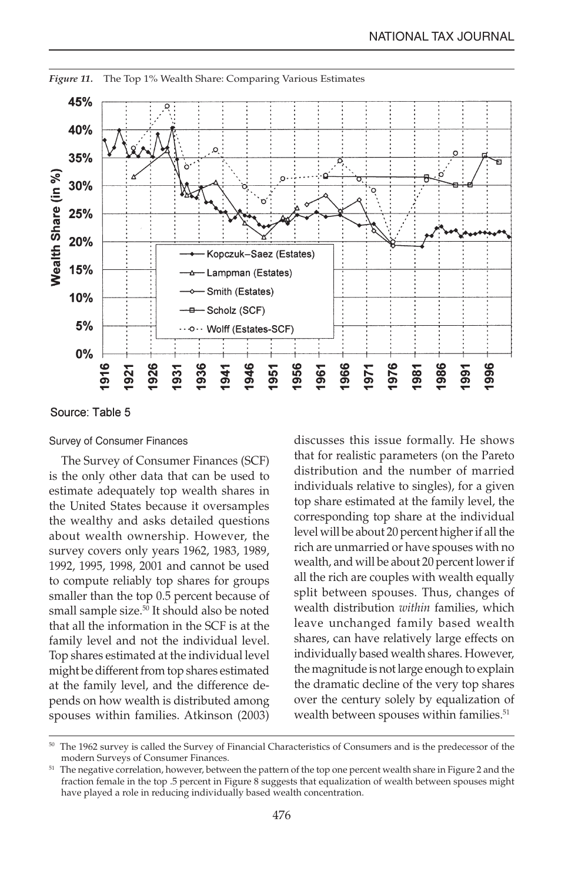*Figure 11.* The Top 1% Wealth Share: Comparing Various Estimates

Source: Table 5

### Survey of Consumer Finances

The Survey of Consumer Finances (SCF) is the only other data that can be used to estimate adequately top wealth shares in the United States because it oversamples the wealthy and asks detailed questions about wealth ownership. However, the survey covers only years 1962, 1983, 1989, 1992, 1995, 1998, 2001 and cannot be used to compute reliably top shares for groups smaller than the top 0.5 percent because of small sample size.[50] It should also be noted that all the information in the SCF is at the family level and not the individual level. Top shares estimated at the individual level might be different from top shares estimated at the family level, and the difference depends on how wealth is distributed among spouses within families. Atkinson (2003) discusses this issue formally. He shows that for realistic parameters (on the Pareto distribution and the number of married individuals relative to singles), for a given top share estimated at the family level, the corresponding top share at the individual level will be about 20 percent higher if all the rich are unmarried or have spouses with no wealth, and will be about 20 percent lower if all the rich are couples with wealth equally split between spouses. Thus, changes of wealth distribution *within* families, which leave unchanged family based wealth shares, can have relatively large effects on individually based wealth shares. However, the magnitude is not large enough to explain the dramatic decline of the very top shares over the century solely by equalization of wealth between spouses within families.[51]

---

[50] The 1962 survey is called the Survey of Financial Characteristics of Consumers and is the predecessor of the modern Surveys of Consumer Finances.

[51] The negative correlation, however, between the pattern of the top one percent wealth share in Figure 2 and the fraction female in the top .5 percent in Figure 8 suggests that equalization of wealth between spouses might have played a role in reducing individually based wealth concentration.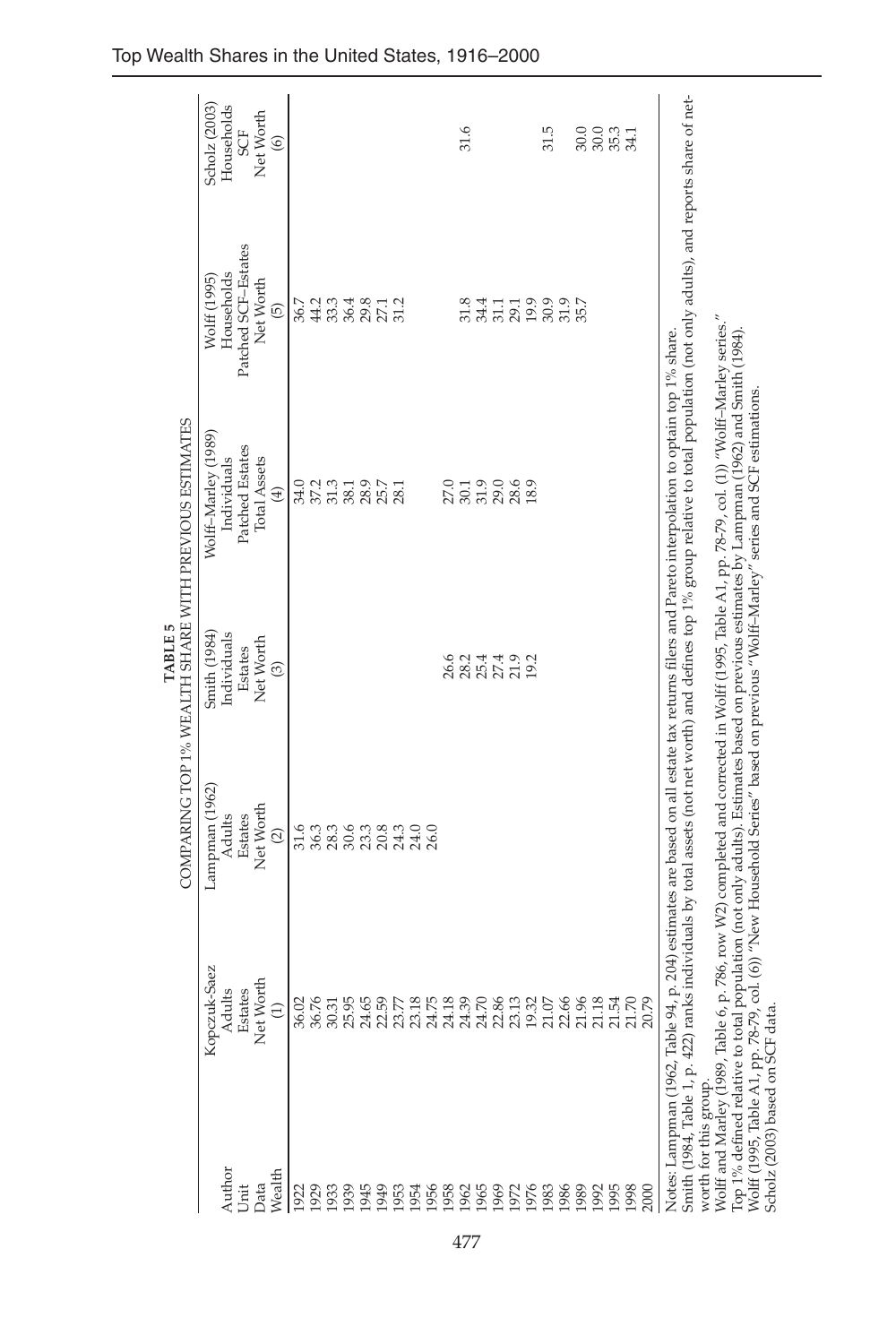**TABLE 5**
COMPARING TOP 1% WEALTH SHARE WITH PREVIOUS ESTIMATES

| Author | Kopczuk-Saez | Lampman (1962) | Smith (1984) | Wolff–Marley (1989) | Wolff (1995) | Scholz (2003) |
|---|---|---|---|---|---|---|
| Unit | Adults | Adults | Individuals | Individuals | Households | Households |
| Data | Estates | Estates | Estates | Patched Estates | Patched SCF–Estates | SCF |
| Wealth | Net Worth | Net Worth | Net Worth | Total Assets | Net Worth | Net Worth |
| | (1) | (2) | (3) | (4) | (5) | (6) |
| 1922 | 36.02 | 31.6 | | 34.0 | 36.7 | |
| 1929 | 36.76 | 36.3 | | 37.2 | 44.2 | |
| 1933 | 30.31 | 28.3 | | 31.3 | 33.3 | |
| 1939 | 25.95 | 30.6 | | 38.1 | 36.4 | |
| 1945 | 24.65 | 23.3 | | 28.9 | 29.8 | |
| 1949 | 22.59 | 20.8 | | 25.7 | 27.1 | |
| 1953 | 23.77 | 24.3 | | 28.1 | 31.2 | |
| 1954 | 23.18 | 24.0 | | | | |
| 1956 | 24.75 | 26.0 | | | | |
| 1958 | 24.18 | | 26.6 | 27.0 | | |
| 1962 | 24.39 | | 28.2 | 30.1 | 31.8 | 31.6 |
| 1965 | 24.70 | | 25.4 | 31.9 | 34.4 | |
| 1969 | 22.86 | | 27.4 | 29.0 | 31.1 | |
| 1972 | 23.13 | | 21.9 | 28.6 | 29.1 | |
| 1976 | 19.32 | | 19.2 | 18.9 | 19.9 | |
| 1983 | 21.07 | | | | 30.9 | 31.5 |
| 1986 | 22.66 | | | | 31.9 | |
| 1989 | 21.96 | | | | 35.7 | 30.0 |
| 1992 | 21.18 | | | | | 30.0 |
| 1995 | 21.54 | | | | | 35.3 |
| 1998 | 21.70 | | | | | 34.1 |
| 2000 | 20.79 | | | | | |

Notes: Lampman (1962, Table 94, p. 204) estimates are based on all estate tax returns filers and Pareto interpolation to optain top 1% share.
Smith (1984, Table 1, p. 422) ranks individuals by total assets (not net worth) and defines top 1% group relative to total population (not only adults), and reports share of net-worth for this group.
Wolff and Marley (1989, Table 6, p. 786, row W2) completed and corrected in Wolff (1995, Table A1, pp. 78-79, col. (1)) "Wolff–Marley series."
Top 1% defined relative to total population (not only adults). Estimates based on previous estimates by Lampman (1962) and Smith (1984).
Wolff (1995, Table A1, pp. 78-79, col. (6)) "New Household Series" based on previous "Wolff–Marley" series and SCF estimations.
Scholz (2003) based on SCF data.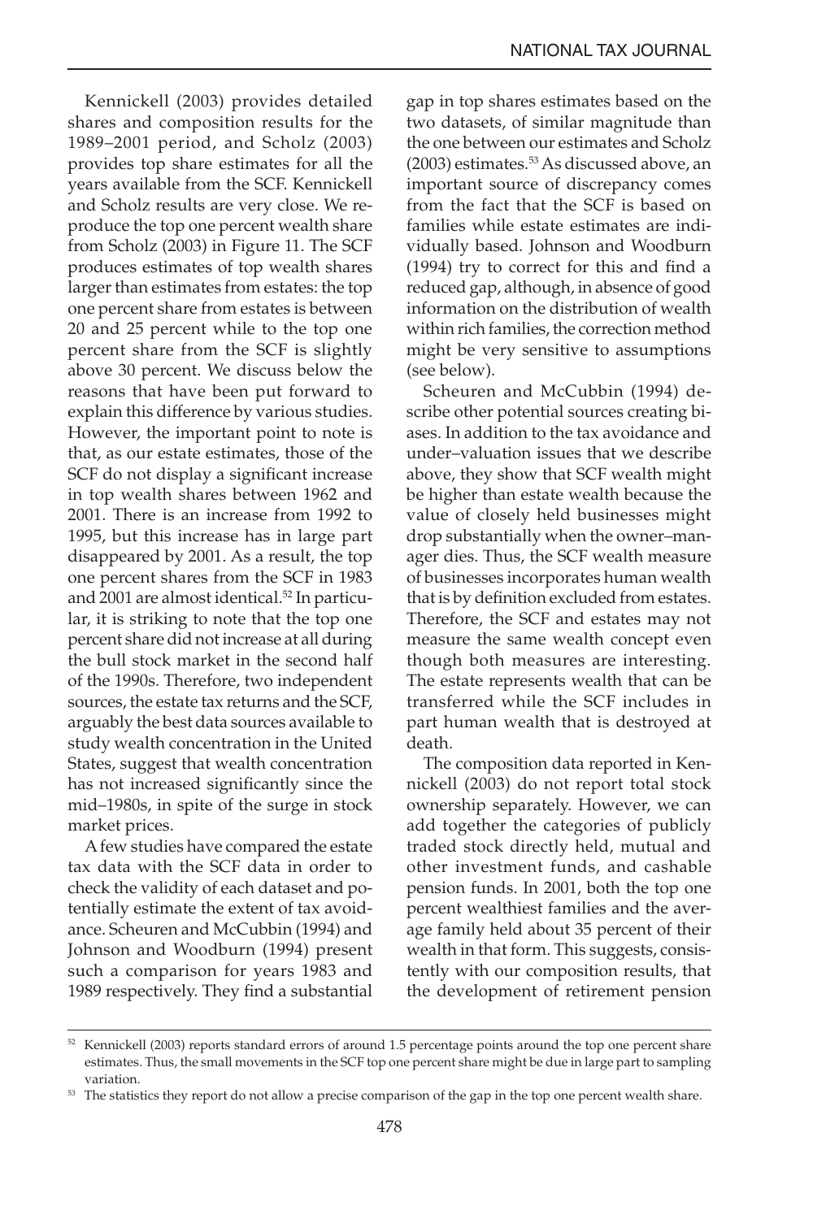Kennickell (2003) provides detailed shares and composition results for the 1989–2001 period, and Scholz (2003) provides top share estimates for all the years available from the SCF. Kennickell and Scholz results are very close. We reproduce the top one percent wealth share from Scholz (2003) in Figure 11. The SCF produces estimates of top wealth shares larger than estimates from estates: the top one percent share from estates is between 20 and 25 percent while to the top one percent share from the SCF is slightly above 30 percent. We discuss below the reasons that have been put forward to explain this difference by various studies. However, the important point to note is that, as our estate estimates, those of the SCF do not display a significant increase in top wealth shares between 1962 and 2001. There is an increase from 1992 to 1995, but this increase has in large part disappeared by 2001. As a result, the top one percent shares from the SCF in 1983 and 2001 are almost identical.[52] In particular, it is striking to note that the top one percent share did not increase at all during the bull stock market in the second half of the 1990s. Therefore, two independent sources, the estate tax returns and the SCF, arguably the best data sources available to study wealth concentration in the United States, suggest that wealth concentration has not increased significantly since the mid–1980s, in spite of the surge in stock market prices.

A few studies have compared the estate tax data with the SCF data in order to check the validity of each dataset and potentially estimate the extent of tax avoidance. Scheuren and McCubbin (1994) and Johnson and Woodburn (1994) present such a comparison for years 1983 and 1989 respectively. They find a substantial gap in top shares estimates based on the two datasets, of similar magnitude than the one between our estimates and Scholz (2003) estimates.[53] As discussed above, an important source of discrepancy comes from the fact that the SCF is based on families while estate estimates are individually based. Johnson and Woodburn (1994) try to correct for this and find a reduced gap, although, in absence of good information on the distribution of wealth within rich families, the correction method might be very sensitive to assumptions (see below).

Scheuren and McCubbin (1994) describe other potential sources creating biases. In addition to the tax avoidance and under–valuation issues that we describe above, they show that SCF wealth might be higher than estate wealth because the value of closely held businesses might drop substantially when the owner–manager dies. Thus, the SCF wealth measure of businesses incorporates human wealth that is by definition excluded from estates. Therefore, the SCF and estates may not measure the same wealth concept even though both measures are interesting. The estate represents wealth that can be transferred while the SCF includes in part human wealth that is destroyed at death.

The composition data reported in Kennickell (2003) do not report total stock ownership separately. However, we can add together the categories of publicly traded stock directly held, mutual and other investment funds, and cashable pension funds. In 2001, both the top one percent wealthiest families and the average family held about 35 percent of their wealth in that form. This suggests, consistently with our composition results, that the development of retirement pension

[52] Kennickell (2003) reports standard errors of around 1.5 percentage points around the top one percent share estimates. Thus, the small movements in the SCF top one percent share might be due in large part to sampling variation.

[53] The statistics they report do not allow a precise comparison of the gap in the top one percent wealth share.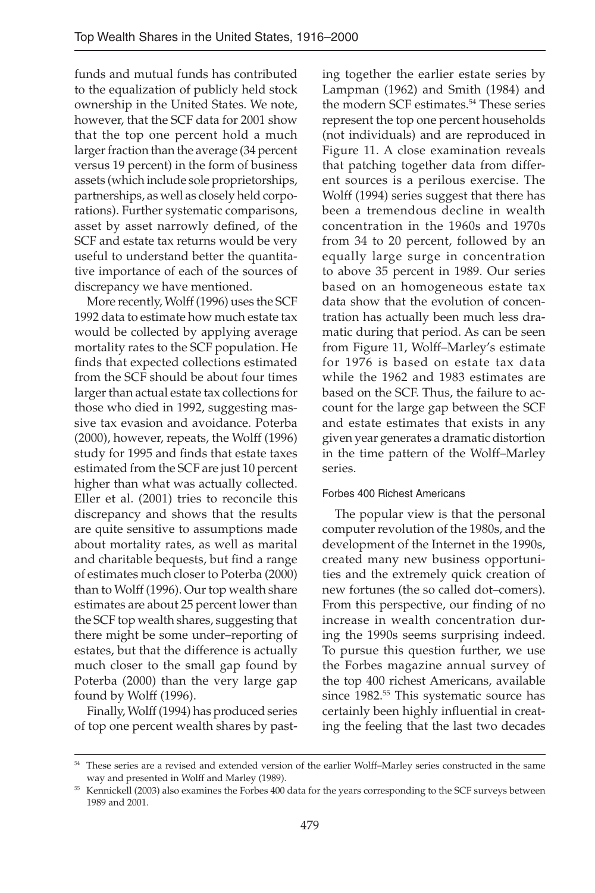funds and mutual funds has contributed to the equalization of publicly held stock ownership in the United States. We note, however, that the SCF data for 2001 show that the top one percent hold a much larger fraction than the average (34 percent versus 19 percent) in the form of business assets (which include sole proprietorships, partnerships, as well as closely held corporations). Further systematic comparisons, asset by asset narrowly defined, of the SCF and estate tax returns would be very useful to understand better the quantitative importance of each of the sources of discrepancy we have mentioned.

More recently, Wolff (1996) uses the SCF 1992 data to estimate how much estate tax would be collected by applying average mortality rates to the SCF population. He finds that expected collections estimated from the SCF should be about four times larger than actual estate tax collections for those who died in 1992, suggesting massive tax evasion and avoidance. Poterba (2000), however, repeats, the Wolff (1996) study for 1995 and finds that estate taxes estimated from the SCF are just 10 percent higher than what was actually collected. Eller et al. (2001) tries to reconcile this discrepancy and shows that the results are quite sensitive to assumptions made about mortality rates, as well as marital and charitable bequests, but find a range of estimates much closer to Poterba (2000) than to Wolff (1996). Our top wealth share estimates are about 25 percent lower than the SCF top wealth shares, suggesting that there might be some under–reporting of estates, but that the difference is actually much closer to the small gap found by Poterba (2000) than the very large gap found by Wolff (1996).

Finally, Wolff (1994) has produced series of top one percent wealth shares by patching together the earlier estate series by Lampman (1962) and Smith (1984) and the modern SCF estimates.[54] These series represent the top one percent households (not individuals) and are reproduced in Figure 11. A close examination reveals that patching together data from different sources is a perilous exercise. The Wolff (1994) series suggest that there has been a tremendous decline in wealth concentration in the 1960s and 1970s from 34 to 20 percent, followed by an equally large surge in concentration to above 35 percent in 1989. Our series based on an homogeneous estate tax data show that the evolution of concentration has actually been much less dramatic during that period. As can be seen from Figure 11, Wolff–Marley's estimate for 1976 is based on estate tax data while the 1962 and 1983 estimates are based on the SCF. Thus, the failure to account for the large gap between the SCF and estate estimates that exists in any given year generates a dramatic distortion in the time pattern of the Wolff–Marley series.

### Forbes 400 Richest Americans

The popular view is that the personal computer revolution of the 1980s, and the development of the Internet in the 1990s, created many new business opportunities and the extremely quick creation of new fortunes (the so called dot–comers). From this perspective, our finding of no increase in wealth concentration during the 1990s seems surprising indeed. To pursue this question further, we use the Forbes magazine annual survey of the top 400 richest Americans, available since 1982.[55] This systematic source has certainly been highly influential in creating the feeling that the last two decades

[54] These series are a revised and extended version of the earlier Wolff–Marley series constructed in the same way and presented in Wolff and Marley (1989).

[55] Kennickell (2003) also examines the Forbes 400 data for the years corresponding to the SCF surveys between 1989 and 2001.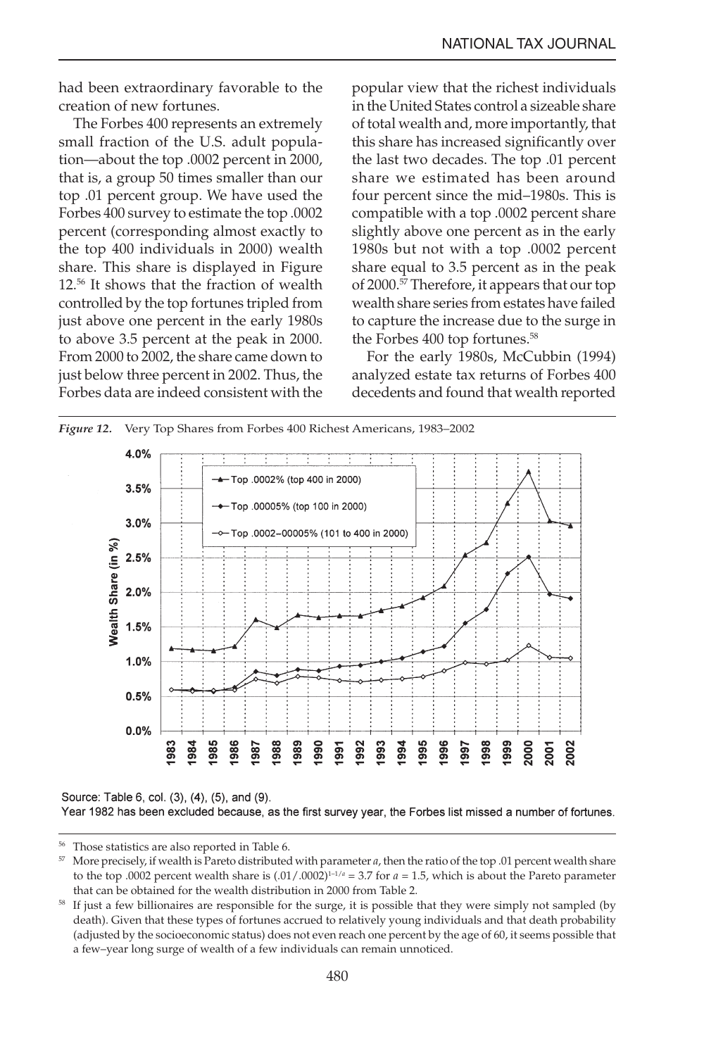had been extraordinary favorable to the creation of new fortunes.

The Forbes 400 represents an extremely small fraction of the U.S. adult population—about the top .0002 percent in 2000, that is, a group 50 times smaller than our top .01 percent group. We have used the Forbes 400 survey to estimate the top .0002 percent (corresponding almost exactly to the top 400 individuals in 2000) wealth share. This share is displayed in Figure 12.[56] It shows that the fraction of wealth controlled by the top fortunes tripled from just above one percent in the early 1980s to above 3.5 percent at the peak in 2000. From 2000 to 2002, the share came down to just below three percent in 2002. Thus, the Forbes data are indeed consistent with the popular view that the richest individuals in the United States control a sizeable share of total wealth and, more importantly, that this share has increased significantly over the last two decades. The top .01 percent share we estimated has been around four percent since the mid–1980s. This is compatible with a top .0002 percent share slightly above one percent as in the early 1980s but not with a top .0002 percent share equal to 3.5 percent as in the peak of 2000.[57] Therefore, it appears that our top wealth share series from estates have failed to capture the increase due to the surge in the Forbes 400 top fortunes.[58]

For the early 1980s, McCubbin (1994) analyzed estate tax returns of Forbes 400 decedents and found that wealth reported

*Figure 12.* Very Top Shares from Forbes 400 Richest Americans, 1983–2002

Source: Table 6, col. (3), (4), (5), and (9).
Year 1982 has been excluded because, as the first survey year, the Forbes list missed a number of fortunes.

[56] Those statistics are also reported in Table 6.

[57] More precisely, if wealth is Pareto distributed with parameter $a$, then the ratio of the top .01 percent wealth share to the top .0002 percent wealth share is $(.01/.0002)^{1-1/a} = 3.7$ for $a = 1.5$, which is about the Pareto parameter that can be obtained for the wealth distribution in 2000 from Table 2.

[58] If just a few billionaires are responsible for the surge, it is possible that they were simply not sampled (by death). Given that these types of fortunes accrued to relatively young individuals and that death probability (adjusted by the socioeconomic status) does not even reach one percent by the age of 60, it seems possible that a few–year long surge of wealth of a few individuals can remain unnoticed.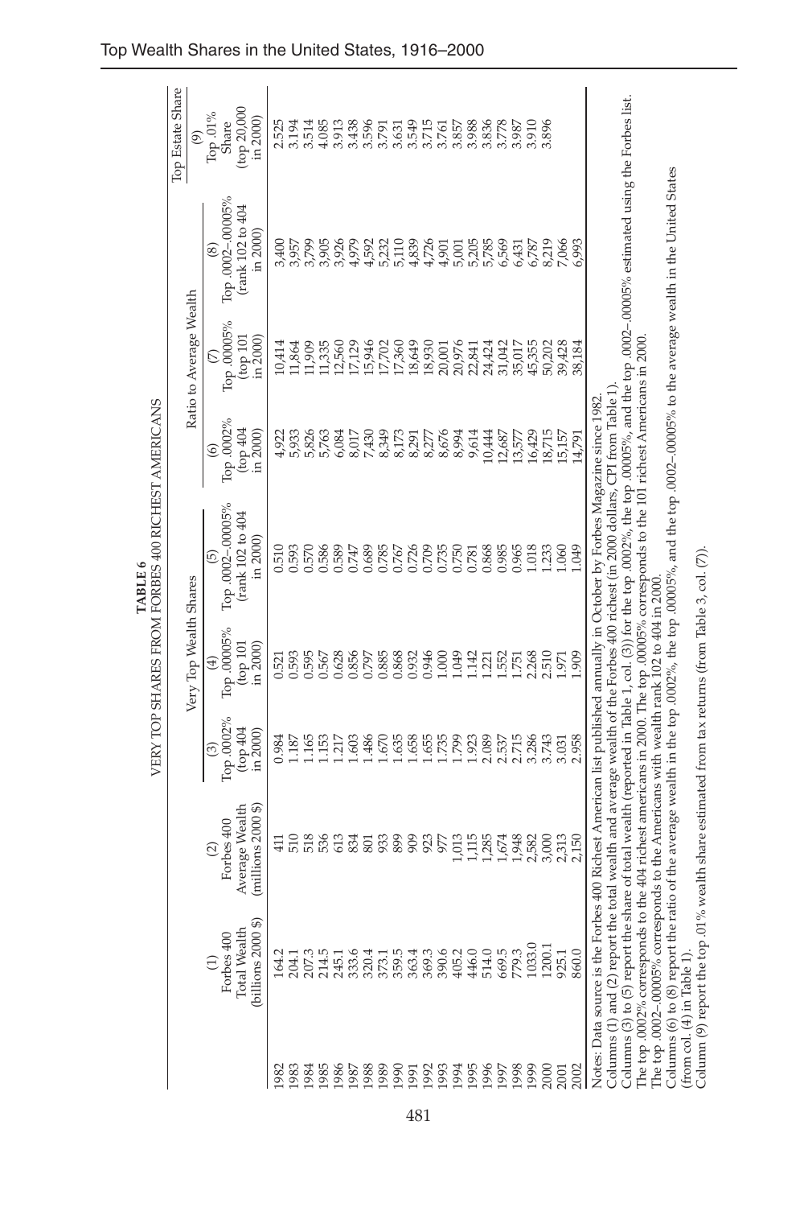**TABLE 6**
VERY TOP SHARES FROM FORBES 400 RICHEST AMERICANS

| | (1) Forbes 400 Total Wealth (billions 2000 $) | (2) Forbes 400 Average Wealth (millions 2000 $) | Very Top Wealth Shares | | | Ratio to Average Wealth | | | Top Estate Share |
|---|---|---|---|---|---|---|---|---|---|
| | | | (3) Top .0002% (top 404 in 2000) | (4) Top .00005% (top 101 in 2000) | (5) Top .0002–.00005% (rank 102 to 404 in 2000) | (6) Top .0002% (top 404 in 2000) | (7) Top .00005% (top 101 in 2000) | (8) Top .0002–.00005% (rank 102 to 404 in 2000) | (9) Top .01% Share (top 20,000 in 2000) |
| 1982 | 164.2 | 411 | 0.984 | 0.521 | 0.510 | 4,922 | 10,414 | 3,400 | 2.525 |
| 1983 | 204.1 | 510 | 1.187 | 0.593 | 0.593 | 5,933 | 11,864 | 3,957 | 3.194 |
| 1984 | 207.3 | 518 | 1.165 | 0.595 | 0.570 | 5,826 | 11,909 | 3,799 | 3.514 |
| 1985 | 214.5 | 536 | 1.153 | 0.567 | 0.586 | 5,763 | 11,335 | 3,905 | 4.085 |
| 1986 | 245.1 | 613 | 1.217 | 0.628 | 0.589 | 6,084 | 12,560 | 3,926 | 3.913 |
| 1987 | 333.6 | 834 | 1.603 | 0.856 | 0.747 | 8,017 | 17,129 | 4,979 | 3.438 |
| 1988 | 320.4 | 801 | 1.486 | 0.797 | 0.689 | 7,430 | 15,946 | 4,592 | 3.596 |
| 1989 | 373.1 | 933 | 1.670 | 0.885 | 0.785 | 8,349 | 17,702 | 5,232 | 3.791 |
| 1990 | 359.5 | 899 | 1.635 | 0.868 | 0.767 | 8,173 | 17,360 | 5,110 | 3.631 |
| 1991 | 363.4 | 909 | 1.658 | 0.932 | 0.726 | 8,291 | 18,649 | 4,839 | 3.549 |
| 1992 | 369.3 | 923 | 1.655 | 0.946 | 0.709 | 8,277 | 18,930 | 4,726 | 3.715 |
| 1993 | 390.6 | 977 | 1.735 | 1.000 | 0.735 | 8,676 | 20,001 | 4,901 | 3.761 |
| 1994 | 405.2 | 1,013 | 1.799 | 1.049 | 0.750 | 8,994 | 20,976 | 5,001 | 3.857 |
| 1995 | 446.0 | 1,115 | 1.923 | 1.142 | 0.781 | 9,614 | 22,841 | 5,205 | 3.988 |
| 1996 | 514.0 | 1,285 | 2.089 | 1.221 | 0.868 | 10,444 | 24,424 | 5,785 | 3.836 |
| 1997 | 669.5 | 1,674 | 2.537 | 1.552 | 0.985 | 12,687 | 31,042 | 6,569 | 3.778 |
| 1998 | 779.3 | 1,948 | 2.715 | 1.751 | 0.965 | 13,577 | 35,017 | 6,431 | 3.987 |
| 1999 | 1033.0 | 2,582 | 3.286 | 2.268 | 1.018 | 16,429 | 45,355 | 6,787 | 3.910 |
| 2000 | 1200.1 | 3,000 | 3.743 | 2.510 | 1.233 | 18,715 | 50,202 | 8,219 | 3.896 |
| 2001 | 925.1 | 2,313 | 3.031 | 1.971 | 1.060 | 15,157 | 39,428 | 7,066 | |
| 2002 | 860.0 | 2,150 | 2.958 | 1.909 | 1.049 | 14,791 | 38,184 | 6,993 | |

Notes: Data source is the Forbes 400 Richest American list published annually in October by Forbes Magazine since 1982.
Columns (1) and (2) report the total wealth and average wealth of the Forbes 400 richest (in 2000 dollars, CPI from Table 1).
Columns (3) to (5) report the share of total wealth (reported in Table 1, col. (3)) for the top .0002%, the top .00005%, and the top .0002–.00005% estimated using the Forbes list.
The top .0002% corresponds to the 404 richest americans in 2000. The top .00005% corresponds to the 101 richest Americans in 2000.
The top .0002–.00005% corresponds to the Americans with wealth rank 102 to 404 in 2000.
Columns (6) to (8) report the ratio of the average wealth in the top .0002%, the top .00005%, and the top .0002–.00005% to the average wealth in the United States (from col. (4) in Table 1).
Column (9) report the top .01% wealth share estimated from tax returns (from Table 3, col. (7)).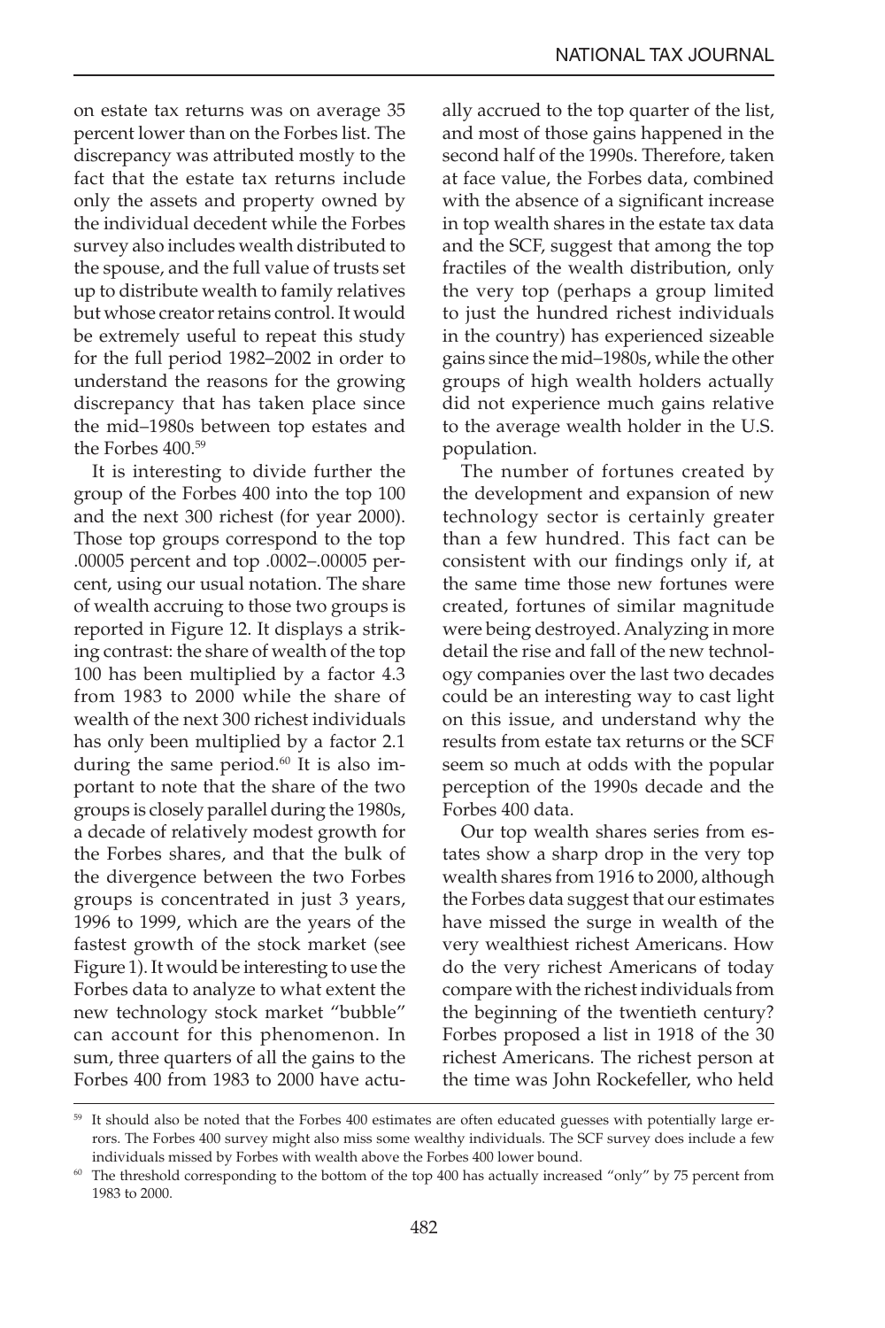on estate tax returns was on average 35 percent lower than on the Forbes list. The discrepancy was attributed mostly to the fact that the estate tax returns include only the assets and property owned by the individual decedent while the Forbes survey also includes wealth distributed to the spouse, and the full value of trusts set up to distribute wealth to family relatives but whose creator retains control. It would be extremely useful to repeat this study for the full period 1982–2002 in order to understand the reasons for the growing discrepancy that has taken place since the mid–1980s between top estates and the Forbes 400.[59]

It is interesting to divide further the group of the Forbes 400 into the top 100 and the next 300 richest (for year 2000). Those top groups correspond to the top .00005 percent and top .0002–.00005 percent, using our usual notation. The share of wealth accruing to those two groups is reported in Figure 12. It displays a striking contrast: the share of wealth of the top 100 has been multiplied by a factor 4.3 from 1983 to 2000 while the share of wealth of the next 300 richest individuals has only been multiplied by a factor 2.1 during the same period.[60] It is also important to note that the share of the two groups is closely parallel during the 1980s, a decade of relatively modest growth for the Forbes shares, and that the bulk of the divergence between the two Forbes groups is concentrated in just 3 years, 1996 to 1999, which are the years of the fastest growth of the stock market (see Figure 1). It would be interesting to use the Forbes data to analyze to what extent the new technology stock market "bubble" can account for this phenomenon. In sum, three quarters of all the gains to the Forbes 400 from 1983 to 2000 have actually accrued to the top quarter of the list, and most of those gains happened in the second half of the 1990s. Therefore, taken at face value, the Forbes data, combined with the absence of a significant increase in top wealth shares in the estate tax data and the SCF, suggest that among the top fractiles of the wealth distribution, only the very top (perhaps a group limited to just the hundred richest individuals in the country) has experienced sizeable gains since the mid–1980s, while the other groups of high wealth holders actually did not experience much gains relative to the average wealth holder in the U.S. population.

The number of fortunes created by the development and expansion of new technology sector is certainly greater than a few hundred. This fact can be consistent with our findings only if, at the same time those new fortunes were created, fortunes of similar magnitude were being destroyed. Analyzing in more detail the rise and fall of the new technology companies over the last two decades could be an interesting way to cast light on this issue, and understand why the results from estate tax returns or the SCF seem so much at odds with the popular perception of the 1990s decade and the Forbes 400 data.

Our top wealth shares series from estates show a sharp drop in the very top wealth shares from 1916 to 2000, although the Forbes data suggest that our estimates have missed the surge in wealth of the very wealthiest richest Americans. How do the very richest Americans of today compare with the richest individuals from the beginning of the twentieth century? Forbes proposed a list in 1918 of the 30 richest Americans. The richest person at the time was John Rockefeller, who held

[59] It should also be noted that the Forbes 400 estimates are often educated guesses with potentially large errors. The Forbes 400 survey might also miss some wealthy individuals. The SCF survey does include a few individuals missed by Forbes with wealth above the Forbes 400 lower bound.

[60] The threshold corresponding to the bottom of the top 400 has actually increased "only" by 75 percent from 1983 to 2000.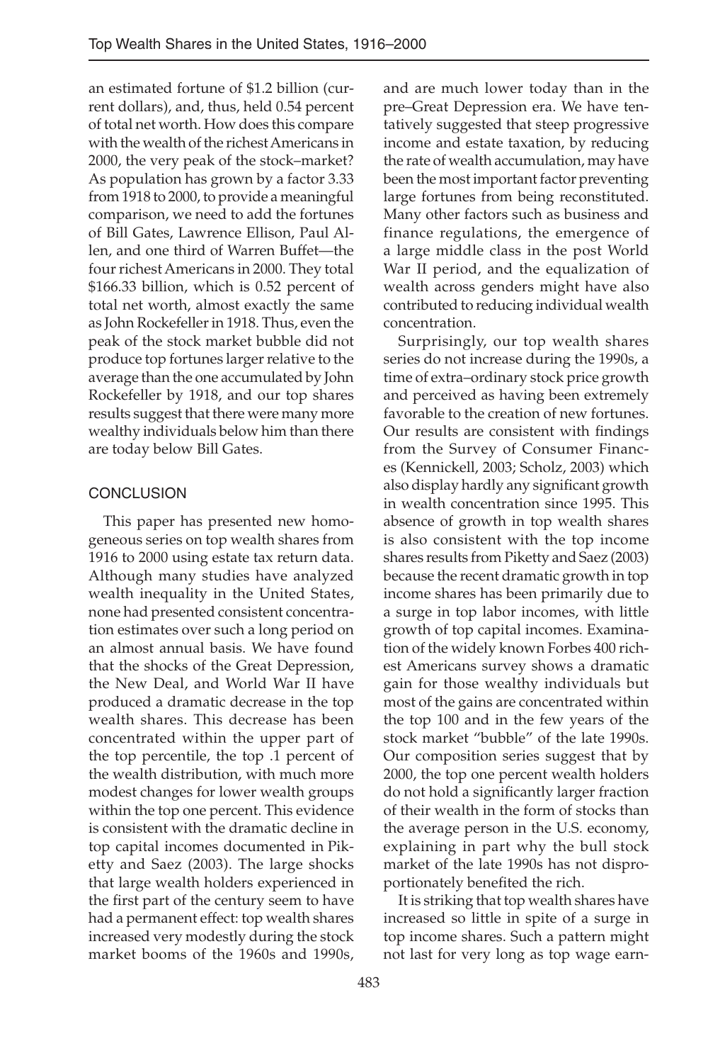an estimated fortune of $1.2 billion (current dollars), and, thus, held 0.54 percent of total net worth. How does this compare with the wealth of the richest Americans in 2000, the very peak of the stock–market? As population has grown by a factor 3.33 from 1918 to 2000, to provide a meaningful comparison, we need to add the fortunes of Bill Gates, Lawrence Ellison, Paul Allen, and one third of Warren Buffet—the four richest Americans in 2000. They total $166.33 billion, which is 0.52 percent of total net worth, almost exactly the same as John Rockefeller in 1918. Thus, even the peak of the stock market bubble did not produce top fortunes larger relative to the average than the one accumulated by John Rockefeller by 1918, and our top shares results suggest that there were many more wealthy individuals below him than there are today below Bill Gates.

## CONCLUSION

This paper has presented new homogeneous series on top wealth shares from 1916 to 2000 using estate tax return data. Although many studies have analyzed wealth inequality in the United States, none had presented consistent concentration estimates over such a long period on an almost annual basis. We have found that the shocks of the Great Depression, the New Deal, and World War II have produced a dramatic decrease in the top wealth shares. This decrease has been concentrated within the upper part of the top percentile, the top .1 percent of the wealth distribution, with much more modest changes for lower wealth groups within the top one percent. This evidence is consistent with the dramatic decline in top capital incomes documented in Piketty and Saez (2003). The large shocks that large wealth holders experienced in the first part of the century seem to have had a permanent effect: top wealth shares increased very modestly during the stock market booms of the 1960s and 1990s, and are much lower today than in the pre–Great Depression era. We have tentatively suggested that steep progressive income and estate taxation, by reducing the rate of wealth accumulation, may have been the most important factor preventing large fortunes from being reconstituted. Many other factors such as business and finance regulations, the emergence of a large middle class in the post World War II period, and the equalization of wealth across genders might have also contributed to reducing individual wealth concentration.

Surprisingly, our top wealth shares series do not increase during the 1990s, a time of extra–ordinary stock price growth and perceived as having been extremely favorable to the creation of new fortunes. Our results are consistent with findings from the Survey of Consumer Finances (Kennickell, 2003; Scholz, 2003) which also display hardly any significant growth in wealth concentration since 1995. This absence of growth in top wealth shares is also consistent with the top income shares results from Piketty and Saez (2003) because the recent dramatic growth in top income shares has been primarily due to a surge in top labor incomes, with little growth of top capital incomes. Examination of the widely known Forbes 400 richest Americans survey shows a dramatic gain for those wealthy individuals but most of the gains are concentrated within the top 100 and in the few years of the stock market "bubble" of the late 1990s. Our composition series suggest that by 2000, the top one percent wealth holders do not hold a significantly larger fraction of their wealth in the form of stocks than the average person in the U.S. economy, explaining in part why the bull stock market of the late 1990s has not disproportionately benefited the rich.

It is striking that top wealth shares have increased so little in spite of a surge in top income shares. Such a pattern might not last for very long as top wage earn-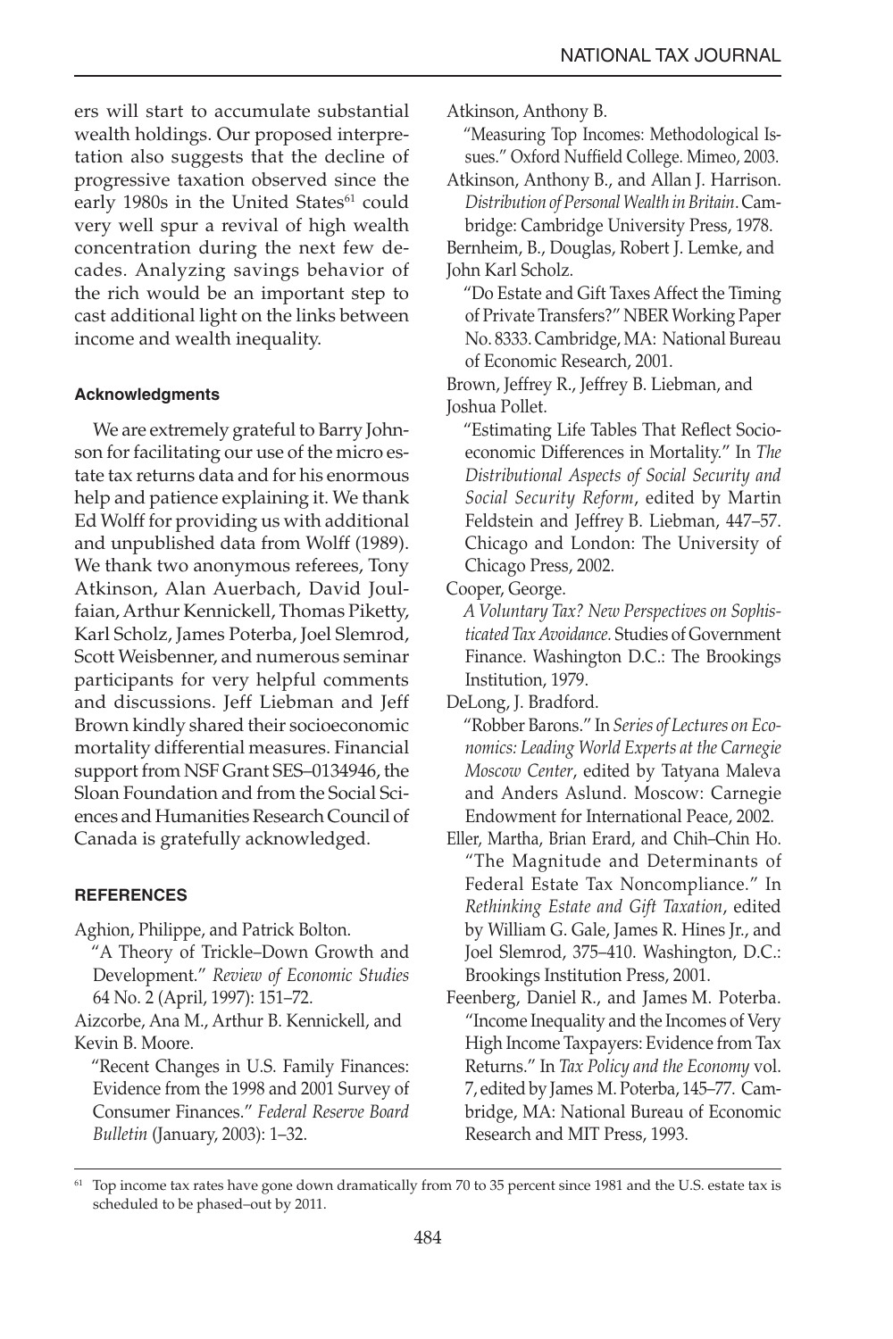ers will start to accumulate substantial wealth holdings. Our proposed interpretation also suggests that the decline of progressive taxation observed since the early 1980s in the United States[61] could very well spur a revival of high wealth concentration during the next few decades. Analyzing savings behavior of the rich would be an important step to cast additional light on the links between income and wealth inequality.

### Acknowledgments

We are extremely grateful to Barry Johnson for facilitating our use of the micro estate tax returns data and for his enormous help and patience explaining it. We thank Ed Wolff for providing us with additional and unpublished data from Wolff (1989). We thank two anonymous referees, Tony Atkinson, Alan Auerbach, David Joulfaian, Arthur Kennickell, Thomas Piketty, Karl Scholz, James Poterba, Joel Slemrod, Scott Weisbenner, and numerous seminar participants for very helpful comments and discussions. Jeff Liebman and Jeff Brown kindly shared their socioeconomic mortality differential measures. Financial support from NSF Grant SES–0134946, the Sloan Foundation and from the Social Sciences and Humanities Research Council of Canada is gratefully acknowledged.

### REFERENCES

Aghion, Philippe, and Patrick Bolton.
"A Theory of Trickle–Down Growth and Development." *Review of Economic Studies* 64 No. 2 (April, 1997): 151–72.

Aizcorbe, Ana M., Arthur B. Kennickell, and Kevin B. Moore.
"Recent Changes in U.S. Family Finances: Evidence from the 1998 and 2001 Survey of Consumer Finances." *Federal Reserve Board Bulletin* (January, 2003): 1–32.

Atkinson, Anthony B.
"Measuring Top Incomes: Methodological Issues." Oxford Nuffield College. Mimeo, 2003.

Atkinson, Anthony B., and Allan J. Harrison. *Distribution of Personal Wealth in Britain*. Cambridge: Cambridge University Press, 1978.

Bernheim, B., Douglas, Robert J. Lemke, and John Karl Scholz.
"Do Estate and Gift Taxes Affect the Timing of Private Transfers?" NBER Working Paper No. 8333. Cambridge, MA: National Bureau of Economic Research, 2001.

Brown, Jeffrey R., Jeffrey B. Liebman, and Joshua Pollet.
"Estimating Life Tables That Reflect Socioeconomic Differences in Mortality." In *The Distributional Aspects of Social Security and Social Security Reform*, edited by Martin Feldstein and Jeffrey B. Liebman, 447–57. Chicago and London: The University of Chicago Press, 2002.

Cooper, George.
*A Voluntary Tax? New Perspectives on Sophisticated Tax Avoidance.* Studies of Government Finance. Washington D.C.: The Brookings Institution, 1979.

DeLong, J. Bradford.
"Robber Barons." In *Series of Lectures on Economics: Leading World Experts at the Carnegie Moscow Center*, edited by Tatyana Maleva and Anders Aslund. Moscow: Carnegie Endowment for International Peace, 2002.

Eller, Martha, Brian Erard, and Chih–Chin Ho. "The Magnitude and Determinants of Federal Estate Tax Noncompliance." In *Rethinking Estate and Gift Taxation*, edited by William G. Gale, James R. Hines Jr., and Joel Slemrod, 375–410. Washington, D.C.: Brookings Institution Press, 2001.

Feenberg, Daniel R., and James M. Poterba. "Income Inequality and the Incomes of Very High Income Taxpayers: Evidence from Tax Returns." In *Tax Policy and the Economy* vol. 7, edited by James M. Poterba, 145–77. Cambridge, MA: National Bureau of Economic Research and MIT Press, 1993.

[61] Top income tax rates have gone down dramatically from 70 to 35 percent since 1981 and the U.S. estate tax is scheduled to be phased–out by 2011.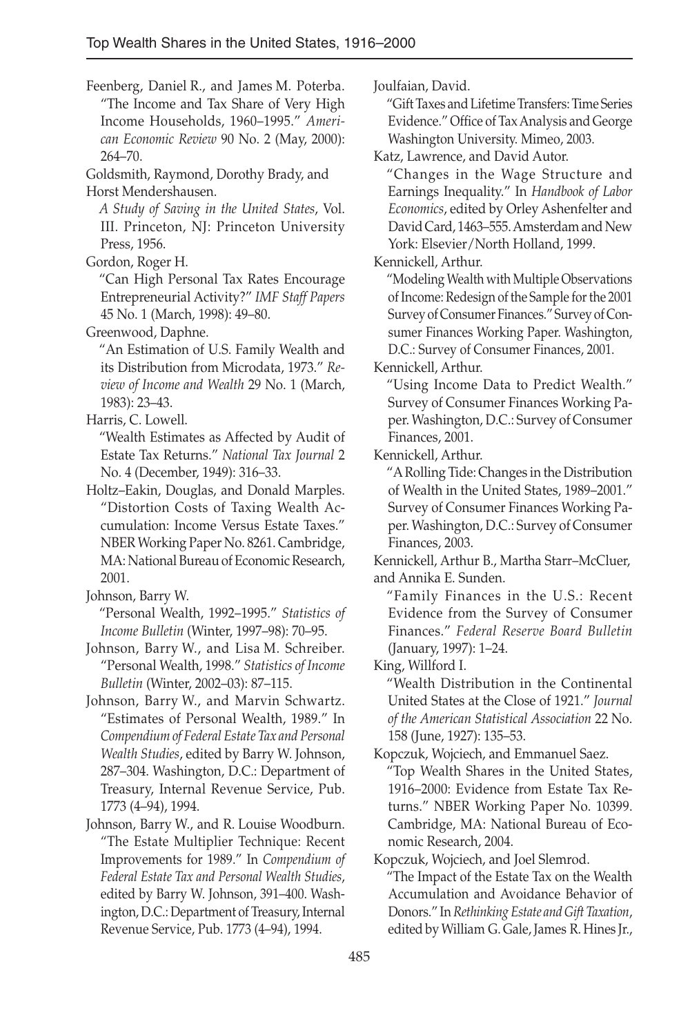Feenberg, Daniel R., and James M. Poterba. "The Income and Tax Share of Very High Income Households, 1960–1995." *American Economic Review* 90 No. 2 (May, 2000): 264–70.

Goldsmith, Raymond, Dorothy Brady, and Horst Mendershausen.
*A Study of Saving in the United States*, Vol. III. Princeton, NJ: Princeton University Press, 1956.

Gordon, Roger H.
"Can High Personal Tax Rates Encourage Entrepreneurial Activity?" *IMF Staff Papers* 45 No. 1 (March, 1998): 49–80.

Greenwood, Daphne.
"An Estimation of U.S. Family Wealth and its Distribution from Microdata, 1973." *Review of Income and Wealth* 29 No. 1 (March, 1983): 23–43.

Harris, C. Lowell.
"Wealth Estimates as Affected by Audit of Estate Tax Returns." *National Tax Journal* 2 No. 4 (December, 1949): 316–33.

Holtz–Eakin, Douglas, and Donald Marples. "Distortion Costs of Taxing Wealth Accumulation: Income Versus Estate Taxes." NBER Working Paper No. 8261. Cambridge, MA: National Bureau of Economic Research, 2001.

Johnson, Barry W.
"Personal Wealth, 1992–1995." *Statistics of Income Bulletin* (Winter, 1997–98): 70–95.

Johnson, Barry W., and Lisa M. Schreiber. "Personal Wealth, 1998." *Statistics of Income Bulletin* (Winter, 2002–03): 87–115.

Johnson, Barry W., and Marvin Schwartz. "Estimates of Personal Wealth, 1989." In *Compendium of Federal Estate Tax and Personal Wealth Studies*, edited by Barry W. Johnson, 287–304. Washington, D.C.: Department of Treasury, Internal Revenue Service, Pub. 1773 (4–94), 1994.

Johnson, Barry W., and R. Louise Woodburn. "The Estate Multiplier Technique: Recent Improvements for 1989." In *Compendium of Federal Estate Tax and Personal Wealth Studies*, edited by Barry W. Johnson, 391–400. Washington, D.C.: Department of Treasury, Internal Revenue Service, Pub. 1773 (4–94), 1994.

Joulfaian, David.
"Gift Taxes and Lifetime Transfers: Time Series Evidence." Office of Tax Analysis and George Washington University. Mimeo, 2003.

Katz, Lawrence, and David Autor.
"Changes in the Wage Structure and Earnings Inequality." In *Handbook of Labor Economics*, edited by Orley Ashenfelter and David Card, 1463–555. Amsterdam and New York: Elsevier/North Holland, 1999.

Kennickell, Arthur.
"Modeling Wealth with Multiple Observations of Income: Redesign of the Sample for the 2001 Survey of Consumer Finances." Survey of Consumer Finances Working Paper. Washington, D.C.: Survey of Consumer Finances, 2001.

Kennickell, Arthur.
"Using Income Data to Predict Wealth." Survey of Consumer Finances Working Paper. Washington, D.C.: Survey of Consumer Finances, 2001.

Kennickell, Arthur.
"A Rolling Tide: Changes in the Distribution of Wealth in the United States, 1989–2001." Survey of Consumer Finances Working Paper. Washington, D.C.: Survey of Consumer Finances, 2003.

Kennickell, Arthur B., Martha Starr–McCluer, and Annika E. Sunden.
"Family Finances in the U.S.: Recent Evidence from the Survey of Consumer Finances." *Federal Reserve Board Bulletin* (January, 1997): 1–24.

King, Willford I.
"Wealth Distribution in the Continental United States at the Close of 1921." *Journal of the American Statistical Association* 22 No. 158 (June, 1927): 135–53.

Kopczuk, Wojciech, and Emmanuel Saez.
"Top Wealth Shares in the United States, 1916–2000: Evidence from Estate Tax Returns." NBER Working Paper No. 10399. Cambridge, MA: National Bureau of Economic Research, 2004.

Kopczuk, Wojciech, and Joel Slemrod.
"The Impact of the Estate Tax on the Wealth Accumulation and Avoidance Behavior of Donors." In *Rethinking Estate and Gift Taxation*, edited by William G. Gale, James R. Hines Jr.,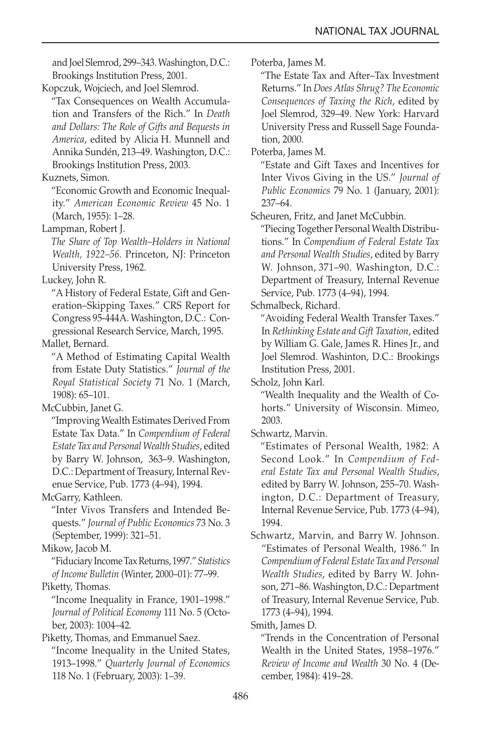and Joel Slemrod, 299–343. Washington, D.C.: Brookings Institution Press, 2001.

Kopczuk, Wojciech, and Joel Slemrod.
"Tax Consequences on Wealth Accumulation and Transfers of the Rich." In *Death and Dollars: The Role of Gifts and Bequests in America*, edited by Alicia H. Munnell and Annika Sundén, 213–49. Washington, D.C.: Brookings Institution Press, 2003.

Kuznets, Simon.
"Economic Growth and Economic Inequality." *American Economic Review* 45 No. 1 (March, 1955): 1–28.

Lampman, Robert J.
*The Share of Top Wealth–Holders in National Wealth, 1922–56.* Princeton, NJ: Princeton University Press, 1962.

Luckey, John R.
"A History of Federal Estate, Gift and Generation–Skipping Taxes." CRS Report for Congress 95-444A. Washington, D.C.: Congressional Research Service, March, 1995.

Mallet, Bernard.
"A Method of Estimating Capital Wealth from Estate Duty Statistics." *Journal of the Royal Statistical Society* 71 No. 1 (March, 1908): 65–101.

McCubbin, Janet G.
"Improving Wealth Estimates Derived From Estate Tax Data." In *Compendium of Federal Estate Tax and Personal Wealth Studies*, edited by Barry W. Johnson, 363–9. Washington, D.C.: Department of Treasury, Internal Revenue Service, Pub. 1773 (4–94), 1994.

McGarry, Kathleen.
"Inter Vivos Transfers and Intended Bequests." *Journal of Public Economics* 73 No. 3 (September, 1999): 321–51.

Mikow, Jacob M.
"Fiduciary Income Tax Returns, 1997." *Statistics of Income Bulletin* (Winter, 2000–01): 77–99.

Piketty, Thomas.
"Income Inequality in France, 1901–1998." *Journal of Political Economy* 111 No. 5 (October, 2003): 1004–42.

Piketty, Thomas, and Emmanuel Saez.
"Income Inequality in the United States, 1913–1998." *Quarterly Journal of Economics* 118 No. 1 (February, 2003): 1–39.

Poterba, James M.
"The Estate Tax and After–Tax Investment Returns." In *Does Atlas Shrug? The Economic Consequences of Taxing the Rich*, edited by Joel Slemrod, 329–49. New York: Harvard University Press and Russell Sage Foundation, 2000.

Poterba, James M.
"Estate and Gift Taxes and Incentives for Inter Vivos Giving in the US." *Journal of Public Economics* 79 No. 1 (January, 2001): 237–64.

Scheuren, Fritz, and Janet McCubbin.
"Piecing Together Personal Wealth Distributions." In *Compendium of Federal Estate Tax and Personal Wealth Studies*, edited by Barry W. Johnson, 371–90. Washington, D.C.: Department of Treasury, Internal Revenue Service, Pub. 1773 (4–94), 1994.

Schmalbeck, Richard.
"Avoiding Federal Wealth Transfer Taxes." In *Rethinking Estate and Gift Taxation*, edited by William G. Gale, James R. Hines Jr., and Joel Slemrod. Washinton, D.C.: Brookings Institution Press, 2001.

Scholz, John Karl.
"Wealth Inequality and the Wealth of Cohorts." University of Wisconsin. Mimeo, 2003.

Schwartz, Marvin.
"Estimates of Personal Wealth, 1982: A Second Look." In *Compendium of Federal Estate Tax and Personal Wealth Studies*, edited by Barry W. Johnson, 255–70. Washington, D.C.: Department of Treasury, Internal Revenue Service, Pub. 1773 (4–94), 1994.

Schwartz, Marvin, and Barry W. Johnson.
"Estimates of Personal Wealth, 1986." In *Compendium of Federal Estate Tax and Personal Wealth Studies*, edited by Barry W. Johnson, 271–86. Washington, D.C.: Department of Treasury, Internal Revenue Service, Pub. 1773 (4–94), 1994.

Smith, James D.
"Trends in the Concentration of Personal Wealth in the United States, 1958–1976." *Review of Income and Wealth* 30 No. 4 (December, 1984): 419–28.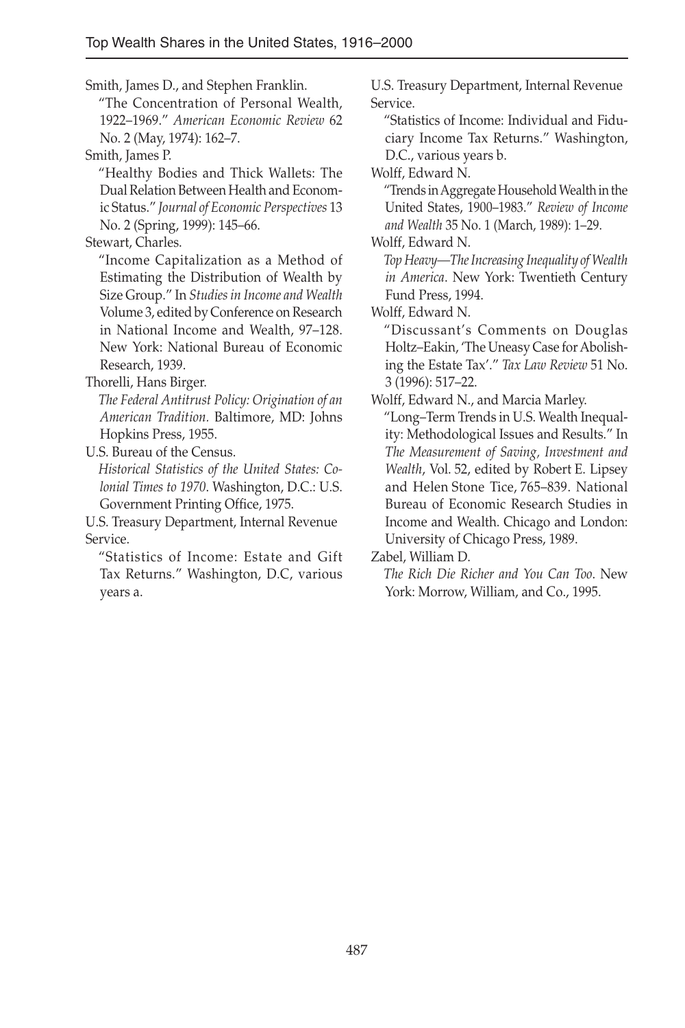Smith, James D., and Stephen Franklin.
"The Concentration of Personal Wealth, 1922–1969." *American Economic Review* 62 No. 2 (May, 1974): 162–7.

Smith, James P.
"Healthy Bodies and Thick Wallets: The Dual Relation Between Health and Economic Status." *Journal of Economic Perspectives* 13 No. 2 (Spring, 1999): 145–66.

Stewart, Charles.
"Income Capitalization as a Method of Estimating the Distribution of Wealth by Size Group." In *Studies in Income and Wealth* Volume 3, edited by Conference on Research in National Income and Wealth, 97–128. New York: National Bureau of Economic Research, 1939.

Thorelli, Hans Birger.
*The Federal Antitrust Policy: Origination of an American Tradition.* Baltimore, MD: Johns Hopkins Press, 1955.

U.S. Bureau of the Census.
*Historical Statistics of the United States: Colonial Times to 1970*. Washington, D.C.: U.S. Government Printing Office, 1975.

U.S. Treasury Department, Internal Revenue Service.
"Statistics of Income: Estate and Gift Tax Returns." Washington, D.C, various years a.

U.S. Treasury Department, Internal Revenue Service.
"Statistics of Income: Individual and Fiduciary Income Tax Returns." Washington, D.C., various years b.

Wolff, Edward N.
"Trends in Aggregate Household Wealth in the United States, 1900–1983." *Review of Income and Wealth* 35 No. 1 (March, 1989): 1–29.

Wolff, Edward N.
*Top Heavy—The Increasing Inequality of Wealth in America*. New York: Twentieth Century Fund Press, 1994.

Wolff, Edward N.
"Discussant's Comments on Douglas Holtz–Eakin, 'The Uneasy Case for Abolishing the Estate Tax'." *Tax Law Review* 51 No. 3 (1996): 517–22.

Wolff, Edward N., and Marcia Marley.
"Long–Term Trends in U.S. Wealth Inequality: Methodological Issues and Results." In *The Measurement of Saving, Investment and Wealth*, Vol. 52, edited by Robert E. Lipsey and Helen Stone Tice, 765–839. National Bureau of Economic Research Studies in Income and Wealth. Chicago and London: University of Chicago Press, 1989.

Zabel, William D.
*The Rich Die Richer and You Can Too*. New York: Morrow, William, and Co., 1995.